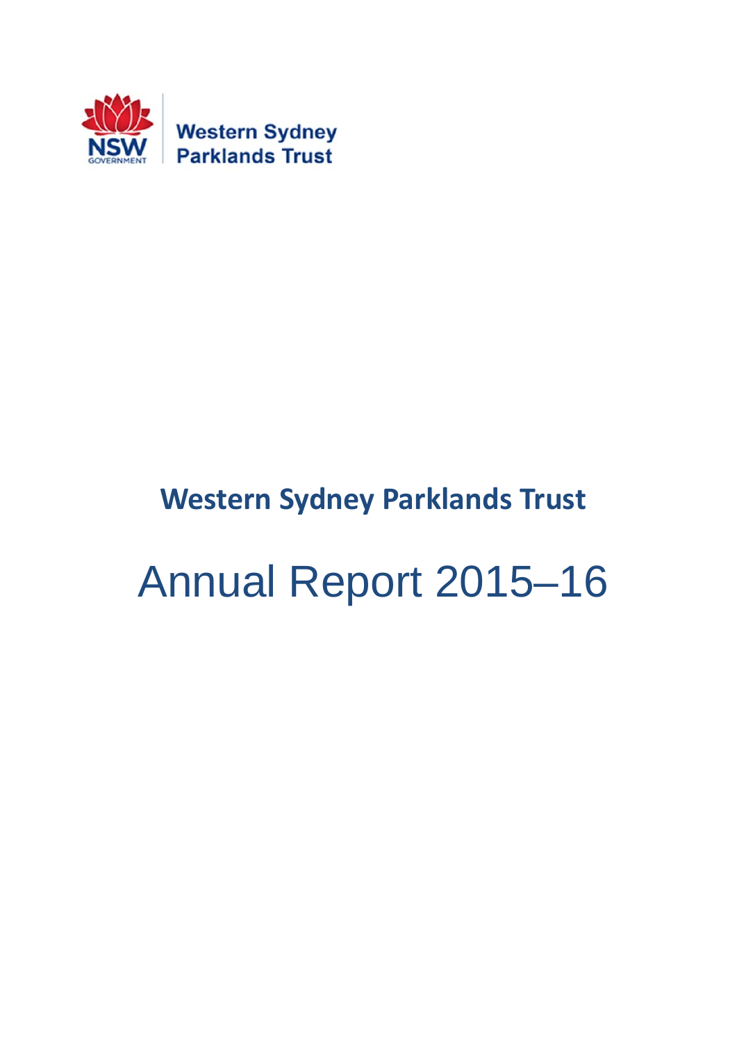Western Sydney Parklands Trust

# Western Sydney Parklands Trust

# Annual Report 2015–16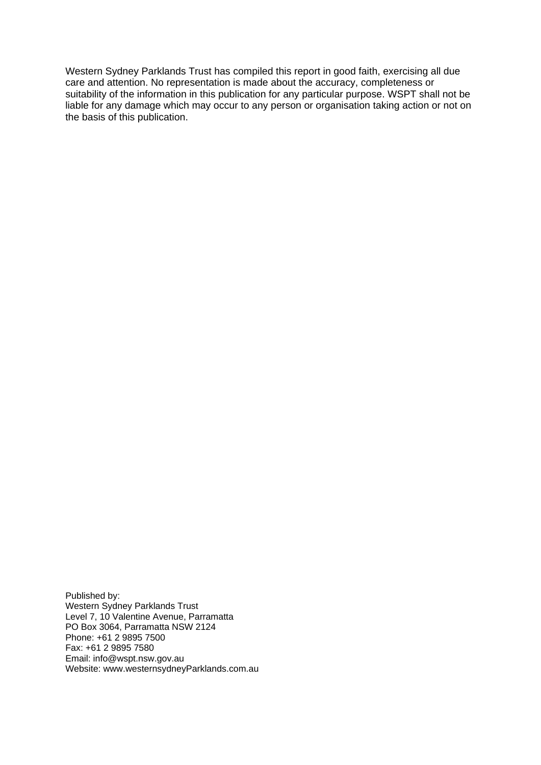Western Sydney Parklands Trust has compiled this report in good faith, exercising all due care and attention. No representation is made about the accuracy, completeness or suitability of the information in this publication for any particular purpose. WSPT shall not be liable for any damage which may occur to any person or organisation taking action or not on the basis of this publication.

Published by:
Western Sydney Parklands Trust
Level 7, 10 Valentine Avenue, Parramatta
PO Box 3064, Parramatta NSW 2124
Phone: +61 2 9895 7500
Fax: +61 2 9895 7580
Email: info@wspt.nsw.gov.au
Website: www.westernsydneyParklands.com.au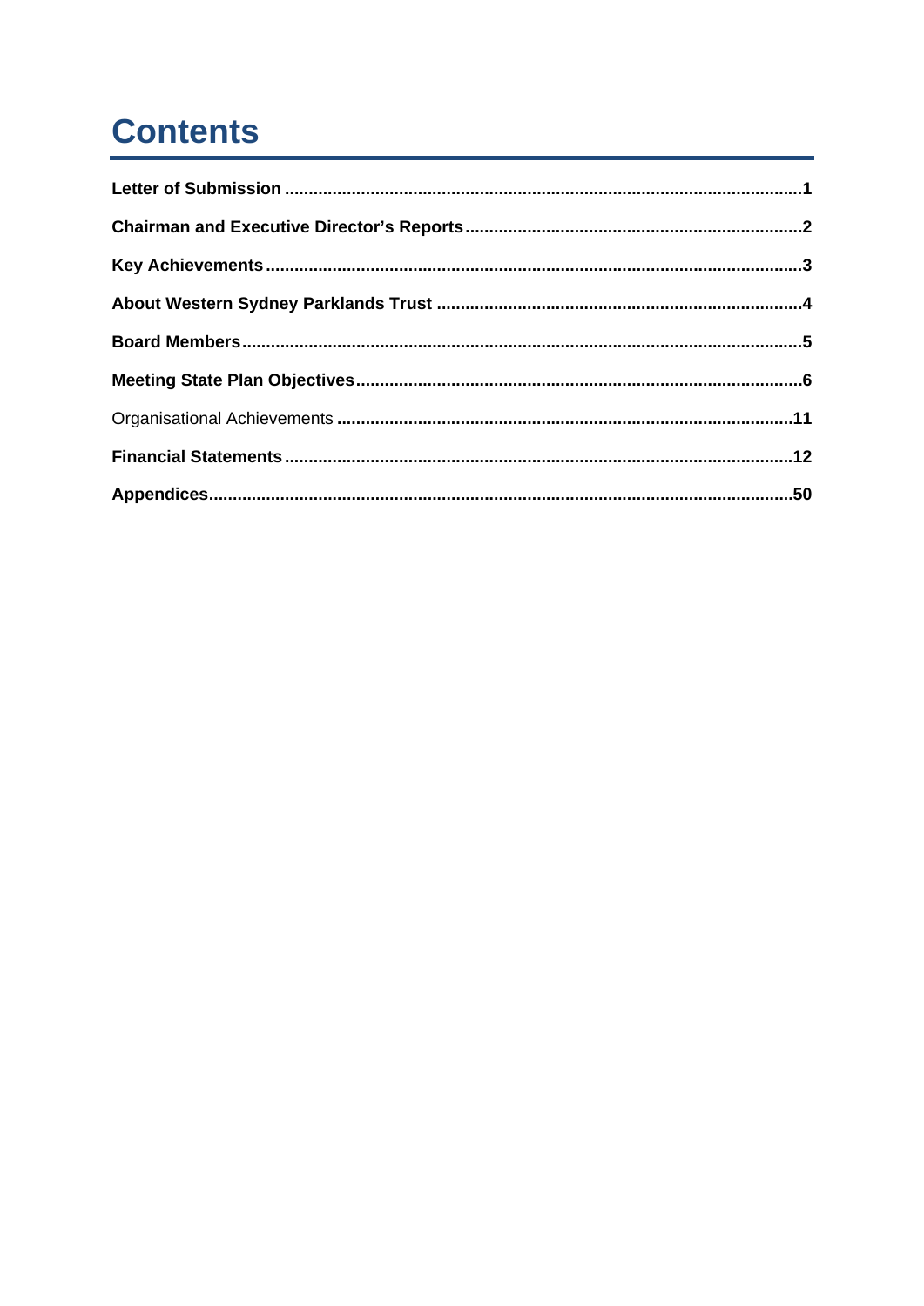# Contents

**Letter of Submission** .......................................................................................................... **1**

**Chairman and Executive Director's Reports** ...................................................................... **2**

**Key Achievements** ............................................................................................................... **3**

**About Western Sydney Parklands Trust** ........................................................................... **4**

**Board Members** .................................................................................................................... **5**

**Meeting State Plan Objectives** ........................................................................................... **6**

Organisational Achievements .............................................................................................. **11**

**Financial Statements** ......................................................................................................... **12**

**Appendices** ......................................................................................................................... **50**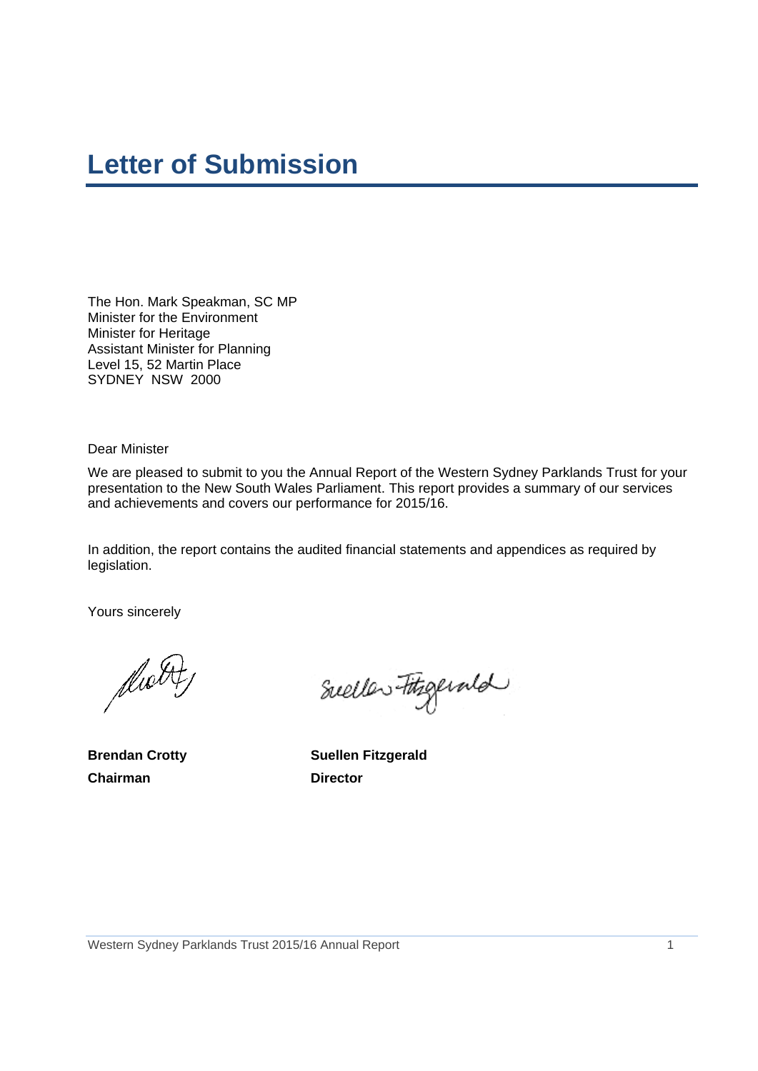# Letter of Submission

The Hon. Mark Speakman, SC MP
Minister for the Environment
Minister for Heritage
Assistant Minister for Planning
Level 15, 52 Martin Place
SYDNEY NSW 2000

Dear Minister

We are pleased to submit to you the Annual Report of the Western Sydney Parklands Trust for your presentation to the New South Wales Parliament. This report provides a summary of our services and achievements and covers our performance for 2015/16.

In addition, the report contains the audited financial statements and appendices as required by legislation.

Yours sincerely

**Brendan Crotty**
**Chairman**

**Suellen Fitzgerald**
**Director**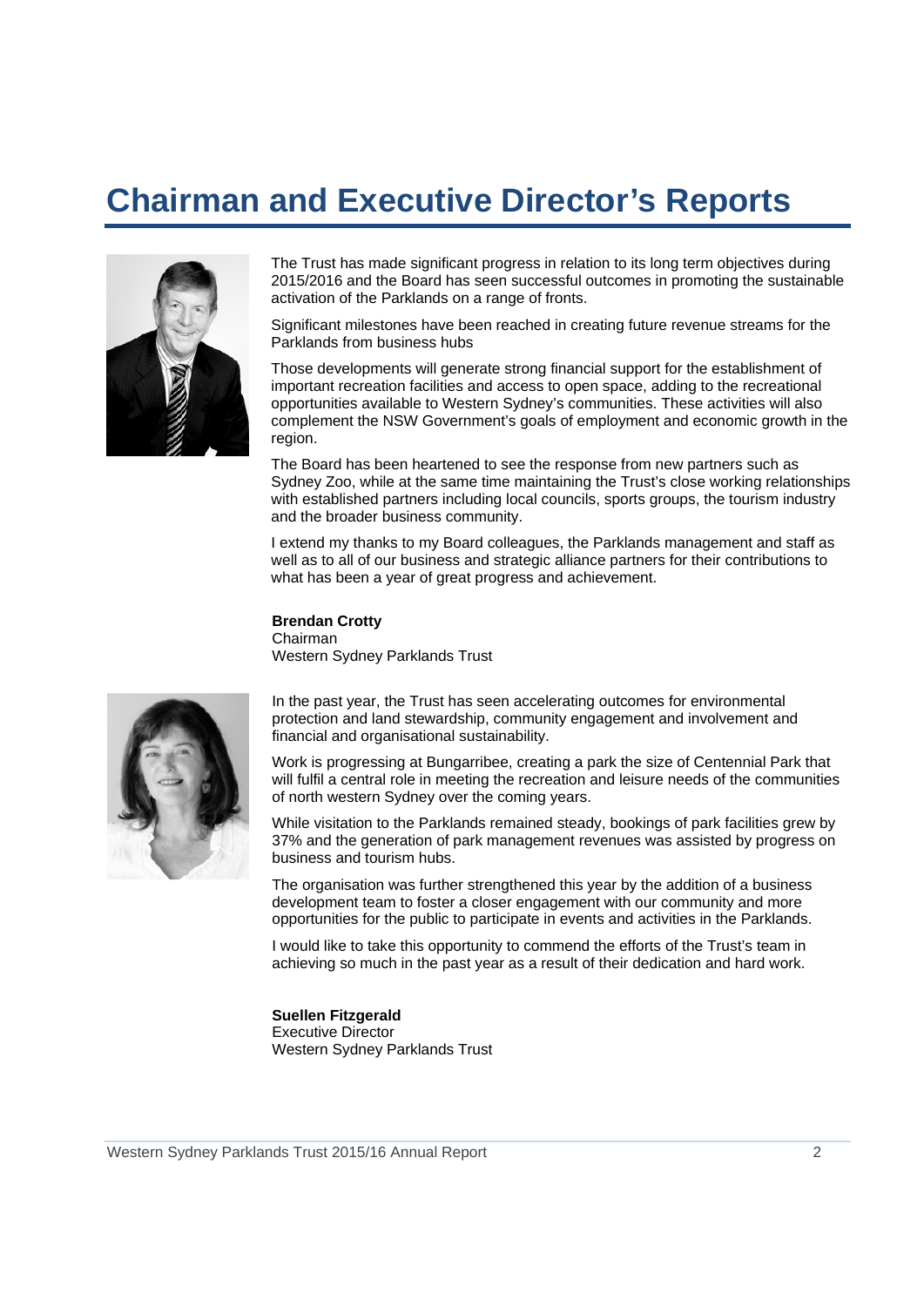# Chairman and Executive Director's Reports

The Trust has made significant progress in relation to its long term objectives during 2015/2016 and the Board has seen successful outcomes in promoting the sustainable activation of the Parklands on a range of fronts.

Significant milestones have been reached in creating future revenue streams for the Parklands from business hubs

Those developments will generate strong financial support for the establishment of important recreation facilities and access to open space, adding to the recreational opportunities available to Western Sydney's communities. These activities will also complement the NSW Government's goals of employment and economic growth in the region.

The Board has been heartened to see the response from new partners such as Sydney Zoo, while at the same time maintaining the Trust's close working relationships with established partners including local councils, sports groups, the tourism industry and the broader business community.

I extend my thanks to my Board colleagues, the Parklands management and staff as well as to all of our business and strategic alliance partners for their contributions to what has been a year of great progress and achievement.

**Brendan Crotty**
Chairman
Western Sydney Parklands Trust

In the past year, the Trust has seen accelerating outcomes for environmental protection and land stewardship, community engagement and involvement and financial and organisational sustainability.

Work is progressing at Bungarribee, creating a park the size of Centennial Park that will fulfil a central role in meeting the recreation and leisure needs of the communities of north western Sydney over the coming years.

While visitation to the Parklands remained steady, bookings of park facilities grew by 37% and the generation of park management revenues was assisted by progress on business and tourism hubs.

The organisation was further strengthened this year by the addition of a business development team to foster a closer engagement with our community and more opportunities for the public to participate in events and activities in the Parklands.

I would like to take this opportunity to commend the efforts of the Trust's team in achieving so much in the past year as a result of their dedication and hard work.

**Suellen Fitzgerald**
Executive Director
Western Sydney Parklands Trust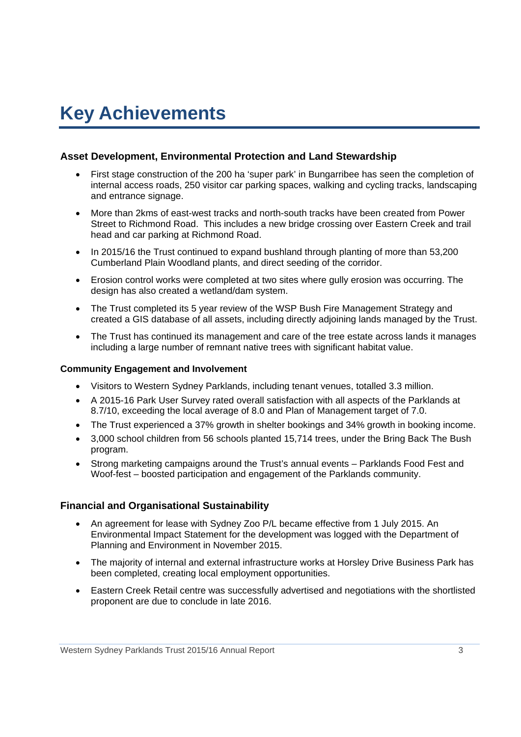# Key Achievements

### Asset Development, Environmental Protection and Land Stewardship

- First stage construction of the 200 ha 'super park' in Bungarribee has seen the completion of internal access roads, 250 visitor car parking spaces, walking and cycling tracks, landscaping and entrance signage.
- More than 2kms of east-west tracks and north-south tracks have been created from Power Street to Richmond Road. This includes a new bridge crossing over Eastern Creek and trail head and car parking at Richmond Road.
- In 2015/16 the Trust continued to expand bushland through planting of more than 53,200 Cumberland Plain Woodland plants, and direct seeding of the corridor.
- Erosion control works were completed at two sites where gully erosion was occurring. The design has also created a wetland/dam system.
- The Trust completed its 5 year review of the WSP Bush Fire Management Strategy and created a GIS database of all assets, including directly adjoining lands managed by the Trust.
- The Trust has continued its management and care of the tree estate across lands it manages including a large number of remnant native trees with significant habitat value.

#### Community Engagement and Involvement

- Visitors to Western Sydney Parklands, including tenant venues, totalled 3.3 million.
- A 2015-16 Park User Survey rated overall satisfaction with all aspects of the Parklands at 8.7/10, exceeding the local average of 8.0 and Plan of Management target of 7.0.
- The Trust experienced a 37% growth in shelter bookings and 34% growth in booking income.
- 3,000 school children from 56 schools planted 15,714 trees, under the Bring Back The Bush program.
- Strong marketing campaigns around the Trust's annual events – Parklands Food Fest and Woof-fest – boosted participation and engagement of the Parklands community.

### Financial and Organisational Sustainability

- An agreement for lease with Sydney Zoo P/L became effective from 1 July 2015. An Environmental Impact Statement for the development was logged with the Department of Planning and Environment in November 2015.
- The majority of internal and external infrastructure works at Horsley Drive Business Park has been completed, creating local employment opportunities.
- Eastern Creek Retail centre was successfully advertised and negotiations with the shortlisted proponent are due to conclude in late 2016.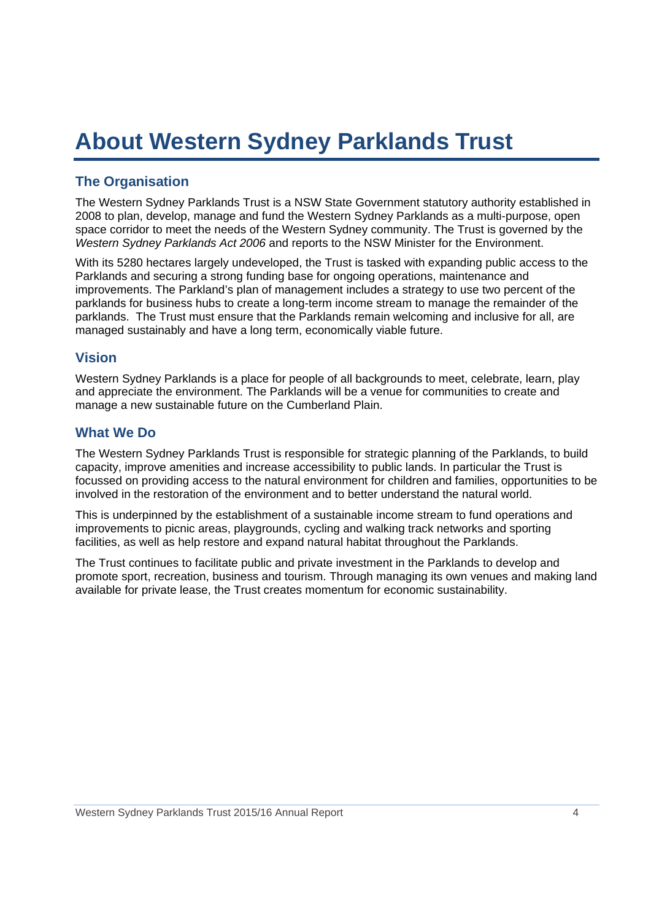# About Western Sydney Parklands Trust

## The Organisation

The Western Sydney Parklands Trust is a NSW State Government statutory authority established in 2008 to plan, develop, manage and fund the Western Sydney Parklands as a multi-purpose, open space corridor to meet the needs of the Western Sydney community. The Trust is governed by the *Western Sydney Parklands Act 2006* and reports to the NSW Minister for the Environment.

With its 5280 hectares largely undeveloped, the Trust is tasked with expanding public access to the Parklands and securing a strong funding base for ongoing operations, maintenance and improvements. The Parkland's plan of management includes a strategy to use two percent of the parklands for business hubs to create a long-term income stream to manage the remainder of the parklands. The Trust must ensure that the Parklands remain welcoming and inclusive for all, are managed sustainably and have a long term, economically viable future.

## Vision

Western Sydney Parklands is a place for people of all backgrounds to meet, celebrate, learn, play and appreciate the environment. The Parklands will be a venue for communities to create and manage a new sustainable future on the Cumberland Plain.

## What We Do

The Western Sydney Parklands Trust is responsible for strategic planning of the Parklands, to build capacity, improve amenities and increase accessibility to public lands. In particular the Trust is focussed on providing access to the natural environment for children and families, opportunities to be involved in the restoration of the environment and to better understand the natural world.

This is underpinned by the establishment of a sustainable income stream to fund operations and improvements to picnic areas, playgrounds, cycling and walking track networks and sporting facilities, as well as help restore and expand natural habitat throughout the Parklands.

The Trust continues to facilitate public and private investment in the Parklands to develop and promote sport, recreation, business and tourism. Through managing its own venues and making land available for private lease, the Trust creates momentum for economic sustainability.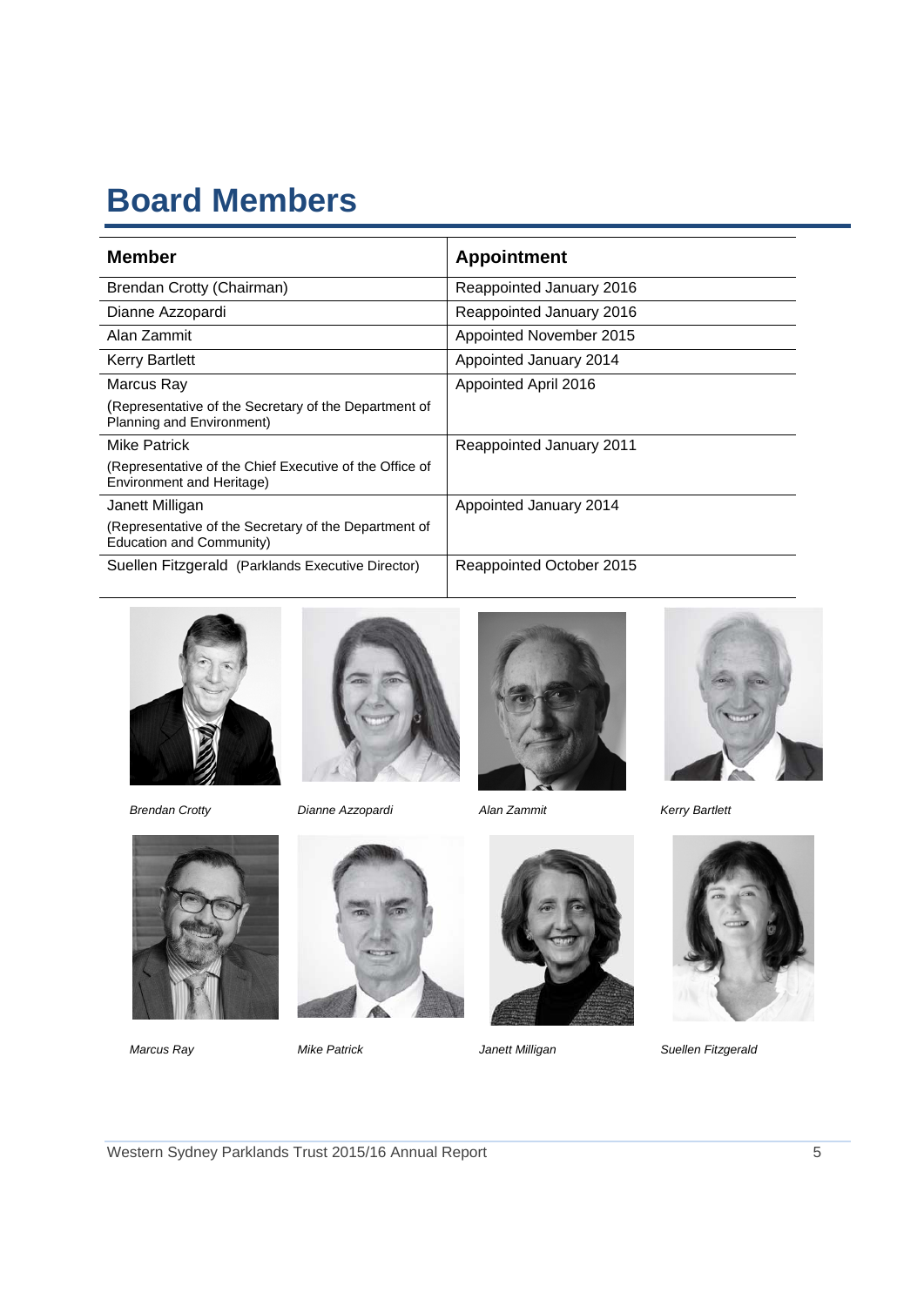# Board Members

| Member | Appointment |
|---|---|
| Brendan Crotty (Chairman) | Reappointed January 2016 |
| Dianne Azzopardi | Reappointed January 2016 |
| Alan Zammit | Appointed November 2015 |
| Kerry Bartlett | Appointed January 2014 |
| Marcus Ray<br>(Representative of the Secretary of the Department of Planning and Environment) | Appointed April 2016 |
| Mike Patrick<br>(Representative of the Chief Executive of the Office of Environment and Heritage) | Reappointed January 2011 |
| Janett Milligan<br>(Representative of the Secretary of the Department of Education and Community) | Appointed January 2014 |
| Suellen Fitzgerald (Parklands Executive Director) | Reappointed October 2015 |

*Brendan Crotty*

*Dianne Azzopardi*

*Alan Zammit*

*Kerry Bartlett*

*Marcus Ray*

*Mike Patrick*

*Janett Milligan*

*Suellen Fitzgerald*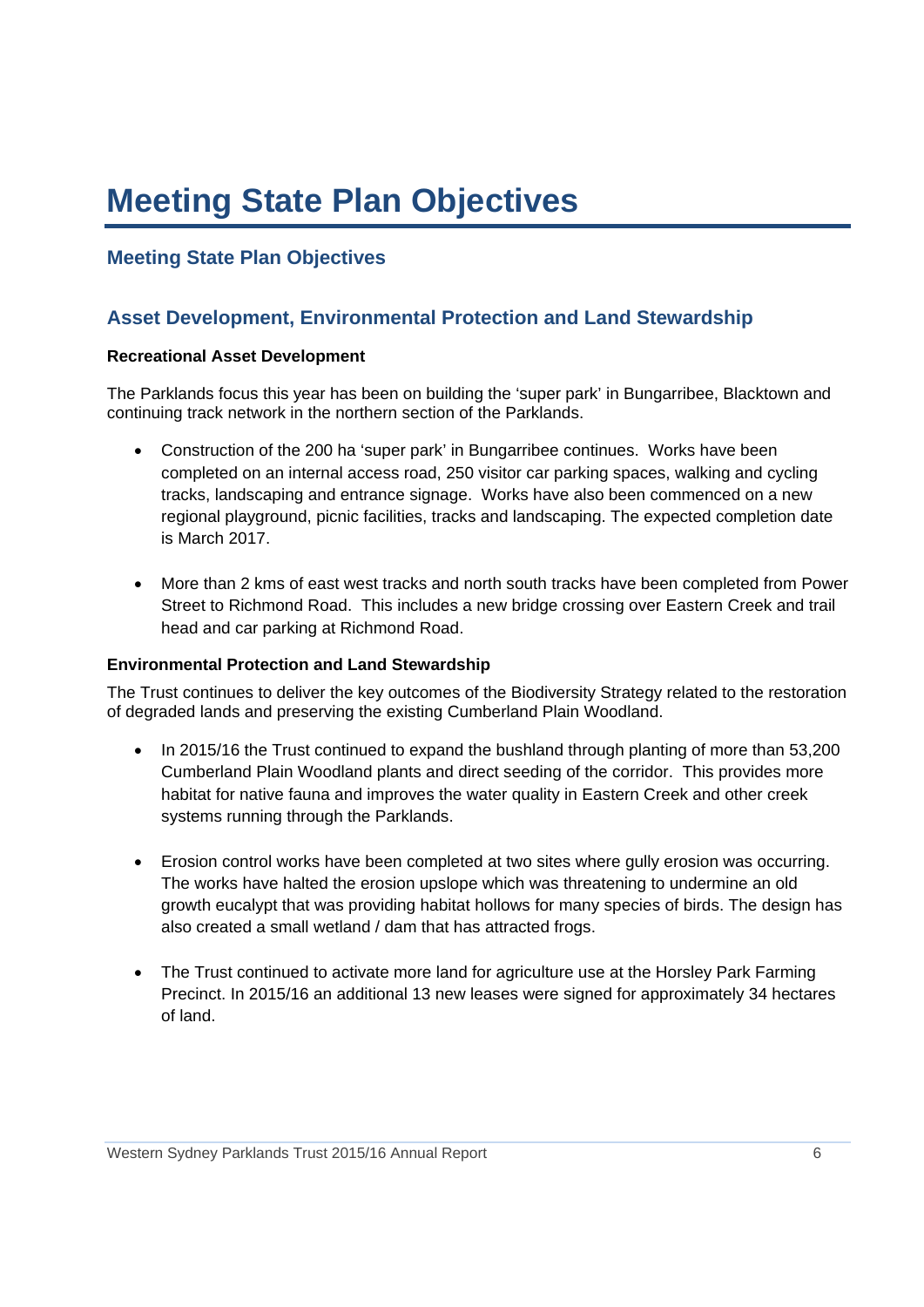# Meeting State Plan Objectives

## Meeting State Plan Objectives

## Asset Development, Environmental Protection and Land Stewardship

**Recreational Asset Development**

The Parklands focus this year has been on building the 'super park' in Bungarribee, Blacktown and continuing track network in the northern section of the Parklands.

- Construction of the 200 ha 'super park' in Bungarribee continues. Works have been completed on an internal access road, 250 visitor car parking spaces, walking and cycling tracks, landscaping and entrance signage. Works have also been commenced on a new regional playground, picnic facilities, tracks and landscaping. The expected completion date is March 2017.

- More than 2 kms of east west tracks and north south tracks have been completed from Power Street to Richmond Road. This includes a new bridge crossing over Eastern Creek and trail head and car parking at Richmond Road.

**Environmental Protection and Land Stewardship**

The Trust continues to deliver the key outcomes of the Biodiversity Strategy related to the restoration of degraded lands and preserving the existing Cumberland Plain Woodland.

- In 2015/16 the Trust continued to expand the bushland through planting of more than 53,200 Cumberland Plain Woodland plants and direct seeding of the corridor. This provides more habitat for native fauna and improves the water quality in Eastern Creek and other creek systems running through the Parklands.

- Erosion control works have been completed at two sites where gully erosion was occurring. The works have halted the erosion upslope which was threatening to undermine an old growth eucalypt that was providing habitat hollows for many species of birds. The design has also created a small wetland / dam that has attracted frogs.

- The Trust continued to activate more land for agriculture use at the Horsley Park Farming Precinct. In 2015/16 an additional 13 new leases were signed for approximately 34 hectares of land.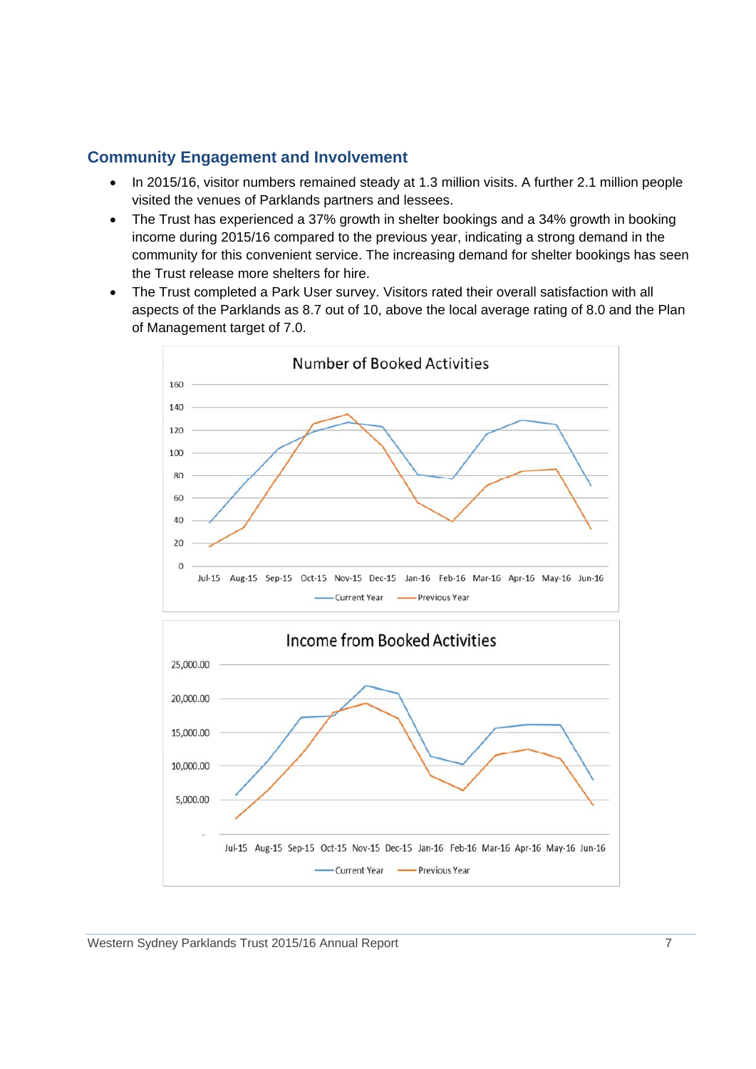## Community Engagement and Involvement

- In 2015/16, visitor numbers remained steady at 1.3 million visits. A further 2.1 million people visited the venues of Parklands partners and lessees.
- The Trust has experienced a 37% growth in shelter bookings and a 34% growth in booking income during 2015/16 compared to the previous year, indicating a strong demand in the community for this convenient service. The increasing demand for shelter bookings has seen the Trust release more shelters for hire.
- The Trust completed a Park User survey. Visitors rated their overall satisfaction with all aspects of the Parklands as 8.7 out of 10, above the local average rating of 8.0 and the Plan of Management target of 7.0.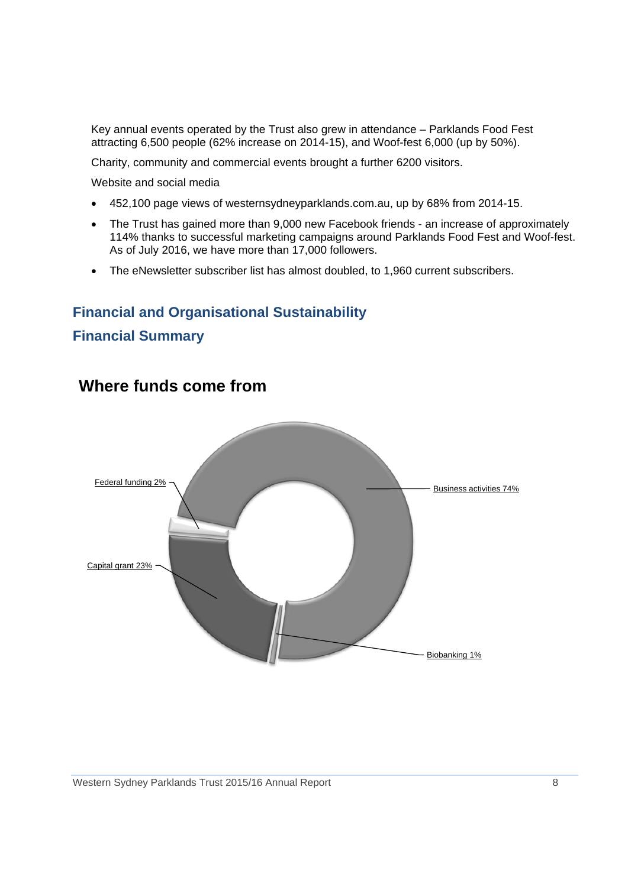Key annual events operated by the Trust also grew in attendance – Parklands Food Fest attracting 6,500 people (62% increase on 2014-15), and Woof-fest 6,000 (up by 50%).

Charity, community and commercial events brought a further 6200 visitors.

Website and social media

- 452,100 page views of westernsydneyparklands.com.au, up by 68% from 2014-15.
- The Trust has gained more than 9,000 new Facebook friends - an increase of approximately 114% thanks to successful marketing campaigns around Parklands Food Fest and Woof-fest. As of July 2016, we have more than 17,000 followers.
- The eNewsletter subscriber list has almost doubled, to 1,960 current subscribers.

## Financial and Organisational Sustainability

## Financial Summary

### Where funds come from

Federal funding 2%

Business activities 74%

Capital grant 23%

Biobanking 1%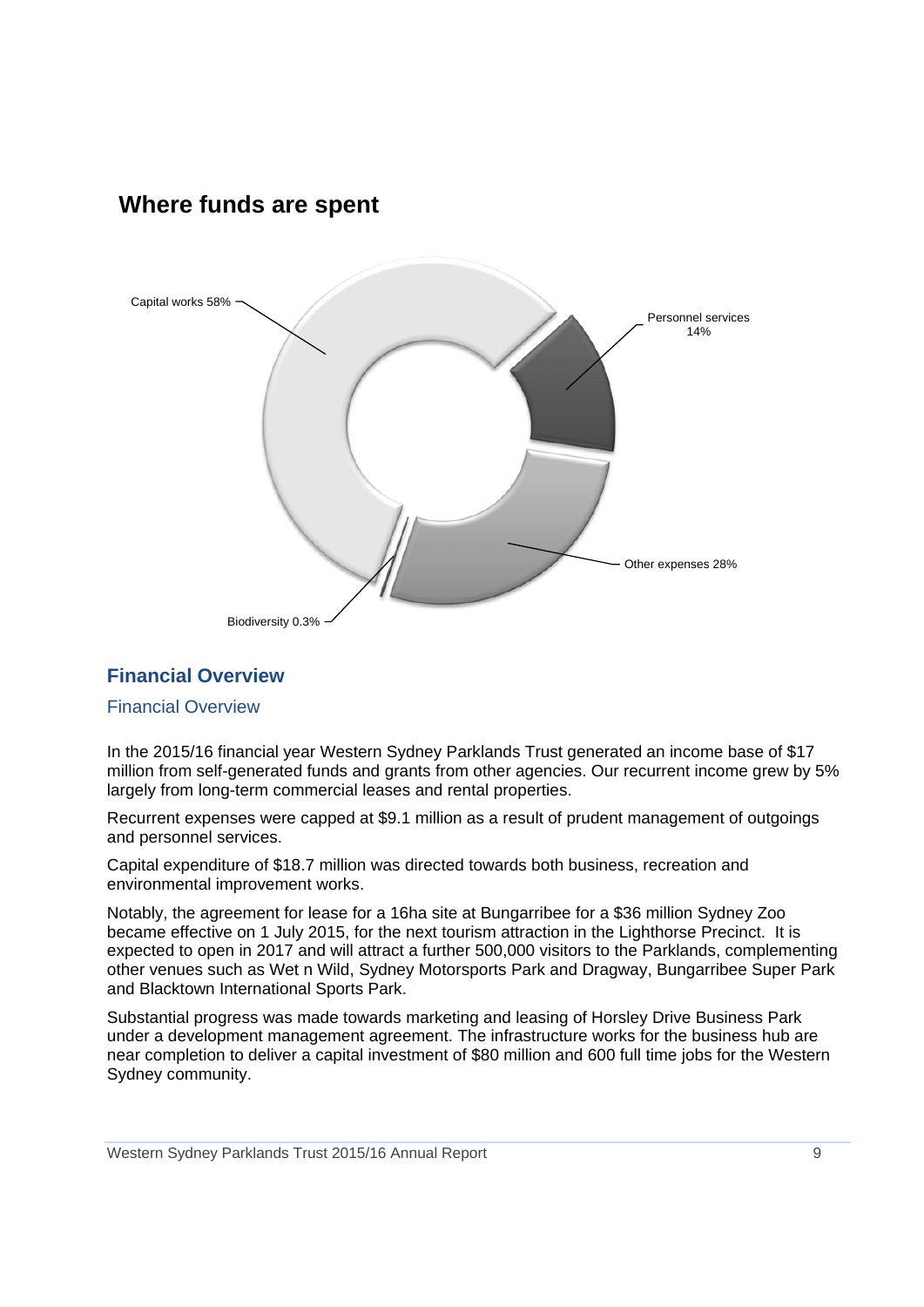## Where funds are spent

Capital works 58%

Personnel services 14%

Other expenses 28%

Biodiversity 0.3%

## Financial Overview

### Financial Overview

In the 2015/16 financial year Western Sydney Parklands Trust generated an income base of $17 million from self-generated funds and grants from other agencies. Our recurrent income grew by 5% largely from long-term commercial leases and rental properties.

Recurrent expenses were capped at $9.1 million as a result of prudent management of outgoings and personnel services.

Capital expenditure of $18.7 million was directed towards both business, recreation and environmental improvement works.

Notably, the agreement for lease for a 16ha site at Bungarribee for a $36 million Sydney Zoo became effective on 1 July 2015, for the next tourism attraction in the Lighthorse Precinct. It is expected to open in 2017 and will attract a further 500,000 visitors to the Parklands, complementing other venues such as Wet n Wild, Sydney Motorsports Park and Dragway, Bungarribee Super Park and Blacktown International Sports Park.

Substantial progress was made towards marketing and leasing of Horsley Drive Business Park under a development management agreement. The infrastructure works for the business hub are near completion to deliver a capital investment of $80 million and 600 full time jobs for the Western Sydney community.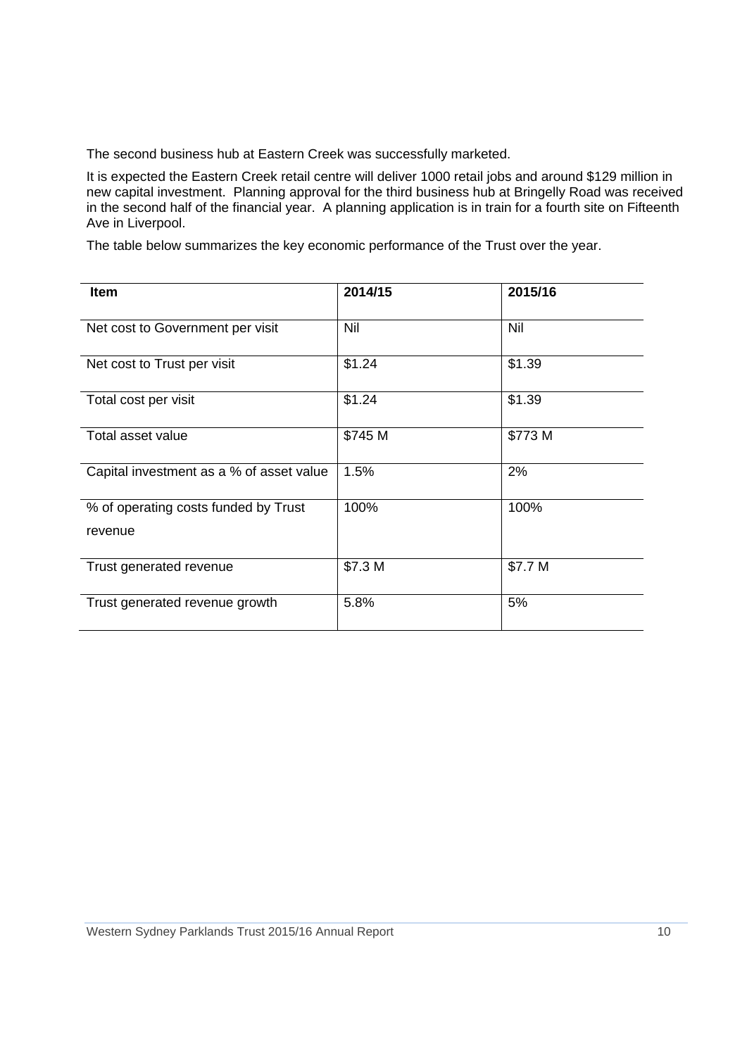The second business hub at Eastern Creek was successfully marketed.

It is expected the Eastern Creek retail centre will deliver 1000 retail jobs and around $129 million in new capital investment. Planning approval for the third business hub at Bringelly Road was received in the second half of the financial year. A planning application is in train for a fourth site on Fifteenth Ave in Liverpool.

The table below summarizes the key economic performance of the Trust over the year.

| Item | 2014/15 | 2015/16 |
|---|---|---|
| Net cost to Government per visit | Nil | Nil |
| Net cost to Trust per visit | $1.24 | $1.39 |
| Total cost per visit | $1.24 | $1.39 |
| Total asset value | $745 M | $773 M |
| Capital investment as a % of asset value | 1.5% | 2% |
| % of operating costs funded by Trust revenue | 100% | 100% |
| Trust generated revenue | $7.3 M | $7.7 M |
| Trust generated revenue growth | 5.8% | 5% |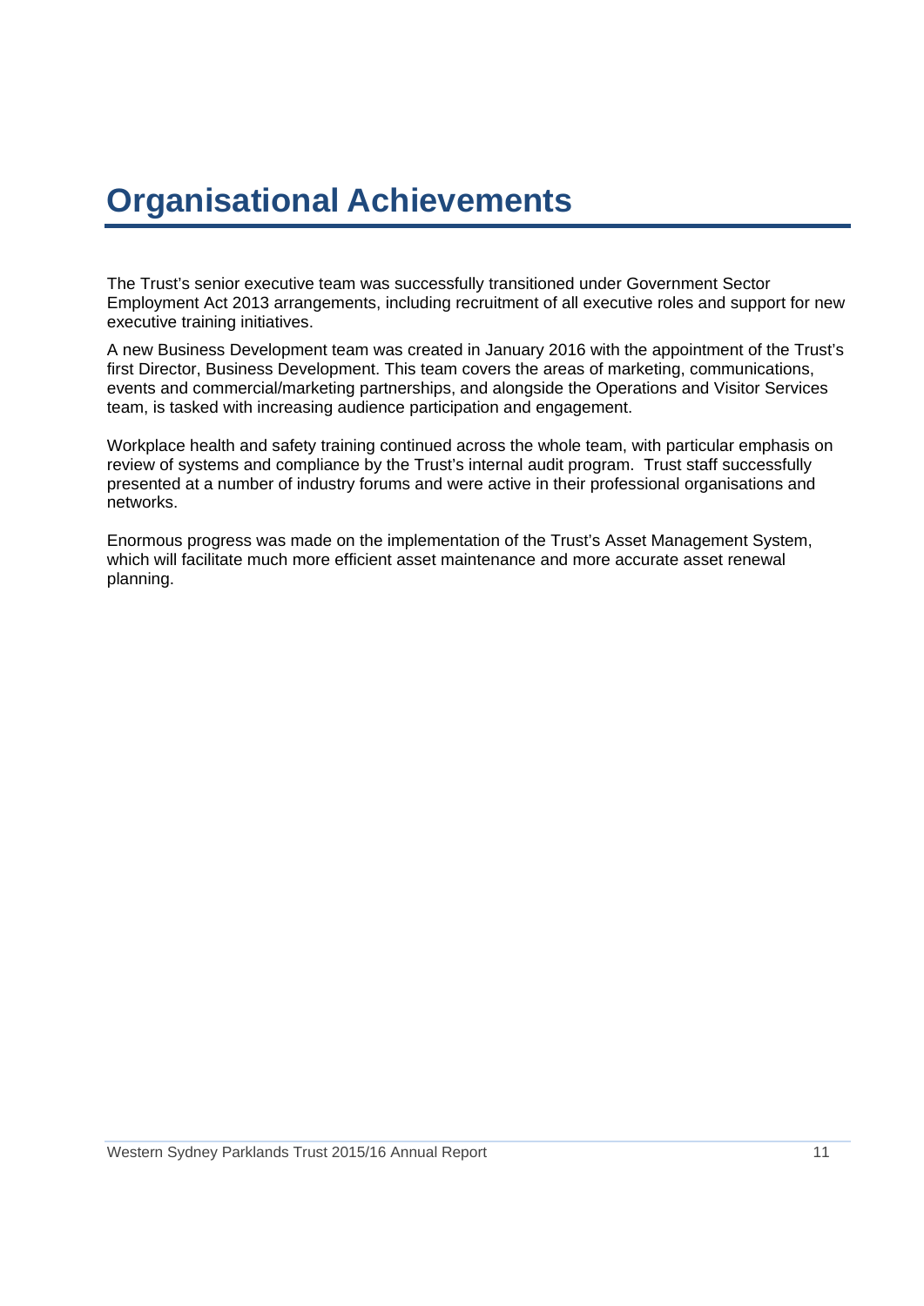# Organisational Achievements

The Trust's senior executive team was successfully transitioned under Government Sector Employment Act 2013 arrangements, including recruitment of all executive roles and support for new executive training initiatives.

A new Business Development team was created in January 2016 with the appointment of the Trust's first Director, Business Development. This team covers the areas of marketing, communications, events and commercial/marketing partnerships, and alongside the Operations and Visitor Services team, is tasked with increasing audience participation and engagement.

Workplace health and safety training continued across the whole team, with particular emphasis on review of systems and compliance by the Trust's internal audit program. Trust staff successfully presented at a number of industry forums and were active in their professional organisations and networks.

Enormous progress was made on the implementation of the Trust's Asset Management System, which will facilitate much more efficient asset maintenance and more accurate asset renewal planning.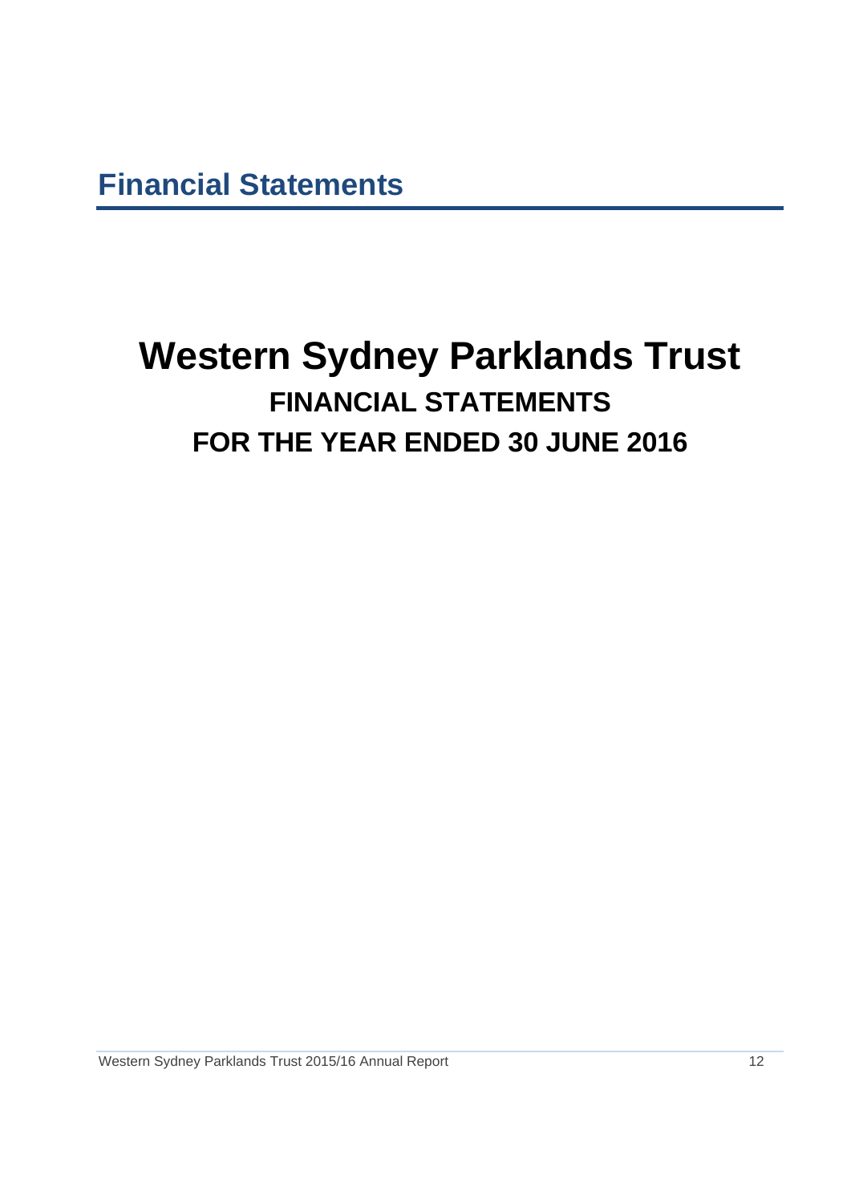# Financial Statements

# Western Sydney Parklands Trust

## FINANCIAL STATEMENTS

## FOR THE YEAR ENDED 30 JUNE 2016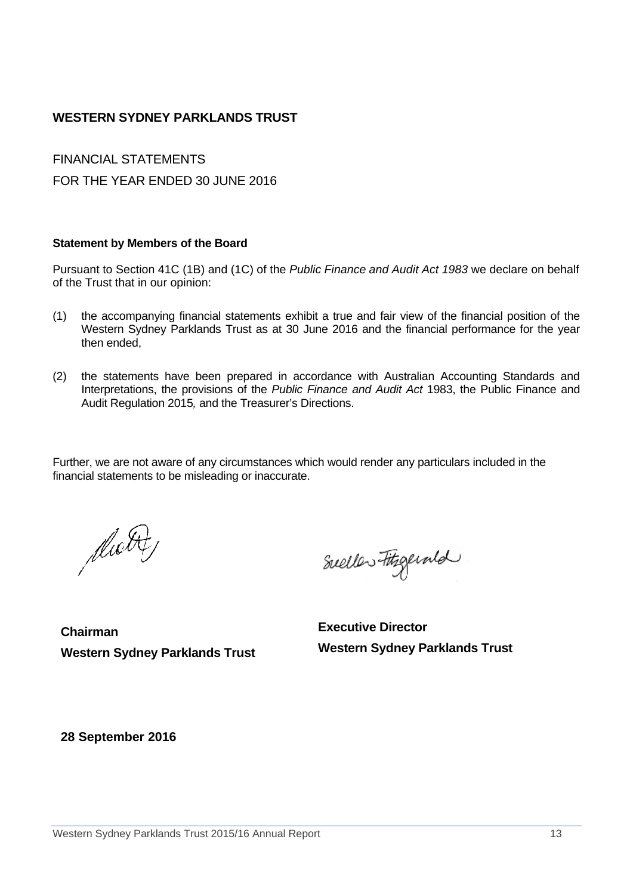# WESTERN SYDNEY PARKLANDS TRUST

FINANCIAL STATEMENTS

FOR THE YEAR ENDED 30 JUNE 2016

### Statement by Members of the Board

Pursuant to Section 41C (1B) and (1C) of the *Public Finance and Audit Act 1983* we declare on behalf of the Trust that in our opinion:

(1) the accompanying financial statements exhibit a true and fair view of the financial position of the Western Sydney Parklands Trust as at 30 June 2016 and the financial performance for the year then ended,

(2) the statements have been prepared in accordance with Australian Accounting Standards and Interpretations, the provisions of the *Public Finance and Audit Act* 1983, the Public Finance and Audit Regulation 2015*,* and the Treasurer's Directions.

Further, we are not aware of any circumstances which would render any particulars included in the financial statements to be misleading or inaccurate.

**Chairman**
**Western Sydney Parklands Trust**

**Executive Director**
**Western Sydney Parklands Trust**

**28 September 2016**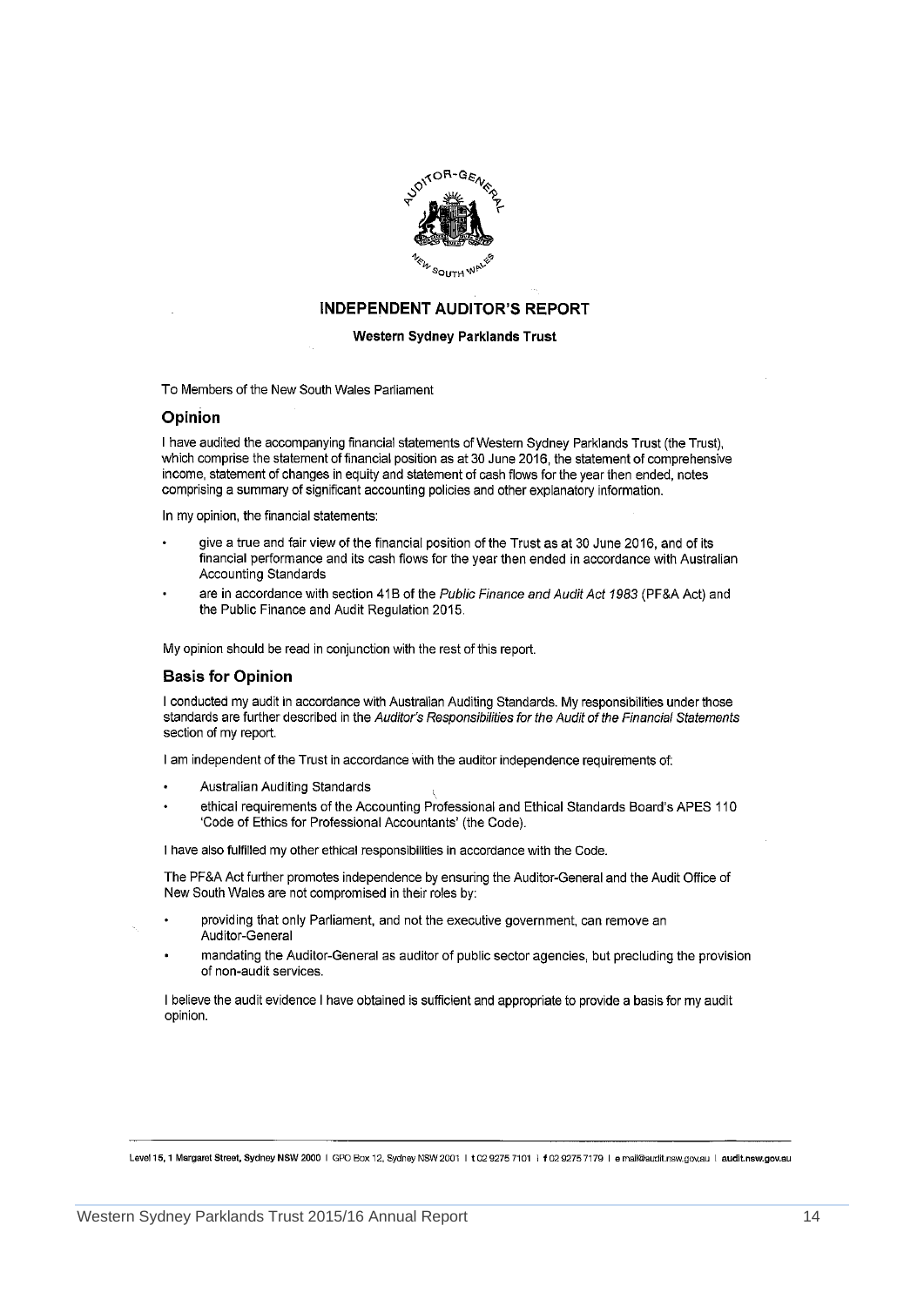# INDEPENDENT AUDITOR'S REPORT

**Western Sydney Parklands Trust**

To Members of the New South Wales Parliament

## Opinion

I have audited the accompanying financial statements of Western Sydney Parklands Trust (the Trust), which comprise the statement of financial position as at 30 June 2016, the statement of comprehensive income, statement of changes in equity and statement of cash flows for the year then ended, notes comprising a summary of significant accounting policies and other explanatory information.

In my opinion, the financial statements:

- give a true and fair view of the financial position of the Trust as at 30 June 2016, and of its financial performance and its cash flows for the year then ended in accordance with Australian Accounting Standards
- are in accordance with section 41B of the *Public Finance and Audit Act 1983* (PF&A Act) and the Public Finance and Audit Regulation 2015.

My opinion should be read in conjunction with the rest of this report.

## Basis for Opinion

I conducted my audit in accordance with Australian Auditing Standards. My responsibilities under those standards are further described in the *Auditor's Responsibilities for the Audit of the Financial Statements* section of my report.

I am independent of the Trust in accordance with the auditor independence requirements of:

- Australian Auditing Standards
- ethical requirements of the Accounting Professional and Ethical Standards Board's APES 110 'Code of Ethics for Professional Accountants' (the Code).

I have also fulfilled my other ethical responsibilities in accordance with the Code.

The PF&A Act further promotes independence by ensuring the Auditor-General and the Audit Office of New South Wales are not compromised in their roles by:

- providing that only Parliament, and not the executive government, can remove an Auditor-General
- mandating the Auditor-General as auditor of public sector agencies, but precluding the provision of non-audit services.

I believe the audit evidence I have obtained is sufficient and appropriate to provide a basis for my audit opinion.

Level 15, 1 Margaret Street, Sydney NSW 2000 | GPO Box 12, Sydney NSW 2001 | t 02 9275 7101 | f 02 9275 7179 | e mail@audit.nsw.gov.au | audit.nsw.gov.au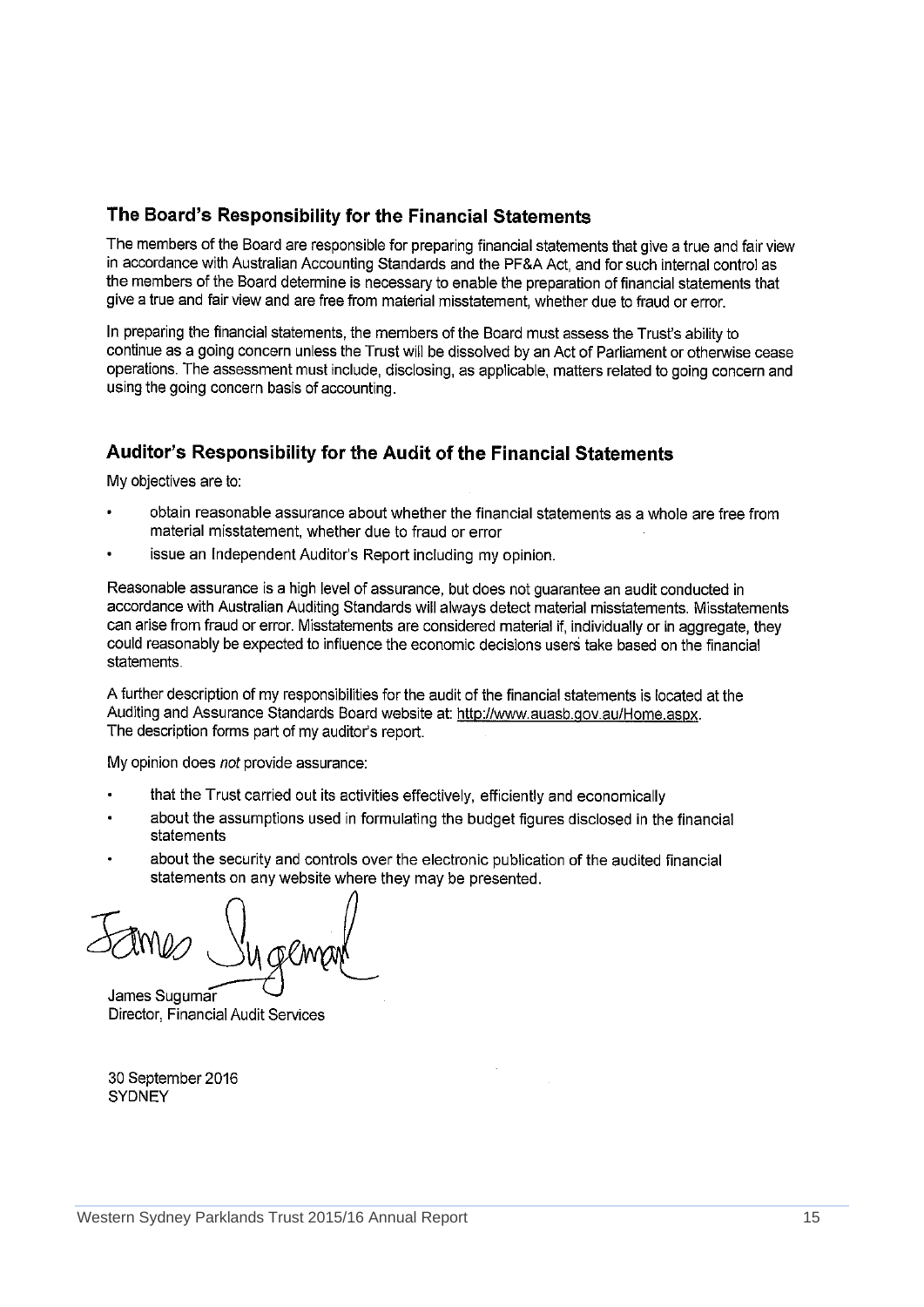## The Board's Responsibility for the Financial Statements

The members of the Board are responsible for preparing financial statements that give a true and fair view in accordance with Australian Accounting Standards and the PF&A Act, and for such internal control as the members of the Board determine is necessary to enable the preparation of financial statements that give a true and fair view and are free from material misstatement, whether due to fraud or error.

In preparing the financial statements, the members of the Board must assess the Trust's ability to continue as a going concern unless the Trust will be dissolved by an Act of Parliament or otherwise cease operations. The assessment must include, disclosing, as applicable, matters related to going concern and using the going concern basis of accounting.

## Auditor's Responsibility for the Audit of the Financial Statements

My objectives are to:

- obtain reasonable assurance about whether the financial statements as a whole are free from material misstatement, whether due to fraud or error
- issue an Independent Auditor's Report including my opinion.

Reasonable assurance is a high level of assurance, but does not guarantee an audit conducted in accordance with Australian Auditing Standards will always detect material misstatements. Misstatements can arise from fraud or error. Misstatements are considered material if, individually or in aggregate, they could reasonably be expected to influence the economic decisions users take based on the financial statements.

A further description of my responsibilities for the audit of the financial statements is located at the Auditing and Assurance Standards Board website at: http://www.auasb.gov.au/Home.aspx. The description forms part of my auditor's report.

My opinion does *not* provide assurance:

- that the Trust carried out its activities effectively, efficiently and economically
- about the assumptions used in formulating the budget figures disclosed in the financial statements
- about the security and controls over the electronic publication of the audited financial statements on any website where they may be presented.

James Sugumar
Director, Financial Audit Services

30 September 2016
SYDNEY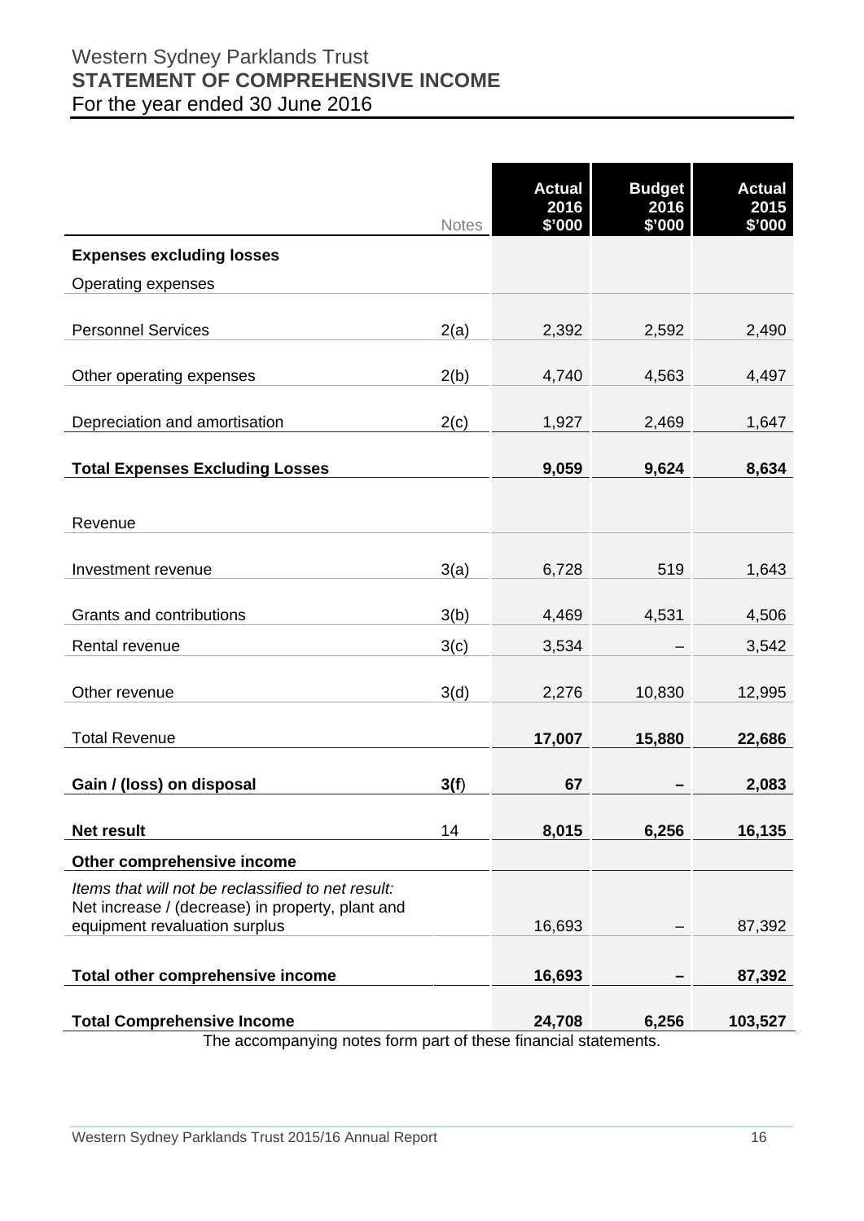# Western Sydney Parklands Trust
## STATEMENT OF COMPREHENSIVE INCOME
For the year ended 30 June 2016

| | Notes | Actual 2016 $'000 | Budget 2016 $'000 | Actual 2015 $'000 |
|---|---|---|---|---|
| **Expenses excluding losses** | | | | |
| Operating expenses | | | | |
| Personnel Services | 2(a) | 2,392 | 2,592 | 2,490 |
| Other operating expenses | 2(b) | 4,740 | 4,563 | 4,497 |
| Depreciation and amortisation | 2(c) | 1,927 | 2,469 | 1,647 |
| **Total Expenses Excluding Losses** | | **9,059** | **9,624** | **8,634** |
| Revenue | | | | |
| Investment revenue | 3(a) | 6,728 | 519 | 1,643 |
| Grants and contributions | 3(b) | 4,469 | 4,531 | 4,506 |
| Rental revenue | 3(c) | 3,534 | – | 3,542 |
| Other revenue | 3(d) | 2,276 | 10,830 | 12,995 |
| Total Revenue | | **17,007** | **15,880** | **22,686** |
| **Gain / (loss) on disposal** | **3(f)** | **67** | **–** | **2,083** |
| **Net result** | 14 | **8,015** | **6,256** | **16,135** |
| **Other comprehensive income** | | | | |
| *Items that will not be reclassified to net result:* Net increase / (decrease) in property, plant and equipment revaluation surplus | | 16,693 | – | 87,392 |
| **Total other comprehensive income** | | **16,693** | **–** | **87,392** |
| **Total Comprehensive Income** | | **24,708** | **6,256** | **103,527** |

The accompanying notes form part of these financial statements.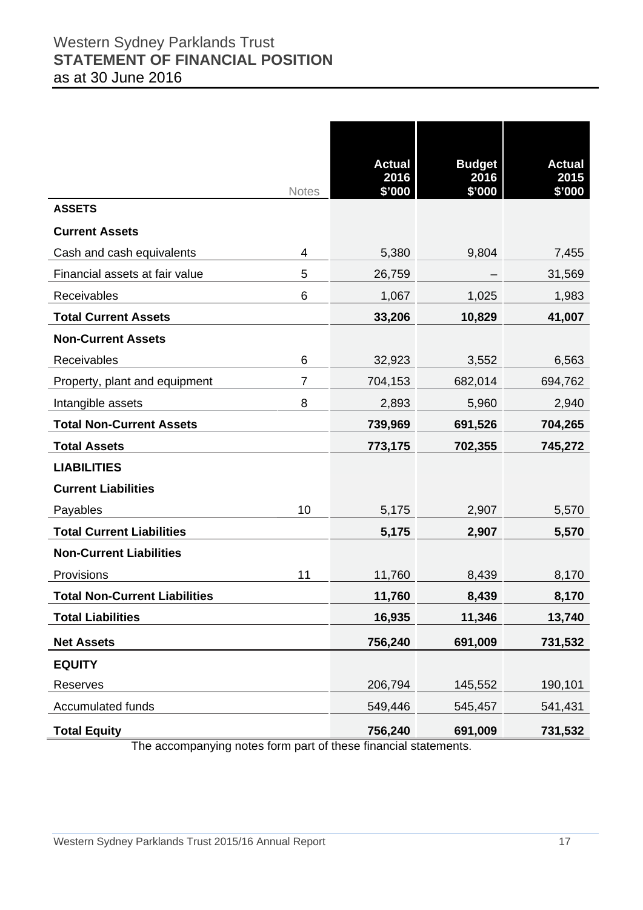Western Sydney Parklands Trust
**STATEMENT OF FINANCIAL POSITION**
as at 30 June 2016

| | Notes | Actual 2016 $'000 | Budget 2016 $'000 | Actual 2015 $'000 |
|---|---|---|---|---|
| **ASSETS** | | | | |
| **Current Assets** | | | | |
| Cash and cash equivalents | 4 | 5,380 | 9,804 | 7,455 |
| Financial assets at fair value | 5 | 26,759 | – | 31,569 |
| Receivables | 6 | 1,067 | 1,025 | 1,983 |
| **Total Current Assets** | | **33,206** | **10,829** | **41,007** |
| **Non-Current Assets** | | | | |
| Receivables | 6 | 32,923 | 3,552 | 6,563 |
| Property, plant and equipment | 7 | 704,153 | 682,014 | 694,762 |
| Intangible assets | 8 | 2,893 | 5,960 | 2,940 |
| **Total Non-Current Assets** | | **739,969** | **691,526** | **704,265** |
| **Total Assets** | | **773,175** | **702,355** | **745,272** |
| **LIABILITIES** | | | | |
| **Current Liabilities** | | | | |
| Payables | 10 | 5,175 | 2,907 | 5,570 |
| **Total Current Liabilities** | | **5,175** | **2,907** | **5,570** |
| **Non-Current Liabilities** | | | | |
| Provisions | 11 | 11,760 | 8,439 | 8,170 |
| **Total Non-Current Liabilities** | | **11,760** | **8,439** | **8,170** |
| **Total Liabilities** | | **16,935** | **11,346** | **13,740** |
| **Net Assets** | | **756,240** | **691,009** | **731,532** |
| **EQUITY** | | | | |
| Reserves | | 206,794 | 145,552 | 190,101 |
| Accumulated funds | | 549,446 | 545,457 | 541,431 |
| **Total Equity** | | **756,240** | **691,009** | **731,532** |

The accompanying notes form part of these financial statements.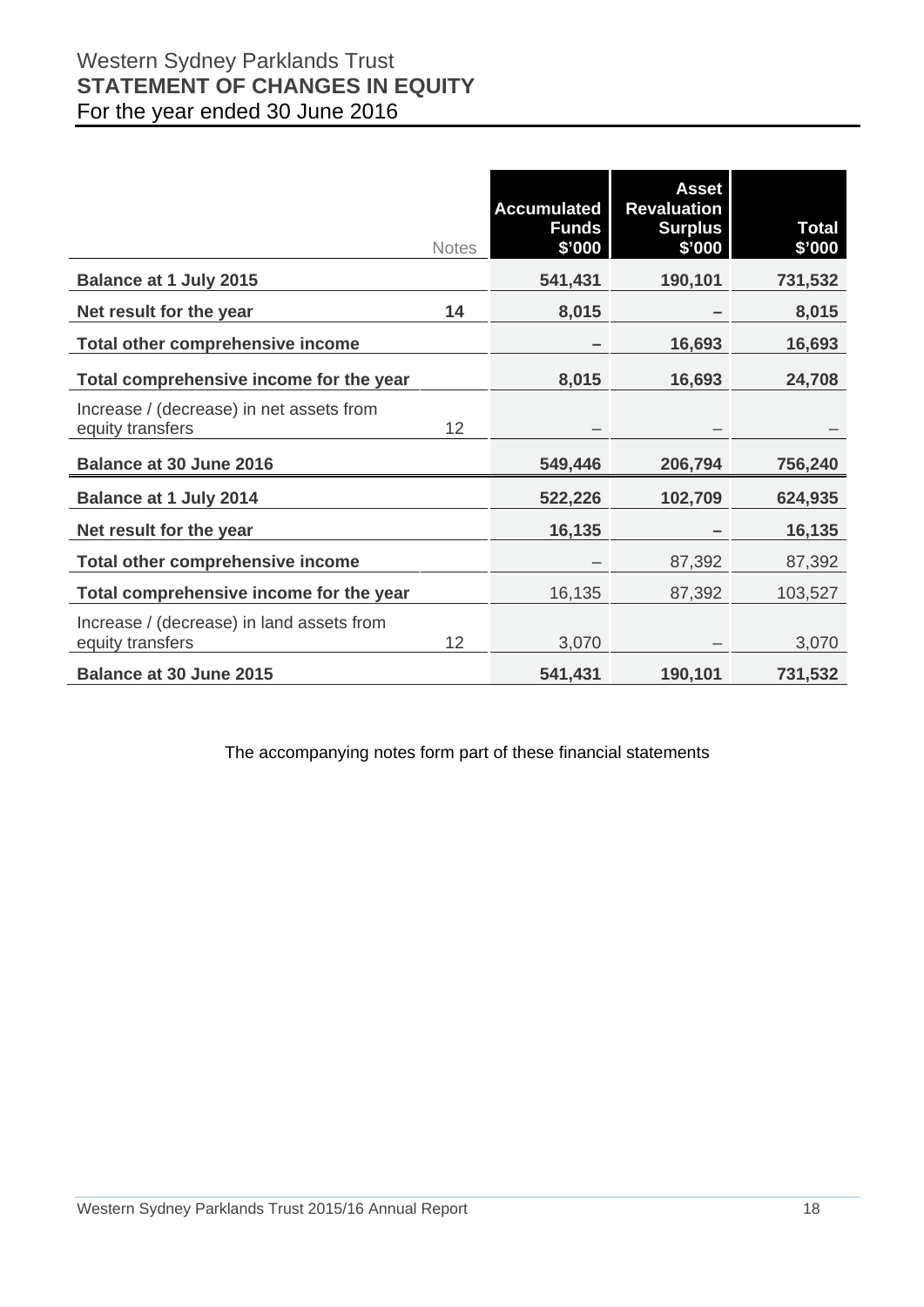# Western Sydney Parklands Trust
## STATEMENT OF CHANGES IN EQUITY
For the year ended 30 June 2016

| | Notes | Accumulated Funds $'000 | Asset Revaluation Surplus $'000 | Total $'000 |
|---|---|---|---|---|
| **Balance at 1 July 2015** | | **541,431** | **190,101** | **731,532** |
| **Net result for the year** | **14** | **8,015** | **–** | **8,015** |
| **Total other comprehensive income** | | **–** | **16,693** | **16,693** |
| **Total comprehensive income for the year** | | **8,015** | **16,693** | **24,708** |
| Increase / (decrease) in net assets from equity transfers | 12 | – | – | – |
| **Balance at 30 June 2016** | | **549,446** | **206,794** | **756,240** |
| **Balance at 1 July 2014** | | **522,226** | **102,709** | **624,935** |
| **Net result for the year** | | **16,135** | **–** | **16,135** |
| **Total other comprehensive income** | | – | 87,392 | 87,392 |
| **Total comprehensive income for the year** | | 16,135 | 87,392 | 103,527 |
| Increase / (decrease) in land assets from equity transfers | 12 | 3,070 | – | 3,070 |
| **Balance at 30 June 2015** | | **541,431** | **190,101** | **731,532** |

The accompanying notes form part of these financial statements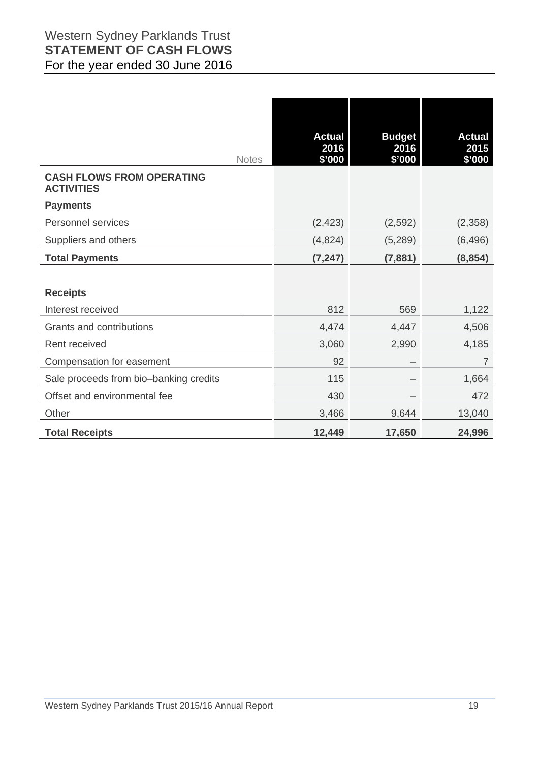Western Sydney Parklands Trust
**STATEMENT OF CASH FLOWS**
For the year ended 30 June 2016

| | Notes | Actual 2016 $'000 | Budget 2016 $'000 | Actual 2015 $'000 |
|---|---|---|---|---|
| **CASH FLOWS FROM OPERATING ACTIVITIES** | | | | |
| **Payments** | | | | |
| Personnel services | | (2,423) | (2,592) | (2,358) |
| Suppliers and others | | (4,824) | (5,289) | (6,496) |
| **Total Payments** | | **(7,247)** | **(7,881)** | **(8,854)** |
| | | | | |
| **Receipts** | | | | |
| Interest received | | 812 | 569 | 1,122 |
| Grants and contributions | | 4,474 | 4,447 | 4,506 |
| Rent received | | 3,060 | 2,990 | 4,185 |
| Compensation for easement | | 92 | – | 7 |
| Sale proceeds from bio–banking credits | | 115 | – | 1,664 |
| Offset and environmental fee | | 430 | – | 472 |
| Other | | 3,466 | 9,644 | 13,040 |
| **Total Receipts** | | **12,449** | **17,650** | **24,996** |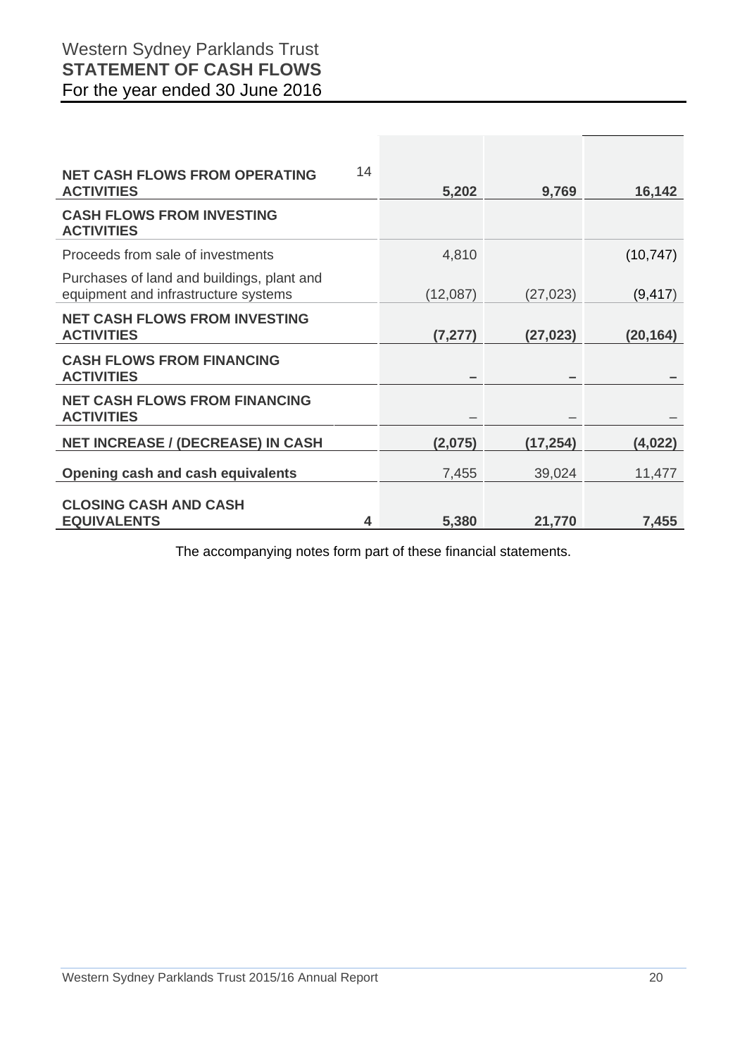# Western Sydney Parklands Trust
## STATEMENT OF CASH FLOWS
For the year ended 30 June 2016

| | Notes | | | |
|---|---|---|---|---|
| **NET CASH FLOWS FROM OPERATING ACTIVITIES** | 14 | **5,202** | **9,769** | **16,142** |
| **CASH FLOWS FROM INVESTING ACTIVITIES** | | | | |
| Proceeds from sale of investments | | 4,810 | | (10,747) |
| Purchases of land and buildings, plant and equipment and infrastructure systems | | (12,087) | (27,023) | (9,417) |
| **NET CASH FLOWS FROM INVESTING ACTIVITIES** | | **(7,277)** | **(27,023)** | **(20,164)** |
| **CASH FLOWS FROM FINANCING ACTIVITIES** | | **–** | **–** | **–** |
| **NET CASH FLOWS FROM FINANCING ACTIVITIES** | | – | – | – |
| **NET INCREASE / (DECREASE) IN CASH** | | **(2,075)** | **(17,254)** | **(4,022)** |
| **Opening cash and cash equivalents** | | 7,455 | 39,024 | 11,477 |
| **CLOSING CASH AND CASH EQUIVALENTS** | **4** | **5,380** | **21,770** | **7,455** |

The accompanying notes form part of these financial statements.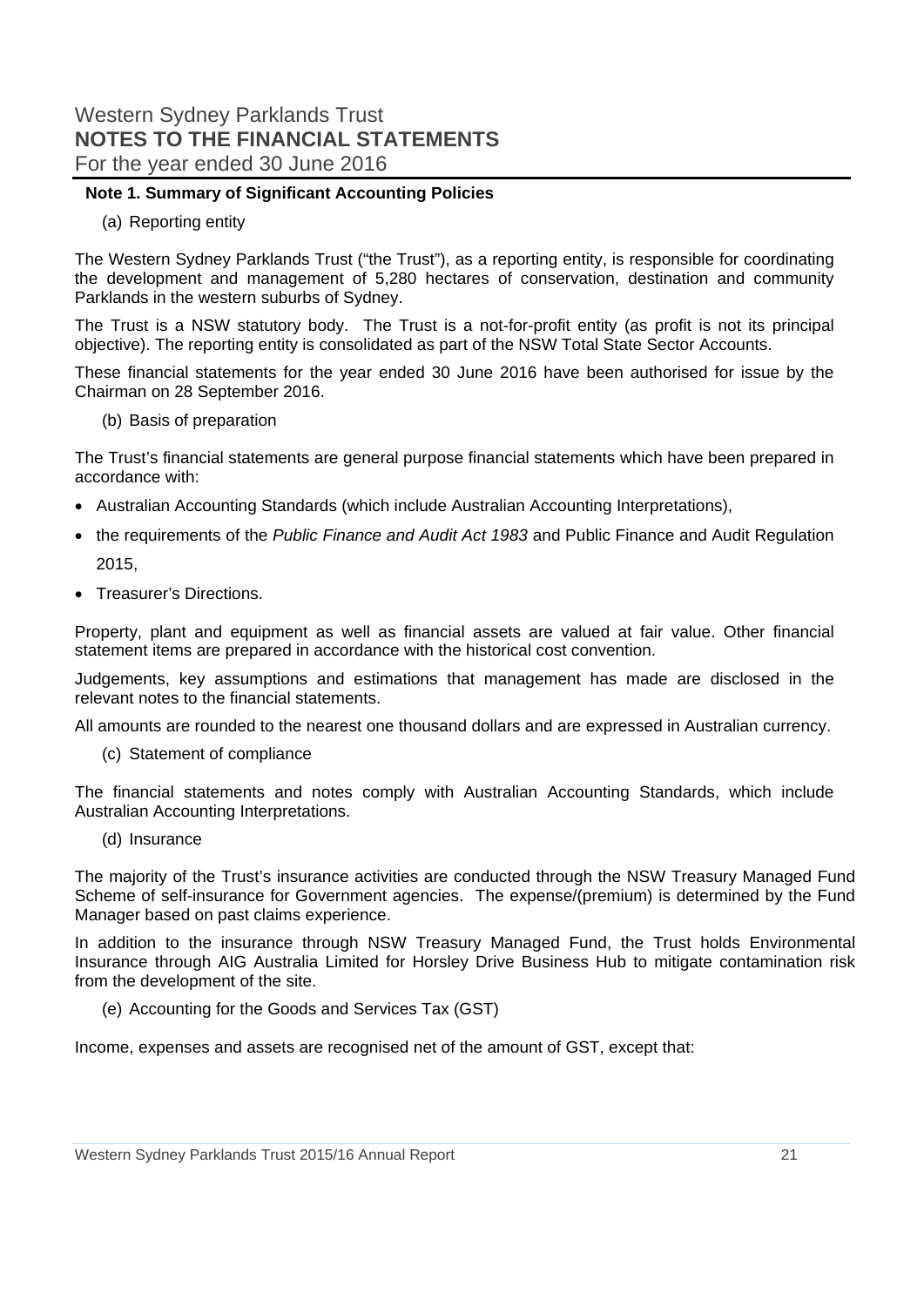# Western Sydney Parklands Trust
## NOTES TO THE FINANCIAL STATEMENTS
For the year ended 30 June 2016

### Note 1. Summary of Significant Accounting Policies

(a) Reporting entity

The Western Sydney Parklands Trust ("the Trust"), as a reporting entity, is responsible for coordinating the development and management of 5,280 hectares of conservation, destination and community Parklands in the western suburbs of Sydney.

The Trust is a NSW statutory body. The Trust is a not-for-profit entity (as profit is not its principal objective). The reporting entity is consolidated as part of the NSW Total State Sector Accounts.

These financial statements for the year ended 30 June 2016 have been authorised for issue by the Chairman on 28 September 2016.

(b) Basis of preparation

The Trust's financial statements are general purpose financial statements which have been prepared in accordance with:

- Australian Accounting Standards (which include Australian Accounting Interpretations),
- the requirements of the *Public Finance and Audit Act 1983* and Public Finance and Audit Regulation 2015,
- Treasurer's Directions.

Property, plant and equipment as well as financial assets are valued at fair value. Other financial statement items are prepared in accordance with the historical cost convention.

Judgements, key assumptions and estimations that management has made are disclosed in the relevant notes to the financial statements.

All amounts are rounded to the nearest one thousand dollars and are expressed in Australian currency.

(c) Statement of compliance

The financial statements and notes comply with Australian Accounting Standards, which include Australian Accounting Interpretations.

(d) Insurance

The majority of the Trust's insurance activities are conducted through the NSW Treasury Managed Fund Scheme of self-insurance for Government agencies. The expense/(premium) is determined by the Fund Manager based on past claims experience.

In addition to the insurance through NSW Treasury Managed Fund, the Trust holds Environmental Insurance through AIG Australia Limited for Horsley Drive Business Hub to mitigate contamination risk from the development of the site.

(e) Accounting for the Goods and Services Tax (GST)

Income, expenses and assets are recognised net of the amount of GST, except that: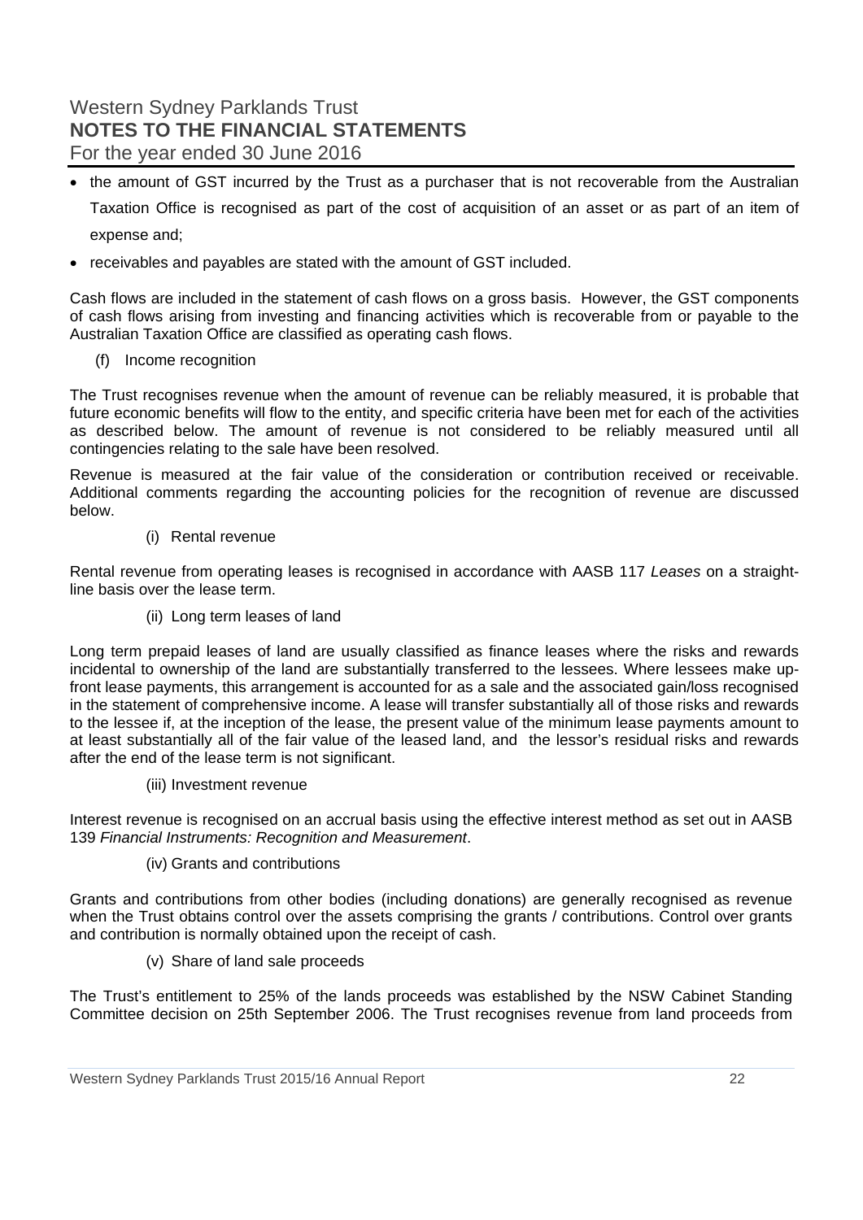- the amount of GST incurred by the Trust as a purchaser that is not recoverable from the Australian Taxation Office is recognised as part of the cost of acquisition of an asset or as part of an item of expense and;
- receivables and payables are stated with the amount of GST included.

Cash flows are included in the statement of cash flows on a gross basis. However, the GST components of cash flows arising from investing and financing activities which is recoverable from or payable to the Australian Taxation Office are classified as operating cash flows.

(f) Income recognition

The Trust recognises revenue when the amount of revenue can be reliably measured, it is probable that future economic benefits will flow to the entity, and specific criteria have been met for each of the activities as described below. The amount of revenue is not considered to be reliably measured until all contingencies relating to the sale have been resolved.

Revenue is measured at the fair value of the consideration or contribution received or receivable. Additional comments regarding the accounting policies for the recognition of revenue are discussed below.

(i) Rental revenue

Rental revenue from operating leases is recognised in accordance with AASB 117 *Leases* on a straight-line basis over the lease term.

(ii) Long term leases of land

Long term prepaid leases of land are usually classified as finance leases where the risks and rewards incidental to ownership of the land are substantially transferred to the lessees. Where lessees make up-front lease payments, this arrangement is accounted for as a sale and the associated gain/loss recognised in the statement of comprehensive income. A lease will transfer substantially all of those risks and rewards to the lessee if, at the inception of the lease, the present value of the minimum lease payments amount to at least substantially all of the fair value of the leased land, and the lessor's residual risks and rewards after the end of the lease term is not significant.

(iii) Investment revenue

Interest revenue is recognised on an accrual basis using the effective interest method as set out in AASB 139 *Financial Instruments: Recognition and Measurement*.

(iv) Grants and contributions

Grants and contributions from other bodies (including donations) are generally recognised as revenue when the Trust obtains control over the assets comprising the grants / contributions. Control over grants and contribution is normally obtained upon the receipt of cash.

(v) Share of land sale proceeds

The Trust's entitlement to 25% of the lands proceeds was established by the NSW Cabinet Standing Committee decision on 25th September 2006. The Trust recognises revenue from land proceeds from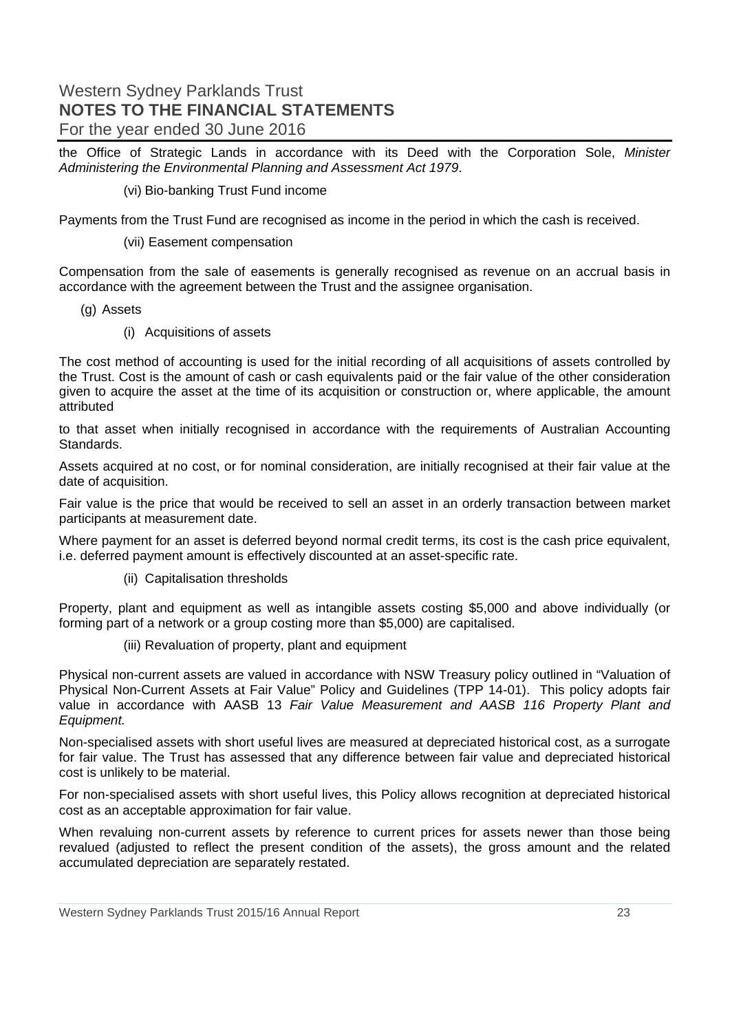the Office of Strategic Lands in accordance with its Deed with the Corporation Sole, *Minister Administering the Environmental Planning and Assessment Act 1979*.

(vi) Bio-banking Trust Fund income

Payments from the Trust Fund are recognised as income in the period in which the cash is received.

(vii) Easement compensation

Compensation from the sale of easements is generally recognised as revenue on an accrual basis in accordance with the agreement between the Trust and the assignee organisation.

(g) Assets

(i) Acquisitions of assets

The cost method of accounting is used for the initial recording of all acquisitions of assets controlled by the Trust. Cost is the amount of cash or cash equivalents paid or the fair value of the other consideration given to acquire the asset at the time of its acquisition or construction or, where applicable, the amount attributed

to that asset when initially recognised in accordance with the requirements of Australian Accounting Standards.

Assets acquired at no cost, or for nominal consideration, are initially recognised at their fair value at the date of acquisition.

Fair value is the price that would be received to sell an asset in an orderly transaction between market participants at measurement date.

Where payment for an asset is deferred beyond normal credit terms, its cost is the cash price equivalent, i.e. deferred payment amount is effectively discounted at an asset-specific rate.

(ii) Capitalisation thresholds

Property, plant and equipment as well as intangible assets costing $5,000 and above individually (or forming part of a network or a group costing more than $5,000) are capitalised.

(iii) Revaluation of property, plant and equipment

Physical non-current assets are valued in accordance with NSW Treasury policy outlined in "Valuation of Physical Non-Current Assets at Fair Value" Policy and Guidelines (TPP 14-01). This policy adopts fair value in accordance with AASB 13 *Fair Value Measurement and AASB 116 Property Plant and Equipment.*

Non-specialised assets with short useful lives are measured at depreciated historical cost, as a surrogate for fair value. The Trust has assessed that any difference between fair value and depreciated historical cost is unlikely to be material.

For non-specialised assets with short useful lives, this Policy allows recognition at depreciated historical cost as an acceptable approximation for fair value.

When revaluing non-current assets by reference to current prices for assets newer than those being revalued (adjusted to reflect the present condition of the assets), the gross amount and the related accumulated depreciation are separately restated.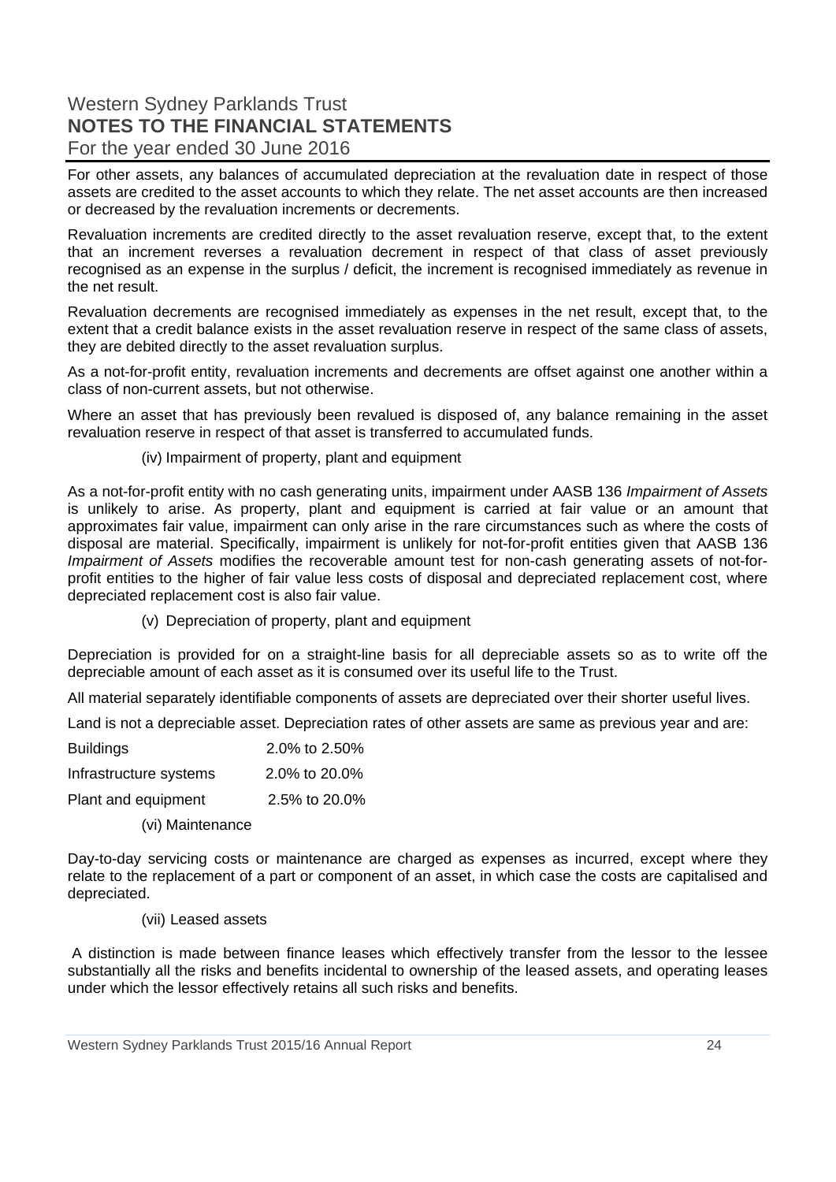For other assets, any balances of accumulated depreciation at the revaluation date in respect of those assets are credited to the asset accounts to which they relate. The net asset accounts are then increased or decreased by the revaluation increments or decrements.

Revaluation increments are credited directly to the asset revaluation reserve, except that, to the extent that an increment reverses a revaluation decrement in respect of that class of asset previously recognised as an expense in the surplus / deficit, the increment is recognised immediately as revenue in the net result.

Revaluation decrements are recognised immediately as expenses in the net result, except that, to the extent that a credit balance exists in the asset revaluation reserve in respect of the same class of assets, they are debited directly to the asset revaluation surplus.

As a not-for-profit entity, revaluation increments and decrements are offset against one another within a class of non-current assets, but not otherwise.

Where an asset that has previously been revalued is disposed of, any balance remaining in the asset revaluation reserve in respect of that asset is transferred to accumulated funds.

(iv) Impairment of property, plant and equipment

As a not-for-profit entity with no cash generating units, impairment under AASB 136 *Impairment of Assets* is unlikely to arise. As property, plant and equipment is carried at fair value or an amount that approximates fair value, impairment can only arise in the rare circumstances such as where the costs of disposal are material. Specifically, impairment is unlikely for not-for-profit entities given that AASB 136 *Impairment of Assets* modifies the recoverable amount test for non-cash generating assets of not-for-profit entities to the higher of fair value less costs of disposal and depreciated replacement cost, where depreciated replacement cost is also fair value.

(v) Depreciation of property, plant and equipment

Depreciation is provided for on a straight-line basis for all depreciable assets so as to write off the depreciable amount of each asset as it is consumed over its useful life to the Trust.

All material separately identifiable components of assets are depreciated over their shorter useful lives.

Land is not a depreciable asset. Depreciation rates of other assets are same as previous year and are:

| | |
|---|---|
| Buildings | 2.0% to 2.50% |
| Infrastructure systems | 2.0% to 20.0% |
| Plant and equipment | 2.5% to 20.0% |

(vi) Maintenance

Day-to-day servicing costs or maintenance are charged as expenses as incurred, except where they relate to the replacement of a part or component of an asset, in which case the costs are capitalised and depreciated.

(vii) Leased assets

A distinction is made between finance leases which effectively transfer from the lessor to the lessee substantially all the risks and benefits incidental to ownership of the leased assets, and operating leases under which the lessor effectively retains all such risks and benefits.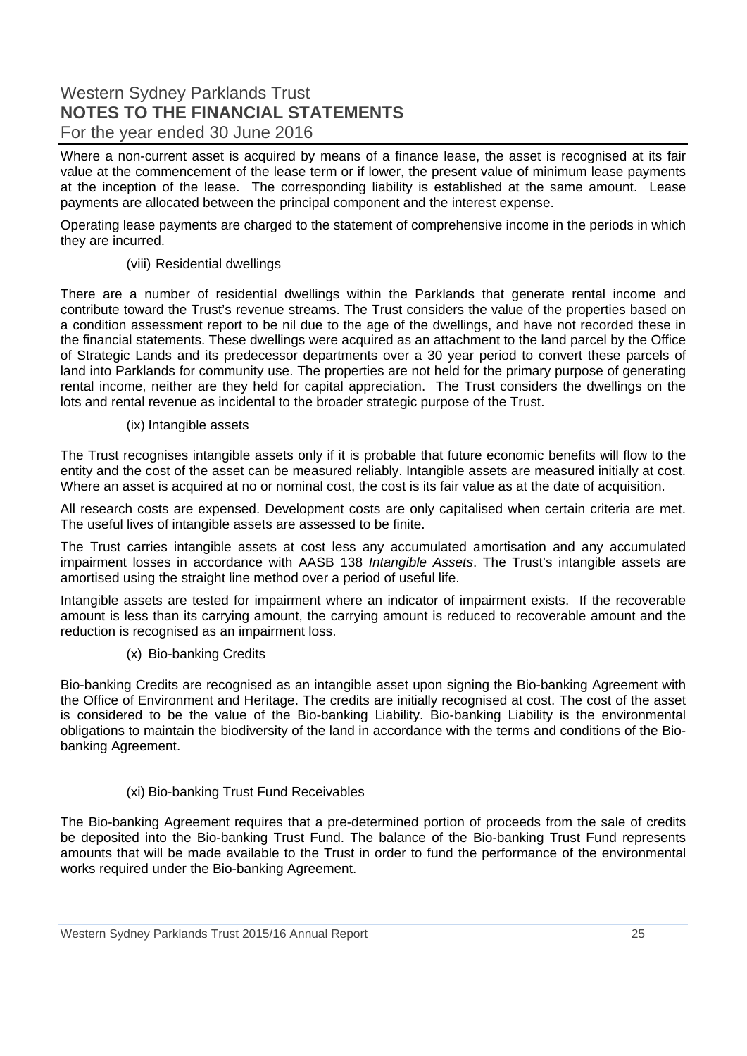Where a non-current asset is acquired by means of a finance lease, the asset is recognised at its fair value at the commencement of the lease term or if lower, the present value of minimum lease payments at the inception of the lease. The corresponding liability is established at the same amount. Lease payments are allocated between the principal component and the interest expense.

Operating lease payments are charged to the statement of comprehensive income in the periods in which they are incurred.

(viii) Residential dwellings

There are a number of residential dwellings within the Parklands that generate rental income and contribute toward the Trust's revenue streams. The Trust considers the value of the properties based on a condition assessment report to be nil due to the age of the dwellings, and have not recorded these in the financial statements. These dwellings were acquired as an attachment to the land parcel by the Office of Strategic Lands and its predecessor departments over a 30 year period to convert these parcels of land into Parklands for community use. The properties are not held for the primary purpose of generating rental income, neither are they held for capital appreciation. The Trust considers the dwellings on the lots and rental revenue as incidental to the broader strategic purpose of the Trust.

(ix) Intangible assets

The Trust recognises intangible assets only if it is probable that future economic benefits will flow to the entity and the cost of the asset can be measured reliably. Intangible assets are measured initially at cost. Where an asset is acquired at no or nominal cost, the cost is its fair value as at the date of acquisition.

All research costs are expensed. Development costs are only capitalised when certain criteria are met. The useful lives of intangible assets are assessed to be finite.

The Trust carries intangible assets at cost less any accumulated amortisation and any accumulated impairment losses in accordance with AASB 138 *Intangible Assets*. The Trust's intangible assets are amortised using the straight line method over a period of useful life.

Intangible assets are tested for impairment where an indicator of impairment exists. If the recoverable amount is less than its carrying amount, the carrying amount is reduced to recoverable amount and the reduction is recognised as an impairment loss.

(x) Bio-banking Credits

Bio-banking Credits are recognised as an intangible asset upon signing the Bio-banking Agreement with the Office of Environment and Heritage. The credits are initially recognised at cost. The cost of the asset is considered to be the value of the Bio-banking Liability. Bio-banking Liability is the environmental obligations to maintain the biodiversity of the land in accordance with the terms and conditions of the Bio-banking Agreement.

(xi) Bio-banking Trust Fund Receivables

The Bio-banking Agreement requires that a pre-determined portion of proceeds from the sale of credits be deposited into the Bio-banking Trust Fund. The balance of the Bio-banking Trust Fund represents amounts that will be made available to the Trust in order to fund the performance of the environmental works required under the Bio-banking Agreement.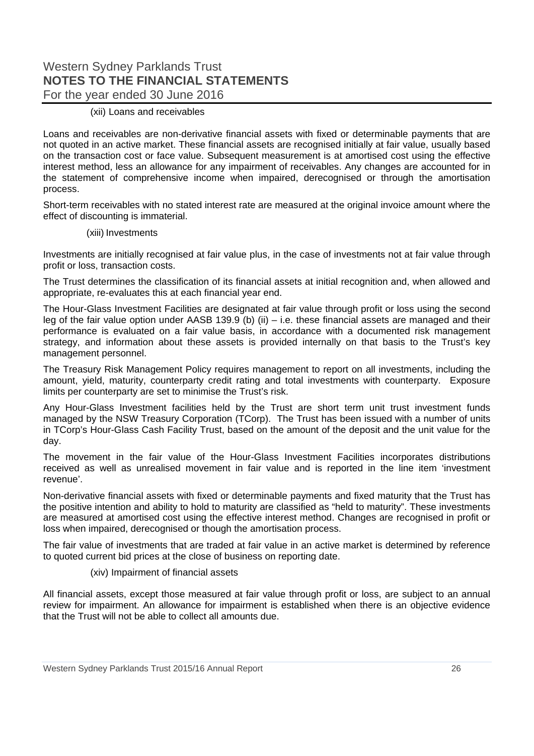#### (xii) Loans and receivables

Loans and receivables are non-derivative financial assets with fixed or determinable payments that are not quoted in an active market. These financial assets are recognised initially at fair value, usually based on the transaction cost or face value. Subsequent measurement is at amortised cost using the effective interest method, less an allowance for any impairment of receivables. Any changes are accounted for in the statement of comprehensive income when impaired, derecognised or through the amortisation process.

Short-term receivables with no stated interest rate are measured at the original invoice amount where the effect of discounting is immaterial.

#### (xiii) Investments

Investments are initially recognised at fair value plus, in the case of investments not at fair value through profit or loss, transaction costs.

The Trust determines the classification of its financial assets at initial recognition and, when allowed and appropriate, re-evaluates this at each financial year end.

The Hour-Glass Investment Facilities are designated at fair value through profit or loss using the second leg of the fair value option under AASB 139.9 (b) (ii) – i.e. these financial assets are managed and their performance is evaluated on a fair value basis, in accordance with a documented risk management strategy, and information about these assets is provided internally on that basis to the Trust's key management personnel.

The Treasury Risk Management Policy requires management to report on all investments, including the amount, yield, maturity, counterparty credit rating and total investments with counterparty. Exposure limits per counterparty are set to minimise the Trust's risk.

Any Hour-Glass Investment facilities held by the Trust are short term unit trust investment funds managed by the NSW Treasury Corporation (TCorp). The Trust has been issued with a number of units in TCorp's Hour-Glass Cash Facility Trust, based on the amount of the deposit and the unit value for the day.

The movement in the fair value of the Hour-Glass Investment Facilities incorporates distributions received as well as unrealised movement in fair value and is reported in the line item 'investment revenue'.

Non-derivative financial assets with fixed or determinable payments and fixed maturity that the Trust has the positive intention and ability to hold to maturity are classified as "held to maturity". These investments are measured at amortised cost using the effective interest method. Changes are recognised in profit or loss when impaired, derecognised or though the amortisation process.

The fair value of investments that are traded at fair value in an active market is determined by reference to quoted current bid prices at the close of business on reporting date.

#### (xiv) Impairment of financial assets

All financial assets, except those measured at fair value through profit or loss, are subject to an annual review for impairment. An allowance for impairment is established when there is an objective evidence that the Trust will not be able to collect all amounts due.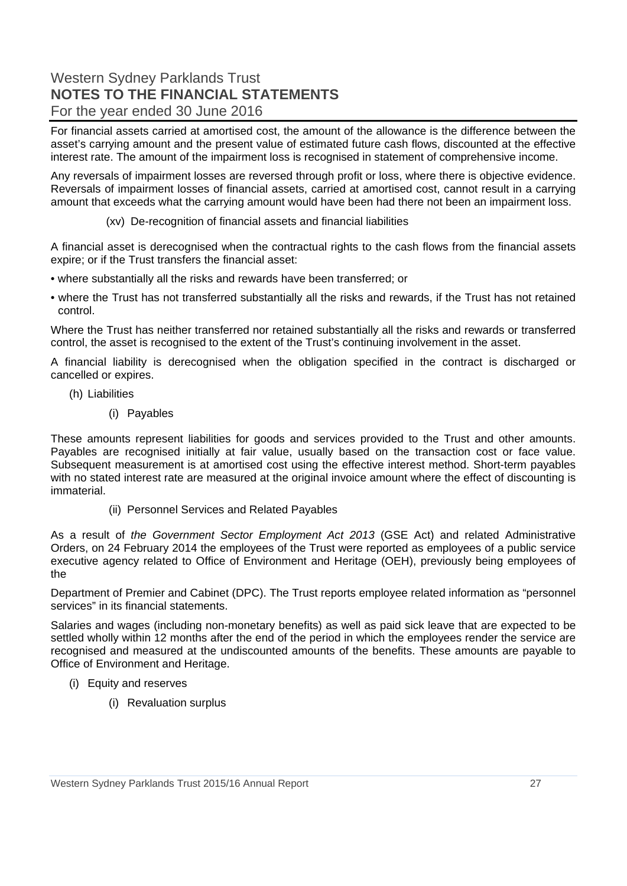For financial assets carried at amortised cost, the amount of the allowance is the difference between the asset's carrying amount and the present value of estimated future cash flows, discounted at the effective interest rate. The amount of the impairment loss is recognised in statement of comprehensive income.

Any reversals of impairment losses are reversed through profit or loss, where there is objective evidence. Reversals of impairment losses of financial assets, carried at amortised cost, cannot result in a carrying amount that exceeds what the carrying amount would have been had there not been an impairment loss.

(xv) De-recognition of financial assets and financial liabilities

A financial asset is derecognised when the contractual rights to the cash flows from the financial assets expire; or if the Trust transfers the financial asset:

- where substantially all the risks and rewards have been transferred; or
- where the Trust has not transferred substantially all the risks and rewards, if the Trust has not retained control.

Where the Trust has neither transferred nor retained substantially all the risks and rewards or transferred control, the asset is recognised to the extent of the Trust's continuing involvement in the asset.

A financial liability is derecognised when the obligation specified in the contract is discharged or cancelled or expires.

(h) Liabilities

(i) Payables

These amounts represent liabilities for goods and services provided to the Trust and other amounts. Payables are recognised initially at fair value, usually based on the transaction cost or face value. Subsequent measurement is at amortised cost using the effective interest method. Short-term payables with no stated interest rate are measured at the original invoice amount where the effect of discounting is immaterial.

(ii) Personnel Services and Related Payables

As a result of *the Government Sector Employment Act 2013* (GSE Act) and related Administrative Orders, on 24 February 2014 the employees of the Trust were reported as employees of a public service executive agency related to Office of Environment and Heritage (OEH), previously being employees of the

Department of Premier and Cabinet (DPC). The Trust reports employee related information as "personnel services" in its financial statements.

Salaries and wages (including non-monetary benefits) as well as paid sick leave that are expected to be settled wholly within 12 months after the end of the period in which the employees render the service are recognised and measured at the undiscounted amounts of the benefits. These amounts are payable to Office of Environment and Heritage.

(i) Equity and reserves

(i) Revaluation surplus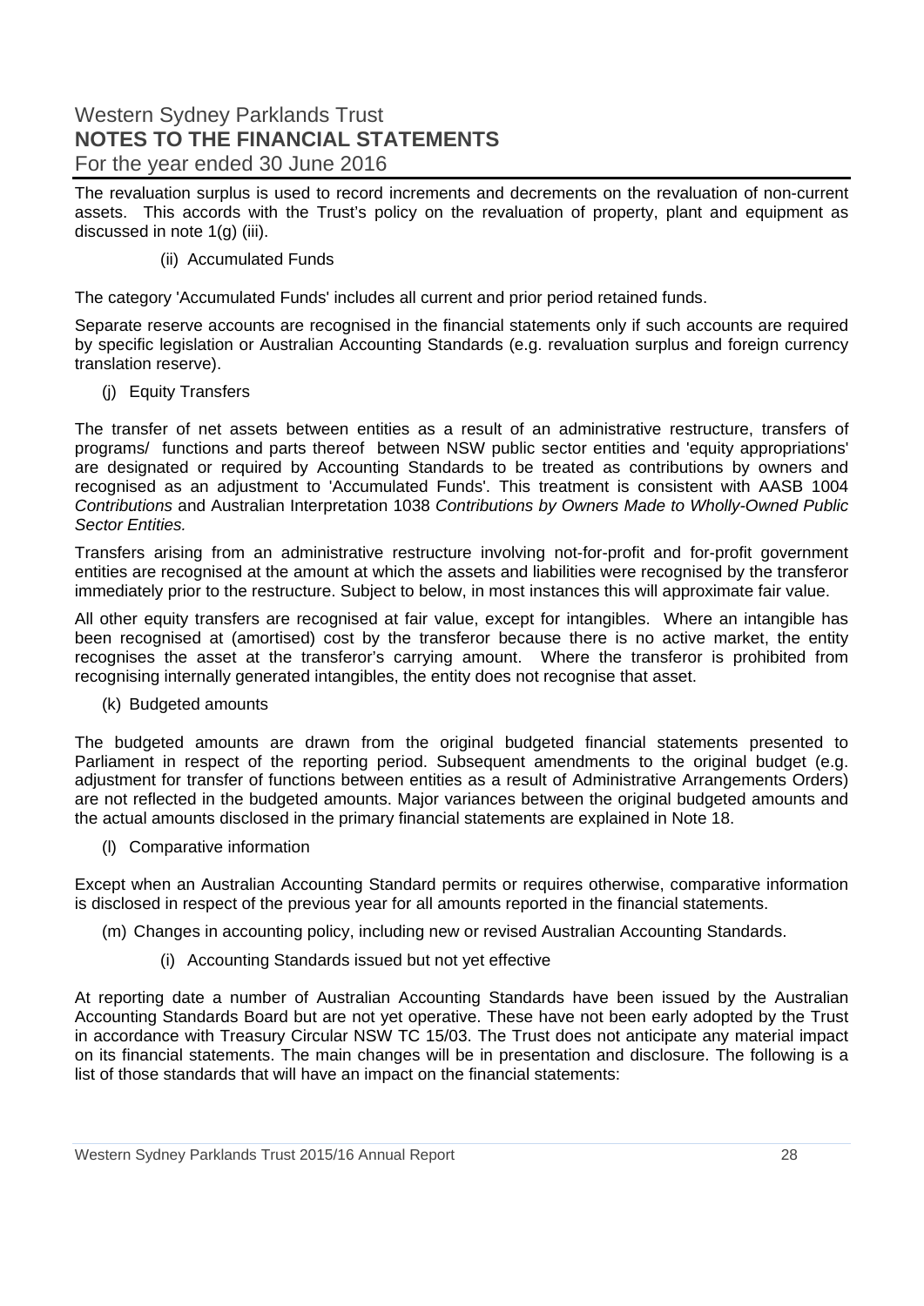The revaluation surplus is used to record increments and decrements on the revaluation of non-current assets. This accords with the Trust's policy on the revaluation of property, plant and equipment as discussed in note 1(g) (iii).

(ii) Accumulated Funds

The category 'Accumulated Funds' includes all current and prior period retained funds.

Separate reserve accounts are recognised in the financial statements only if such accounts are required by specific legislation or Australian Accounting Standards (e.g. revaluation surplus and foreign currency translation reserve).

(j) Equity Transfers

The transfer of net assets between entities as a result of an administrative restructure, transfers of programs/ functions and parts thereof between NSW public sector entities and 'equity appropriations' are designated or required by Accounting Standards to be treated as contributions by owners and recognised as an adjustment to 'Accumulated Funds'. This treatment is consistent with AASB 1004 *Contributions* and Australian Interpretation 1038 *Contributions by Owners Made to Wholly-Owned Public Sector Entities.*

Transfers arising from an administrative restructure involving not-for-profit and for-profit government entities are recognised at the amount at which the assets and liabilities were recognised by the transferor immediately prior to the restructure. Subject to below, in most instances this will approximate fair value.

All other equity transfers are recognised at fair value, except for intangibles. Where an intangible has been recognised at (amortised) cost by the transferor because there is no active market, the entity recognises the asset at the transferor's carrying amount. Where the transferor is prohibited from recognising internally generated intangibles, the entity does not recognise that asset.

(k) Budgeted amounts

The budgeted amounts are drawn from the original budgeted financial statements presented to Parliament in respect of the reporting period. Subsequent amendments to the original budget (e.g. adjustment for transfer of functions between entities as a result of Administrative Arrangements Orders) are not reflected in the budgeted amounts. Major variances between the original budgeted amounts and the actual amounts disclosed in the primary financial statements are explained in Note 18.

(l) Comparative information

Except when an Australian Accounting Standard permits or requires otherwise, comparative information is disclosed in respect of the previous year for all amounts reported in the financial statements.

(m) Changes in accounting policy, including new or revised Australian Accounting Standards.

(i) Accounting Standards issued but not yet effective

At reporting date a number of Australian Accounting Standards have been issued by the Australian Accounting Standards Board but are not yet operative. These have not been early adopted by the Trust in accordance with Treasury Circular NSW TC 15/03. The Trust does not anticipate any material impact on its financial statements. The main changes will be in presentation and disclosure. The following is a list of those standards that will have an impact on the financial statements: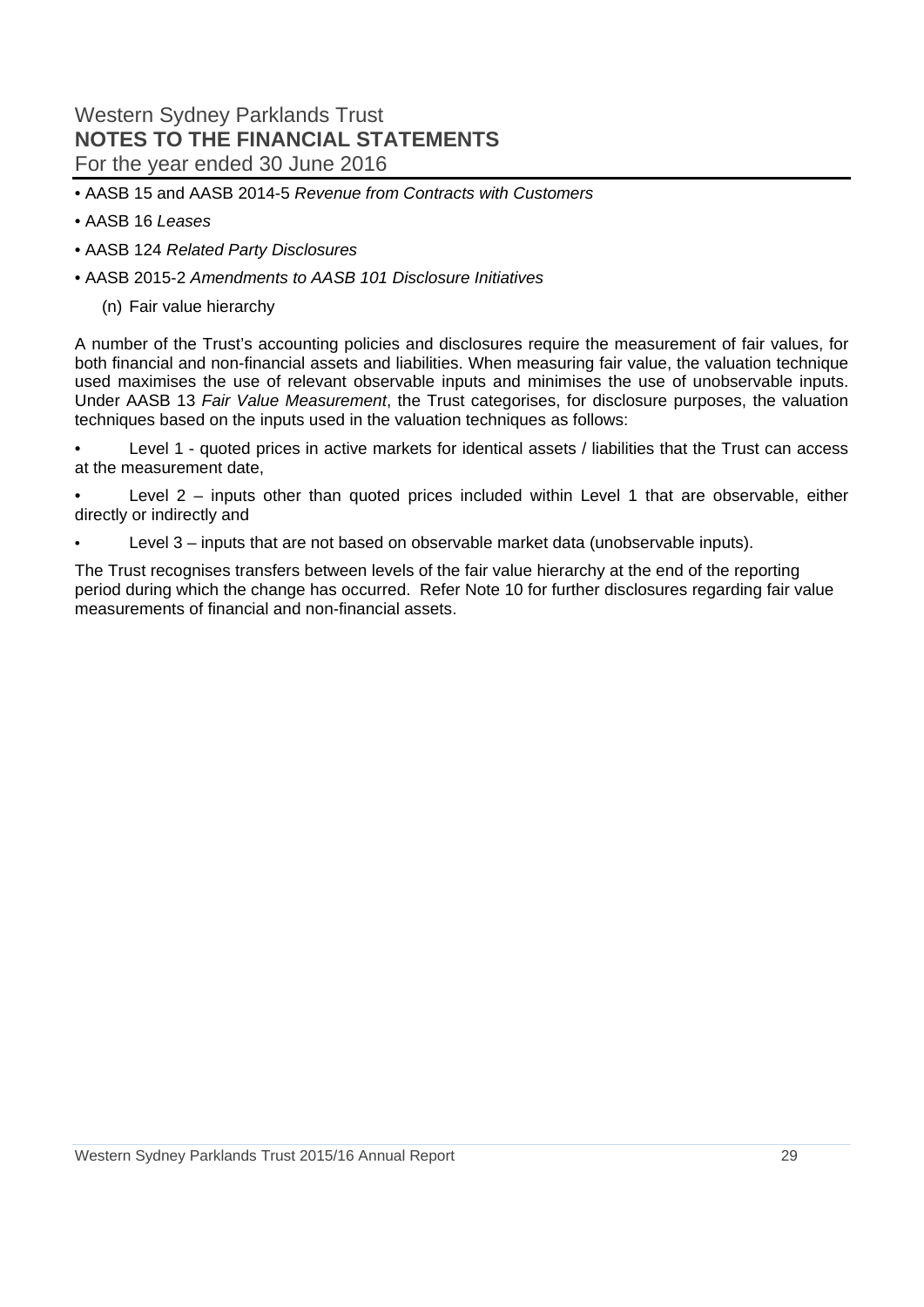- AASB 15 and AASB 2014-5 *Revenue from Contracts with Customers*
- AASB 16 *Leases*
- AASB 124 *Related Party Disclosures*
- AASB 2015-2 *Amendments to AASB 101 Disclosure Initiatives*

(n) Fair value hierarchy

A number of the Trust's accounting policies and disclosures require the measurement of fair values, for both financial and non-financial assets and liabilities. When measuring fair value, the valuation technique used maximises the use of relevant observable inputs and minimises the use of unobservable inputs. Under AASB 13 *Fair Value Measurement*, the Trust categorises, for disclosure purposes, the valuation techniques based on the inputs used in the valuation techniques as follows:

- Level 1 - quoted prices in active markets for identical assets / liabilities that the Trust can access at the measurement date,
- Level 2 – inputs other than quoted prices included within Level 1 that are observable, either directly or indirectly and
- Level 3 – inputs that are not based on observable market data (unobservable inputs).

The Trust recognises transfers between levels of the fair value hierarchy at the end of the reporting period during which the change has occurred. Refer Note 10 for further disclosures regarding fair value measurements of financial and non-financial assets.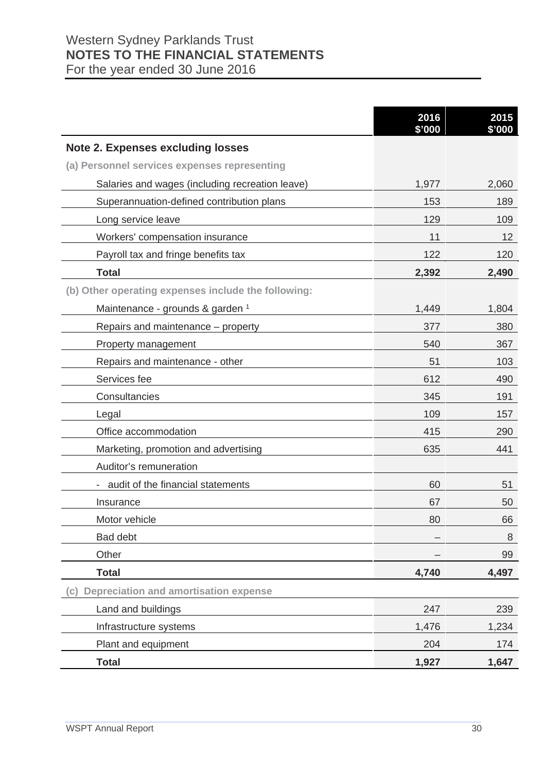Western Sydney Parklands Trust
**NOTES TO THE FINANCIAL STATEMENTS**
For the year ended 30 June 2016

| | 2016 $'000 | 2015 $'000 |
|---|---|---|
| **Note 2. Expenses excluding losses** | | |
| **(a) Personnel services expenses representing** | | |
| Salaries and wages (including recreation leave) | 1,977 | 2,060 |
| Superannuation-defined contribution plans | 153 | 189 |
| Long service leave | 129 | 109 |
| Workers' compensation insurance | 11 | 12 |
| Payroll tax and fringe benefits tax | 122 | 120 |
| **Total** | **2,392** | **2,490** |
| **(b) Other operating expenses include the following:** | | |
| Maintenance - grounds & garden [1] | 1,449 | 1,804 |
| Repairs and maintenance – property | 377 | 380 |
| Property management | 540 | 367 |
| Repairs and maintenance - other | 51 | 103 |
| Services fee | 612 | 490 |
| Consultancies | 345 | 191 |
| Legal | 109 | 157 |
| Office accommodation | 415 | 290 |
| Marketing, promotion and advertising | 635 | 441 |
| Auditor's remuneration | | |
| - audit of the financial statements | 60 | 51 |
| Insurance | 67 | 50 |
| Motor vehicle | 80 | 66 |
| Bad debt | – | 8 |
| Other | – | 99 |
| **Total** | **4,740** | **4,497** |
| **(c) Depreciation and amortisation expense** | | |
| Land and buildings | 247 | 239 |
| Infrastructure systems | 1,476 | 1,234 |
| Plant and equipment | 204 | 174 |
| **Total** | **1,927** | **1,647** |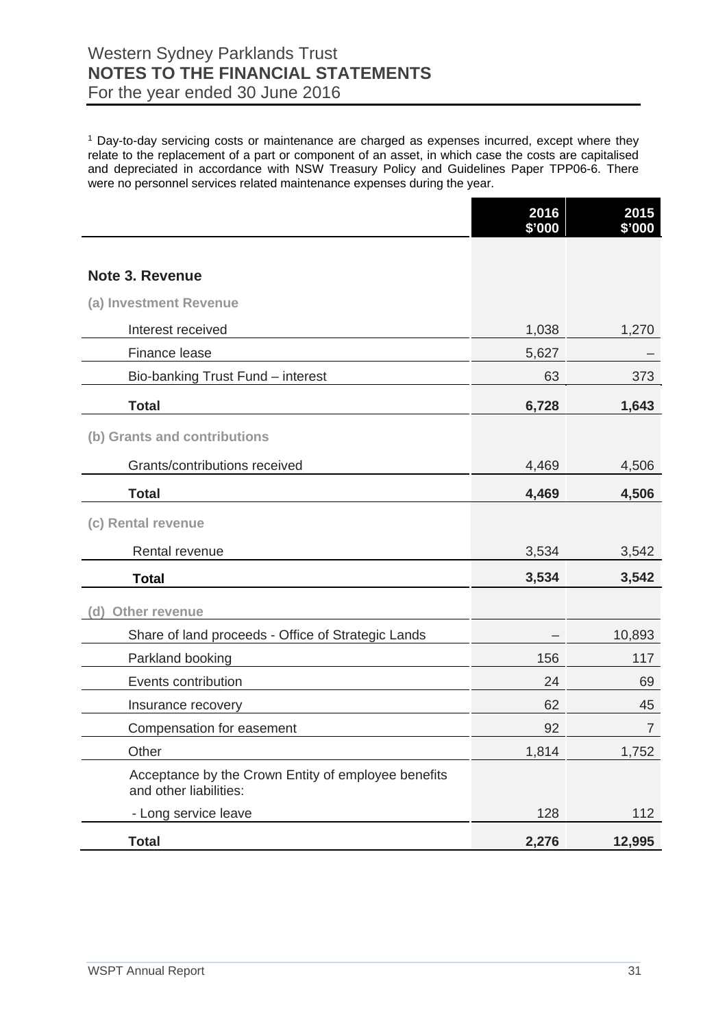[1] Day-to-day servicing costs or maintenance are charged as expenses incurred, except where they relate to the replacement of a part or component of an asset, in which case the costs are capitalised and depreciated in accordance with NSW Treasury Policy and Guidelines Paper TPP06-6. There were no personnel services related maintenance expenses during the year.

| | 2016 $'000 | 2015 $'000 |
|---|---|---|
| **Note 3. Revenue** | | |
| **(a) Investment Revenue** | | |
| Interest received | 1,038 | 1,270 |
| Finance lease | 5,627 | – |
| Bio-banking Trust Fund – interest | 63 | 373 |
| **Total** | **6,728** | **1,643** |
| **(b) Grants and contributions** | | |
| Grants/contributions received | 4,469 | 4,506 |
| **Total** | **4,469** | **4,506** |
| **(c) Rental revenue** | | |
| Rental revenue | 3,534 | 3,542 |
| **Total** | **3,534** | **3,542** |
| **(d) Other revenue** | | |
| Share of land proceeds - Office of Strategic Lands | – | 10,893 |
| Parkland booking | 156 | 117 |
| Events contribution | 24 | 69 |
| Insurance recovery | 62 | 45 |
| Compensation for easement | 92 | 7 |
| Other | 1,814 | 1,752 |
| Acceptance by the Crown Entity of employee benefits and other liabilities: | | |
| - Long service leave | 128 | 112 |
| **Total** | **2,276** | **12,995** |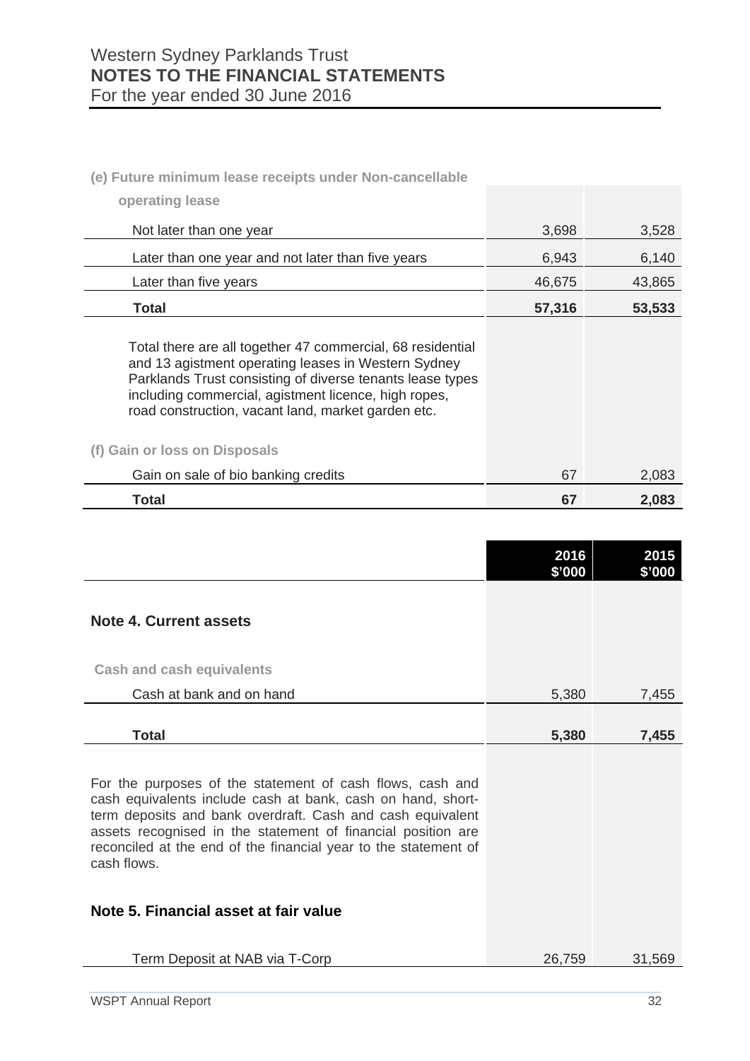# Western Sydney Parklands Trust
## NOTES TO THE FINANCIAL STATEMENTS
For the year ended 30 June 2016

**(e) Future minimum lease receipts under Non-cancellable operating lease**

| | | |
|---|---|---|
| Not later than one year | 3,698 | 3,528 |
| Later than one year and not later than five years | 6,943 | 6,140 |
| Later than five years | 46,675 | 43,865 |
| **Total** | **57,316** | **53,533** |

Total there are all together 47 commercial, 68 residential and 13 agistment operating leases in Western Sydney Parklands Trust consisting of diverse tenants lease types including commercial, agistment licence, high ropes, road construction, vacant land, market garden etc.

**(f) Gain or loss on Disposals**

| | | |
|---|---|---|
| Gain on sale of bio banking credits | 67 | 2,083 |
| **Total** | **67** | **2,083** |

| | 2016 $'000 | 2015 $'000 |
|---|---|---|

## Note 4. Current assets

**Cash and cash equivalents**

| | 2016 $'000 | 2015 $'000 |
|---|---|---|
| Cash at bank and on hand | 5,380 | 7,455 |
| **Total** | **5,380** | **7,455** |

For the purposes of the statement of cash flows, cash and cash equivalents include cash at bank, cash on hand, short-term deposits and bank overdraft. Cash and cash equivalent assets recognised in the statement of financial position are reconciled at the end of the financial year to the statement of cash flows.

## Note 5. Financial asset at fair value

| | 2016 $'000 | 2015 $'000 |
|---|---|---|
| Term Deposit at NAB via T-Corp | 26,759 | 31,569 |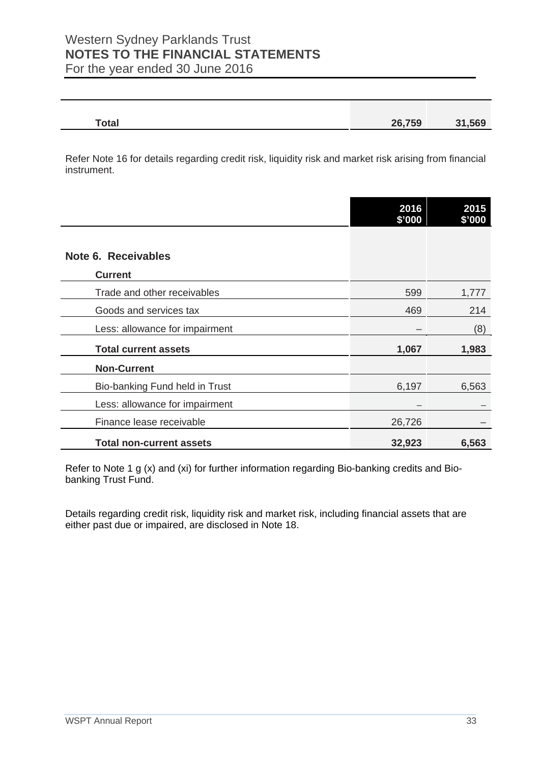| | | |
|---|---|---|
| **Total** | **26,759** | **31,569** |

Refer Note 16 for details regarding credit risk, liquidity risk and market risk arising from financial instrument.

| | 2016 $'000 | 2015 $'000 |
|---|---|---|
| **Note 6. Receivables** | | |
| **Current** | | |
| Trade and other receivables | 599 | 1,777 |
| Goods and services tax | 469 | 214 |
| Less: allowance for impairment | – | (8) |
| **Total current assets** | **1,067** | **1,983** |
| **Non-Current** | | |
| Bio-banking Fund held in Trust | 6,197 | 6,563 |
| Less: allowance for impairment | – | – |
| Finance lease receivable | 26,726 | – |
| **Total non-current assets** | **32,923** | **6,563** |

Refer to Note 1 g (x) and (xi) for further information regarding Bio-banking credits and Bio-banking Trust Fund.

Details regarding credit risk, liquidity risk and market risk, including financial assets that are either past due or impaired, are disclosed in Note 18.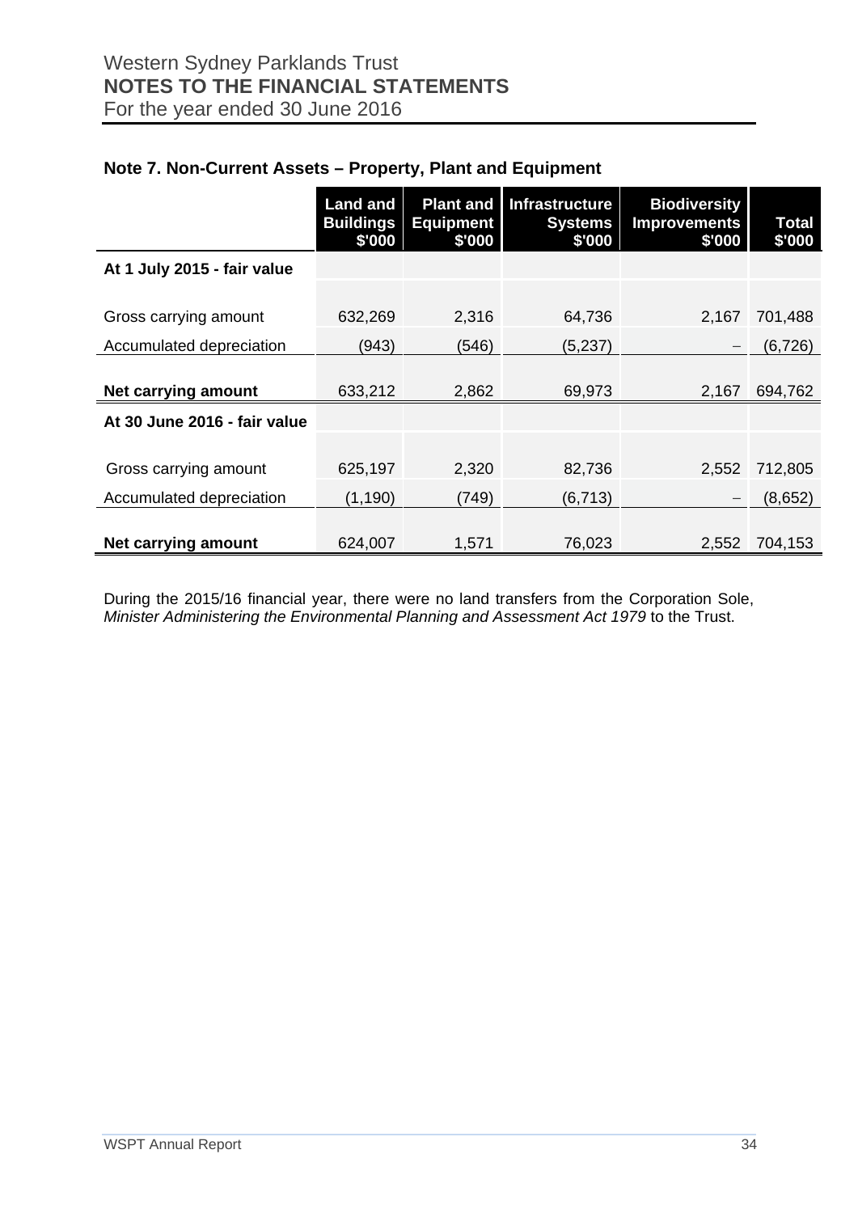Western Sydney Parklands Trust
**NOTES TO THE FINANCIAL STATEMENTS**
For the year ended 30 June 2016

### Note 7. Non-Current Assets – Property, Plant and Equipment

| | Land and Buildings $'000 | Plant and Equipment $'000 | Infrastructure Systems $'000 | Biodiversity Improvements $'000 | Total $'000 |
|---|---|---|---|---|---|
| **At 1 July 2015 - fair value** | | | | | |
| Gross carrying amount | 632,269 | 2,316 | 64,736 | 2,167 | 701,488 |
| Accumulated depreciation | (943) | (546) | (5,237) | – | (6,726) |
| **Net carrying amount** | 633,212 | 2,862 | 69,973 | 2,167 | 694,762 |
| **At 30 June 2016 - fair value** | | | | | |
| Gross carrying amount | 625,197 | 2,320 | 82,736 | 2,552 | 712,805 |
| Accumulated depreciation | (1,190) | (749) | (6,713) | – | (8,652) |
| **Net carrying amount** | 624,007 | 1,571 | 76,023 | 2,552 | 704,153 |

During the 2015/16 financial year, there were no land transfers from the Corporation Sole, *Minister Administering the Environmental Planning and Assessment Act 1979* to the Trust.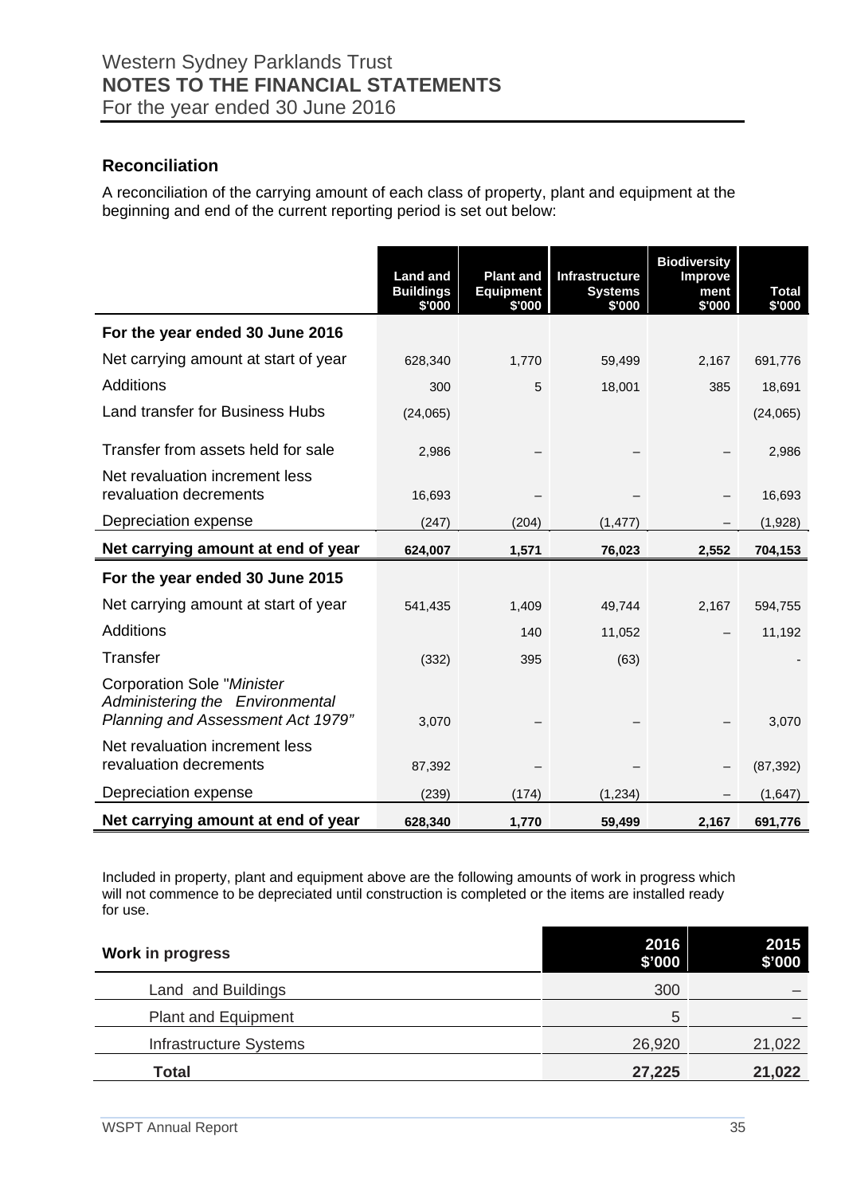## Reconciliation

A reconciliation of the carrying amount of each class of property, plant and equipment at the beginning and end of the current reporting period is set out below:

| | Land and Buildings $'000 | Plant and Equipment $'000 | Infrastructure Systems $'000 | Biodiversity Improvement $'000 | Total $'000 |
|---|---|---|---|---|---|
| **For the year ended 30 June 2016** | | | | | |
| Net carrying amount at start of year | 628,340 | 1,770 | 59,499 | 2,167 | 691,776 |
| Additions | 300 | 5 | 18,001 | 385 | 18,691 |
| Land transfer for Business Hubs | (24,065) | | | | (24,065) |
| Transfer from assets held for sale | 2,986 | – | – | – | 2,986 |
| Net revaluation increment less revaluation decrements | 16,693 | – | – | – | 16,693 |
| Depreciation expense | (247) | (204) | (1,477) | – | (1,928) |
| **Net carrying amount at end of year** | **624,007** | **1,571** | **76,023** | **2,552** | **704,153** |
| **For the year ended 30 June 2015** | | | | | |
| Net carrying amount at start of year | 541,435 | 1,409 | 49,744 | 2,167 | 594,755 |
| Additions | | 140 | 11,052 | – | 11,192 |
| Transfer | (332) | 395 | (63) | | - |
| Corporation Sole "*Minister Administering the Environmental Planning and Assessment Act 1979"* | 3,070 | – | – | – | 3,070 |
| Net revaluation increment less revaluation decrements | 87,392 | – | – | – | (87,392) |
| Depreciation expense | (239) | (174) | (1,234) | – | (1,647) |
| **Net carrying amount at end of year** | **628,340** | **1,770** | **59,499** | **2,167** | **691,776** |

Included in property, plant and equipment above are the following amounts of work in progress which will not commence to be depreciated until construction is completed or the items are installed ready for use.

| Work in progress | 2016 $'000 | 2015 $'000 |
|---|---|---|
| Land and Buildings | 300 | – |
| Plant and Equipment | 5 | – |
| Infrastructure Systems | 26,920 | 21,022 |
| **Total** | **27,225** | **21,022** |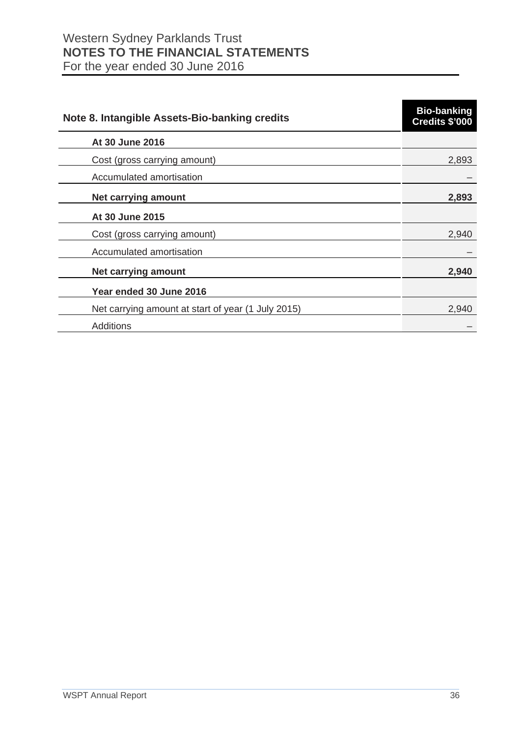Western Sydney Parklands Trust
**NOTES TO THE FINANCIAL STATEMENTS**
For the year ended 30 June 2016

| Note 8. Intangible Assets-Bio-banking credits | Bio-banking Credits $'000 |
|---|---|
| **At 30 June 2016** | |
| Cost (gross carrying amount) | 2,893 |
| Accumulated amortisation | – |
| **Net carrying amount** | **2,893** |
| **At 30 June 2015** | |
| Cost (gross carrying amount) | 2,940 |
| Accumulated amortisation | – |
| **Net carrying amount** | **2,940** |
| **Year ended 30 June 2016** | |
| Net carrying amount at start of year (1 July 2015) | 2,940 |
| Additions | – |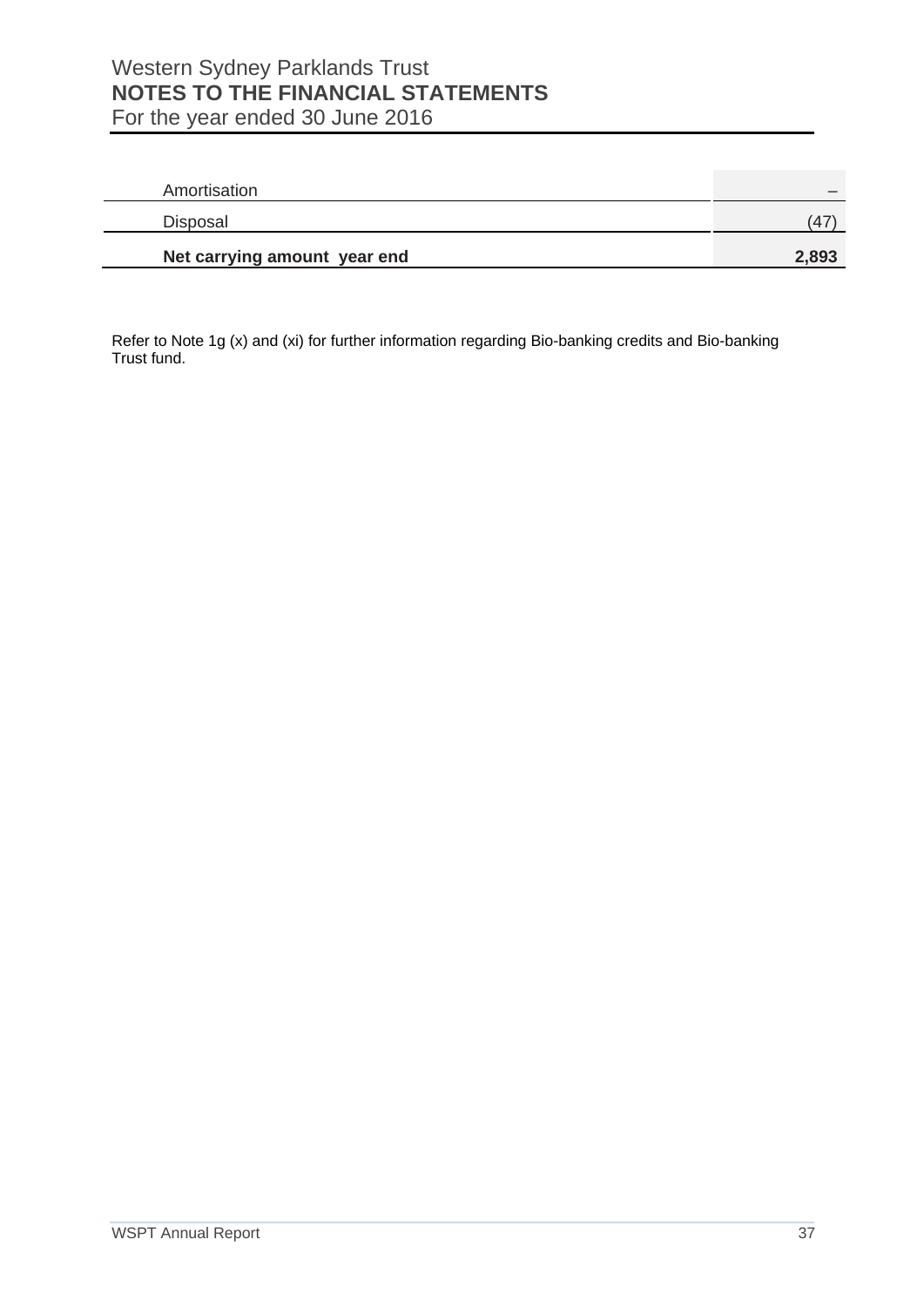| | |
|---|---|
| Amortisation | – |
| Disposal | (47) |
| **Net carrying amount year end** | **2,893** |

Refer to Note 1g (x) and (xi) for further information regarding Bio-banking credits and Bio-banking Trust fund.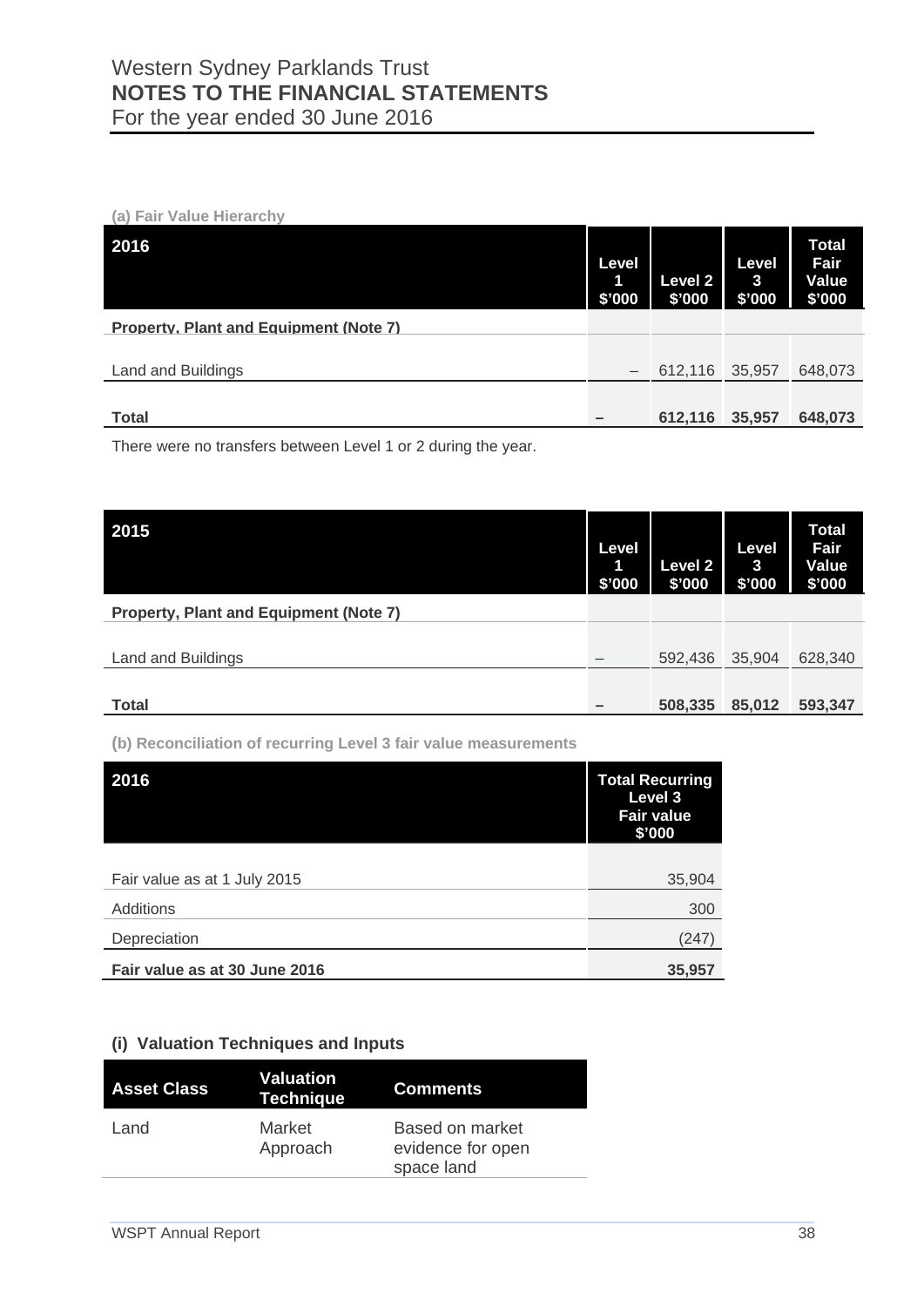**(a) Fair Value Hierarchy**

| 2016 | Level 1 $'000 | Level 2 $'000 | Level 3 $'000 | Total Fair Value $'000 |
|---|---|---|---|---|
| **Property, Plant and Equipment (Note 7)** | | | | |
| Land and Buildings | – | 612,116 | 35,957 | 648,073 |
| **Total** | **–** | **612,116** | **35,957** | **648,073** |

There were no transfers between Level 1 or 2 during the year.

| 2015 | Level 1 $'000 | Level 2 $'000 | Level 3 $'000 | Total Fair Value $'000 |
|---|---|---|---|---|
| **Property, Plant and Equipment (Note 7)** | | | | |
| Land and Buildings | – | 592,436 | 35,904 | 628,340 |
| **Total** | **–** | **508,335** | **85,012** | **593,347** |

**(b) Reconciliation of recurring Level 3 fair value measurements**

| 2016 | Total Recurring Level 3 Fair value $'000 |
|---|---|
| Fair value as at 1 July 2015 | 35,904 |
| Additions | 300 |
| Depreciation | (247) |
| **Fair value as at 30 June 2016** | **35,957** |

**(i) Valuation Techniques and Inputs**

| Asset Class | Valuation Technique | Comments |
|---|---|---|
| Land | Market Approach | Based on market evidence for open space land |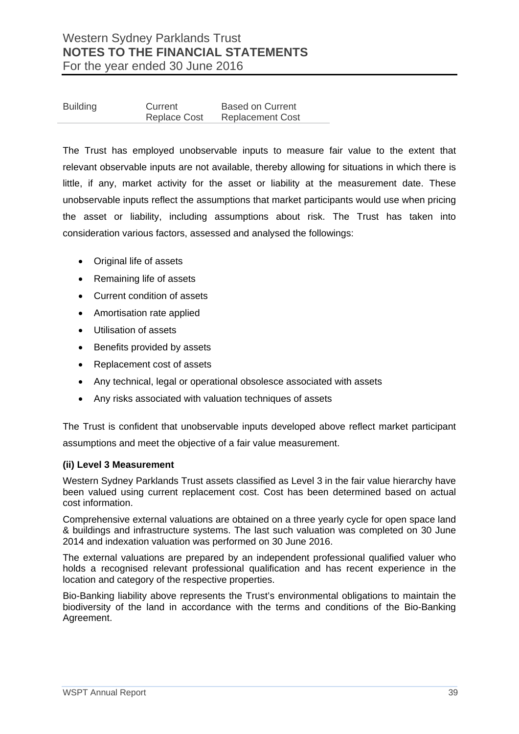| Building | Current Replace Cost | Based on Current Replacement Cost |
|---|---|---|

The Trust has employed unobservable inputs to measure fair value to the extent that relevant observable inputs are not available, thereby allowing for situations in which there is little, if any, market activity for the asset or liability at the measurement date. These unobservable inputs reflect the assumptions that market participants would use when pricing the asset or liability, including assumptions about risk. The Trust has taken into consideration various factors, assessed and analysed the followings:

- Original life of assets
- Remaining life of assets
- Current condition of assets
- Amortisation rate applied
- Utilisation of assets
- Benefits provided by assets
- Replacement cost of assets
- Any technical, legal or operational obsolesce associated with assets
- Any risks associated with valuation techniques of assets

The Trust is confident that unobservable inputs developed above reflect market participant assumptions and meet the objective of a fair value measurement.

**(ii) Level 3 Measurement**

Western Sydney Parklands Trust assets classified as Level 3 in the fair value hierarchy have been valued using current replacement cost. Cost has been determined based on actual cost information.

Comprehensive external valuations are obtained on a three yearly cycle for open space land & buildings and infrastructure systems. The last such valuation was completed on 30 June 2014 and indexation valuation was performed on 30 June 2016.

The external valuations are prepared by an independent professional qualified valuer who holds a recognised relevant professional qualification and has recent experience in the location and category of the respective properties.

Bio-Banking liability above represents the Trust's environmental obligations to maintain the biodiversity of the land in accordance with the terms and conditions of the Bio-Banking Agreement.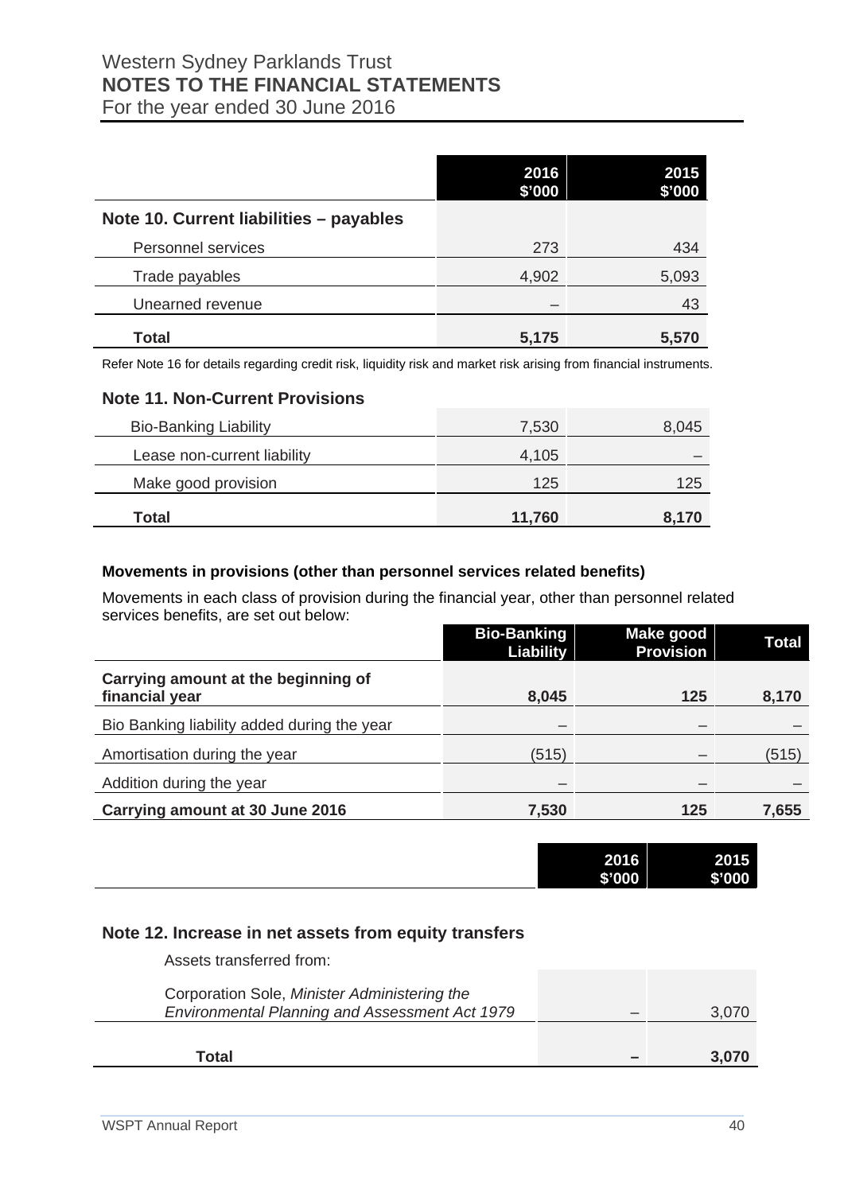| | 2016 $'000 | 2015 $'000 |
|---|---|---|
| **Note 10. Current liabilities – payables** | | |
| Personnel services | 273 | 434 |
| Trade payables | 4,902 | 5,093 |
| Unearned revenue | – | 43 |
| **Total** | **5,175** | **5,570** |

Refer Note 16 for details regarding credit risk, liquidity risk and market risk arising from financial instruments.

### Note 11. Non-Current Provisions

| | 2016 $'000 | 2015 $'000 |
|---|---|---|
| Bio-Banking Liability | 7,530 | 8,045 |
| Lease non-current liability | 4,105 | – |
| Make good provision | 125 | 125 |
| **Total** | **11,760** | **8,170** |

**Movements in provisions (other than personnel services related benefits)**

Movements in each class of provision during the financial year, other than personnel related services benefits, are set out below:

| | Bio-Banking Liability | Make good Provision | Total |
|---|---|---|---|
| **Carrying amount at the beginning of financial year** | **8,045** | **125** | **8,170** |
| Bio Banking liability added during the year | – | – | – |
| Amortisation during the year | (515) | – | (515) |
| Addition during the year | – | – | – |
| **Carrying amount at 30 June 2016** | **7,530** | **125** | **7,655** |

| | 2016 $'000 | 2015 $'000 |
|---|---|---|
| **Note 12. Increase in net assets from equity transfers** | | |
| Assets transferred from: | | |
| Corporation Sole, *Minister Administering the Environmental Planning and Assessment Act 1979* | – | 3,070 |
| **Total** | **–** | **3,070** |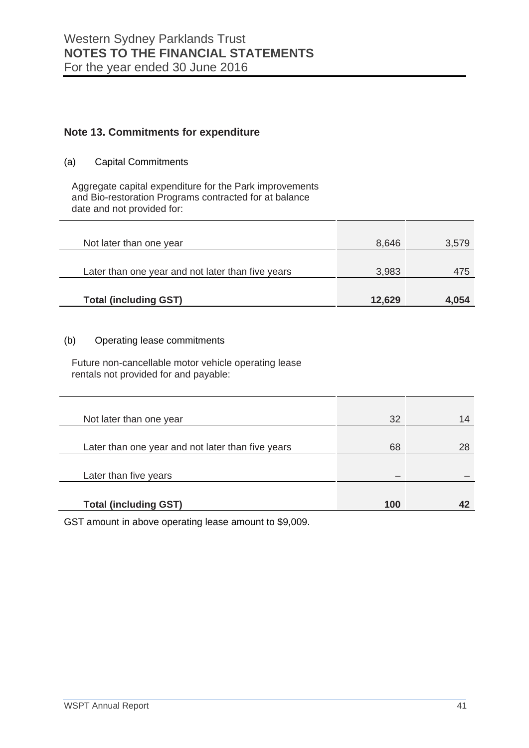Western Sydney Parklands Trust
**NOTES TO THE FINANCIAL STATEMENTS**
For the year ended 30 June 2016

### Note 13. Commitments for expenditure

(a) Capital Commitments

Aggregate capital expenditure for the Park improvements and Bio-restoration Programs contracted for at balance date and not provided for:

| | | |
|---|---|---|
| Not later than one year | 8,646 | 3,579 |
| Later than one year and not later than five years | 3,983 | 475 |
| **Total (including GST)** | **12,629** | **4,054** |

(b) Operating lease commitments

Future non-cancellable motor vehicle operating lease rentals not provided for and payable:

| | | |
|---|---|---|
| Not later than one year | 32 | 14 |
| Later than one year and not later than five years | 68 | 28 |
| Later than five years | – | – |
| **Total (including GST)** | **100** | **42** |

GST amount in above operating lease amount to $9,009.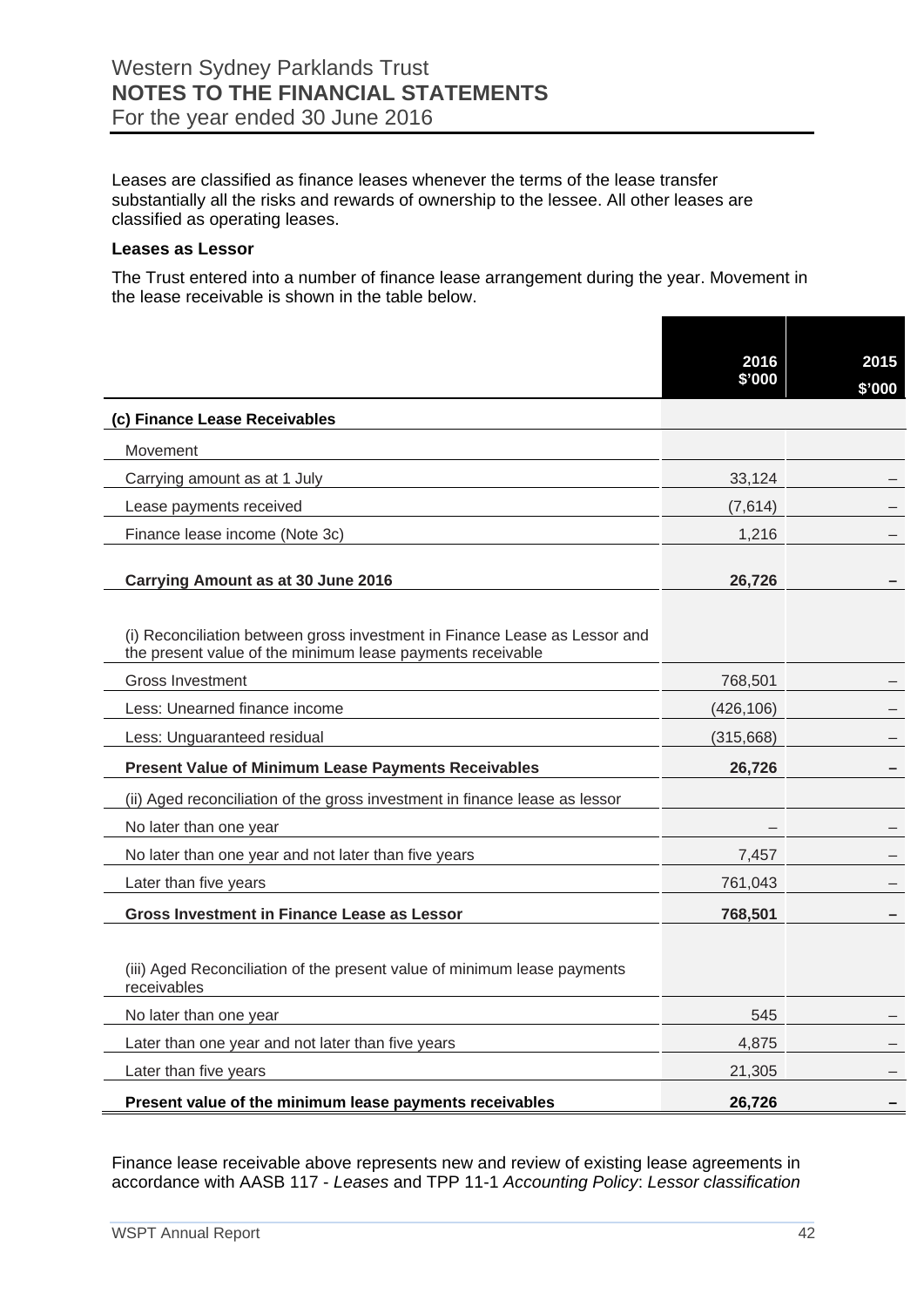Leases are classified as finance leases whenever the terms of the lease transfer substantially all the risks and rewards of ownership to the lessee. All other leases are classified as operating leases.

**Leases as Lessor**

The Trust entered into a number of finance lease arrangement during the year. Movement in the lease receivable is shown in the table below.

| | 2016 $'000 | 2015 $'000 |
|---|---|---|
| **(c) Finance Lease Receivables** | | |
| Movement | | |
| Carrying amount as at 1 July | 33,124 | – |
| Lease payments received | (7,614) | – |
| Finance lease income (Note 3c) | 1,216 | – |
| **Carrying Amount as at 30 June 2016** | **26,726** | **–** |
| (i) Reconciliation between gross investment in Finance Lease as Lessor and the present value of the minimum lease payments receivable | | |
| Gross Investment | 768,501 | – |
| Less: Unearned finance income | (426,106) | – |
| Less: Unguaranteed residual | (315,668) | – |
| **Present Value of Minimum Lease Payments Receivables** | **26,726** | **–** |
| (ii) Aged reconciliation of the gross investment in finance lease as lessor | | |
| No later than one year | – | – |
| No later than one year and not later than five years | 7,457 | – |
| Later than five years | 761,043 | – |
| **Gross Investment in Finance Lease as Lessor** | **768,501** | **–** |
| (iii) Aged Reconciliation of the present value of minimum lease payments receivables | | |
| No later than one year | 545 | – |
| Later than one year and not later than five years | 4,875 | – |
| Later than five years | 21,305 | – |
| **Present value of the minimum lease payments receivables** | **26,726** | **–** |

Finance lease receivable above represents new and review of existing lease agreements in accordance with AASB 117 - *Leases* and TPP 11-1 *Accounting Policy*: *Lessor classification*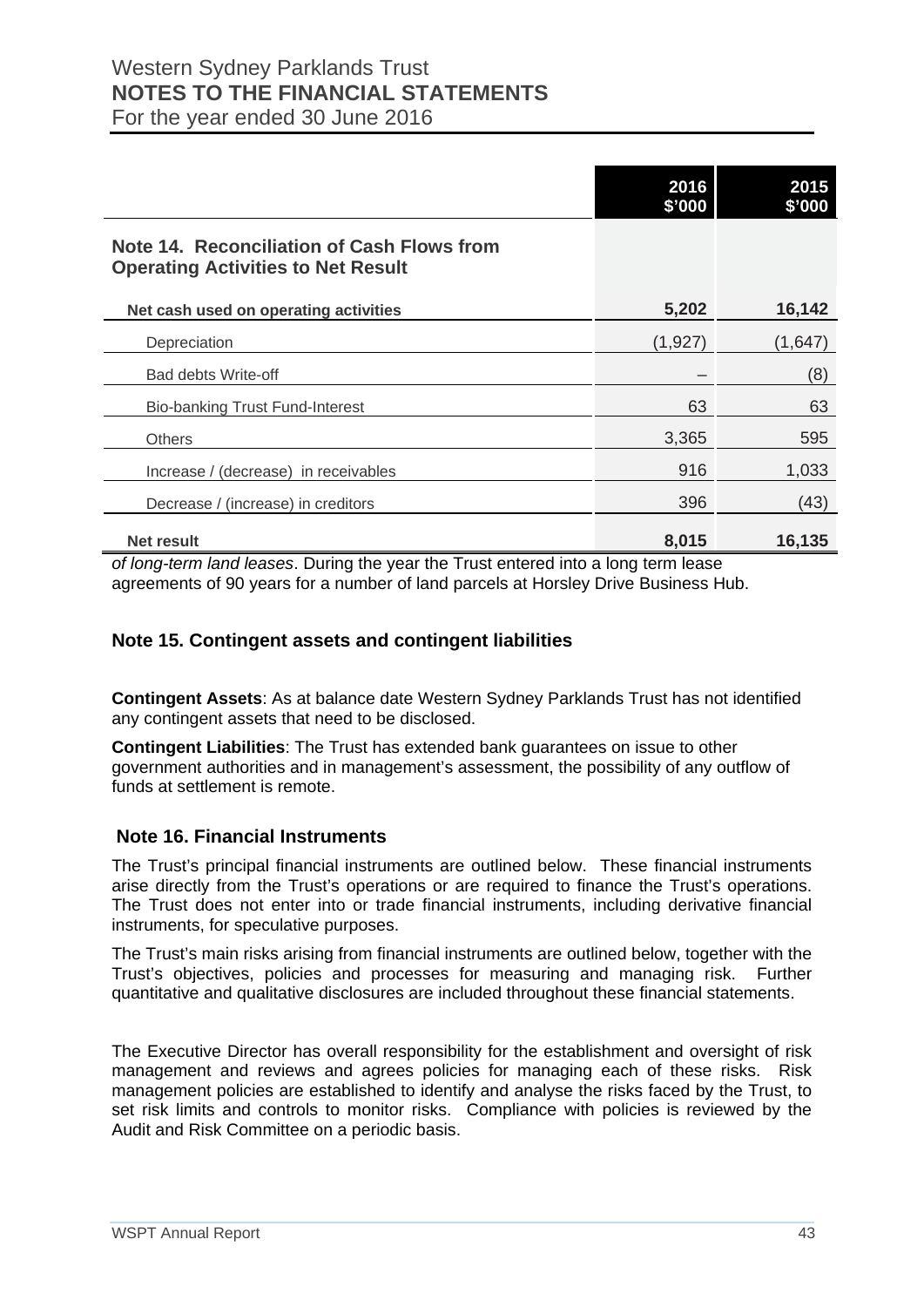| | 2016 $'000 | 2015 $'000 |
|---|---|---|
| **Note 14. Reconciliation of Cash Flows from Operating Activities to Net Result** | | |
| **Net cash used on operating activities** | **5,202** | **16,142** |
| Depreciation | (1,927) | (1,647) |
| Bad debts Write-off | – | (8) |
| Bio-banking Trust Fund-Interest | 63 | 63 |
| Others | 3,365 | 595 |
| Increase / (decrease) in receivables | 916 | 1,033 |
| Decrease / (increase) in creditors | 396 | (43) |
| **Net result** | **8,015** | **16,135** |

*of long-term land leases*. During the year the Trust entered into a long term lease agreements of 90 years for a number of land parcels at Horsley Drive Business Hub.

## Note 15. Contingent assets and contingent liabilities

**Contingent Assets**: As at balance date Western Sydney Parklands Trust has not identified any contingent assets that need to be disclosed.

**Contingent Liabilities**: The Trust has extended bank guarantees on issue to other government authorities and in management's assessment, the possibility of any outflow of funds at settlement is remote.

## Note 16. Financial Instruments

The Trust's principal financial instruments are outlined below. These financial instruments arise directly from the Trust's operations or are required to finance the Trust's operations. The Trust does not enter into or trade financial instruments, including derivative financial instruments, for speculative purposes.

The Trust's main risks arising from financial instruments are outlined below, together with the Trust's objectives, policies and processes for measuring and managing risk. Further quantitative and qualitative disclosures are included throughout these financial statements.

The Executive Director has overall responsibility for the establishment and oversight of risk management and reviews and agrees policies for managing each of these risks. Risk management policies are established to identify and analyse the risks faced by the Trust, to set risk limits and controls to monitor risks. Compliance with policies is reviewed by the Audit and Risk Committee on a periodic basis.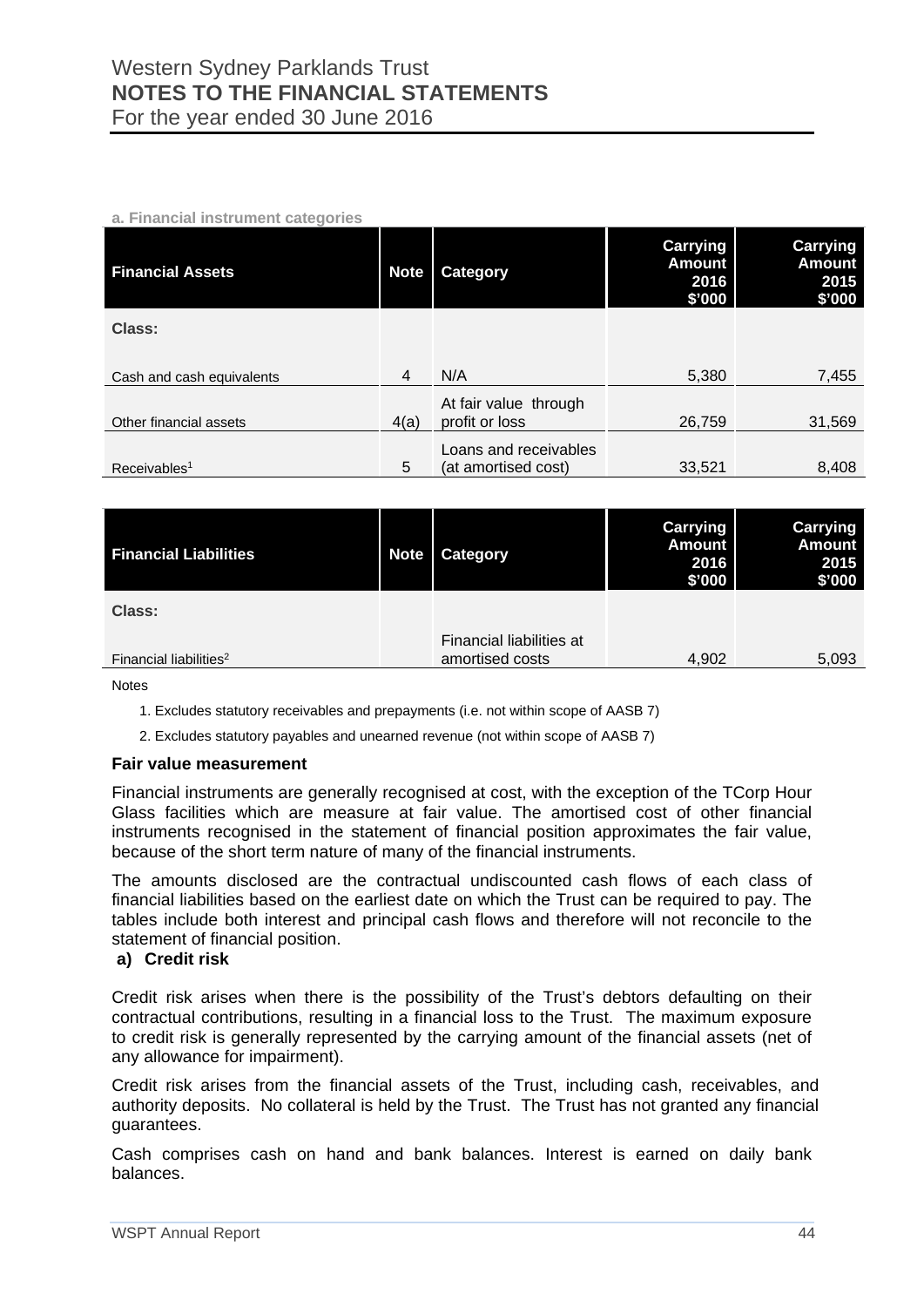**a. Financial instrument categories**

| Financial Assets | Note | Category | Carrying Amount 2016 $'000 | Carrying Amount 2015 $'000 |
|---|---|---|---|---|
| **Class:** | | | | |
| Cash and cash equivalents | 4 | N/A | 5,380 | 7,455 |
| Other financial assets | 4(a) | At fair value through profit or loss | 26,759 | 31,569 |
| Receivables[1] | 5 | Loans and receivables (at amortised cost) | 33,521 | 8,408 |

| Financial Liabilities | Note | Category | Carrying Amount 2016 $'000 | Carrying Amount 2015 $'000 |
|---|---|---|---|---|
| **Class:** | | | | |
| Financial liabilities[2] | | Financial liabilities at amortised costs | 4,902 | 5,093 |

Notes

1. Excludes statutory receivables and prepayments (i.e. not within scope of AASB 7)
2. Excludes statutory payables and unearned revenue (not within scope of AASB 7)

**Fair value measurement**

Financial instruments are generally recognised at cost, with the exception of the TCorp Hour Glass facilities which are measure at fair value. The amortised cost of other financial instruments recognised in the statement of financial position approximates the fair value, because of the short term nature of many of the financial instruments.

The amounts disclosed are the contractual undiscounted cash flows of each class of financial liabilities based on the earliest date on which the Trust can be required to pay. The tables include both interest and principal cash flows and therefore will not reconcile to the statement of financial position.

**a) Credit risk**

Credit risk arises when there is the possibility of the Trust's debtors defaulting on their contractual contributions, resulting in a financial loss to the Trust. The maximum exposure to credit risk is generally represented by the carrying amount of the financial assets (net of any allowance for impairment).

Credit risk arises from the financial assets of the Trust, including cash, receivables, and authority deposits. No collateral is held by the Trust. The Trust has not granted any financial guarantees.

Cash comprises cash on hand and bank balances. Interest is earned on daily bank balances.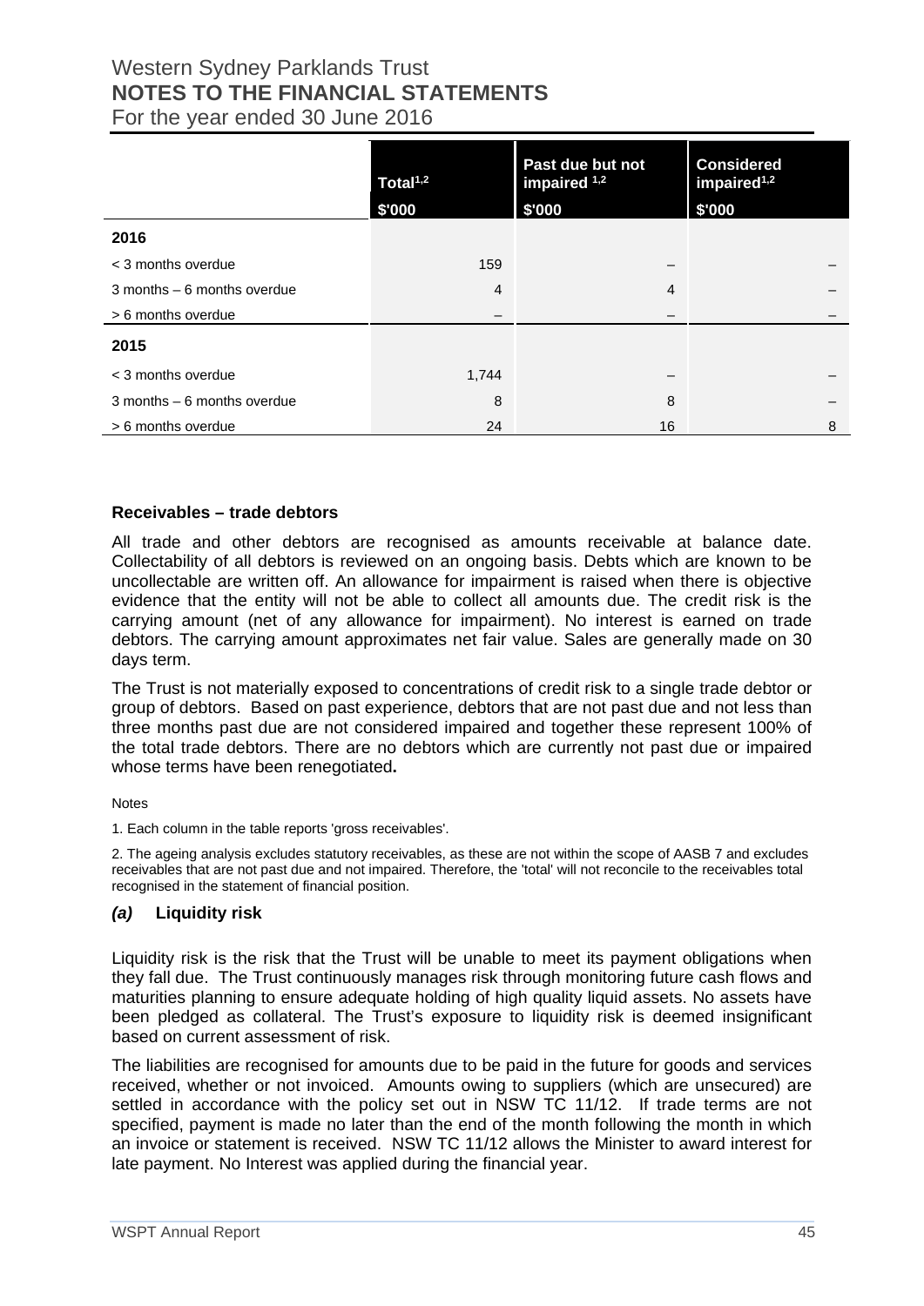| | Total[1,2] $'000 | Past due but not impaired [1,2] $'000 | Considered impaired[1,2] $'000 |
|---|---|---|---|
| **2016** | | | |
| < 3 months overdue | 159 | – | – |
| 3 months – 6 months overdue | 4 | 4 | – |
| > 6 months overdue | – | – | – |
| **2015** | | | |
| < 3 months overdue | 1,744 | – | – |
| 3 months – 6 months overdue | 8 | 8 | – |
| > 6 months overdue | 24 | 16 | 8 |

**Receivables – trade debtors**

All trade and other debtors are recognised as amounts receivable at balance date. Collectability of all debtors is reviewed on an ongoing basis. Debts which are known to be uncollectable are written off. An allowance for impairment is raised when there is objective evidence that the entity will not be able to collect all amounts due. The credit risk is the carrying amount (net of any allowance for impairment). No interest is earned on trade debtors. The carrying amount approximates net fair value. Sales are generally made on 30 days term.

The Trust is not materially exposed to concentrations of credit risk to a single trade debtor or group of debtors. Based on past experience, debtors that are not past due and not less than three months past due are not considered impaired and together these represent 100% of the total trade debtors. There are no debtors which are currently not past due or impaired whose terms have been renegotiated**.**

Notes

1. Each column in the table reports 'gross receivables'.

2. The ageing analysis excludes statutory receivables, as these are not within the scope of AASB 7 and excludes receivables that are not past due and not impaired. Therefore, the 'total' will not reconcile to the receivables total recognised in the statement of financial position.

### *(a)* Liquidity risk

Liquidity risk is the risk that the Trust will be unable to meet its payment obligations when they fall due. The Trust continuously manages risk through monitoring future cash flows and maturities planning to ensure adequate holding of high quality liquid assets. No assets have been pledged as collateral. The Trust's exposure to liquidity risk is deemed insignificant based on current assessment of risk.

The liabilities are recognised for amounts due to be paid in the future for goods and services received, whether or not invoiced. Amounts owing to suppliers (which are unsecured) are settled in accordance with the policy set out in NSW TC 11/12. If trade terms are not specified, payment is made no later than the end of the month following the month in which an invoice or statement is received. NSW TC 11/12 allows the Minister to award interest for late payment. No Interest was applied during the financial year.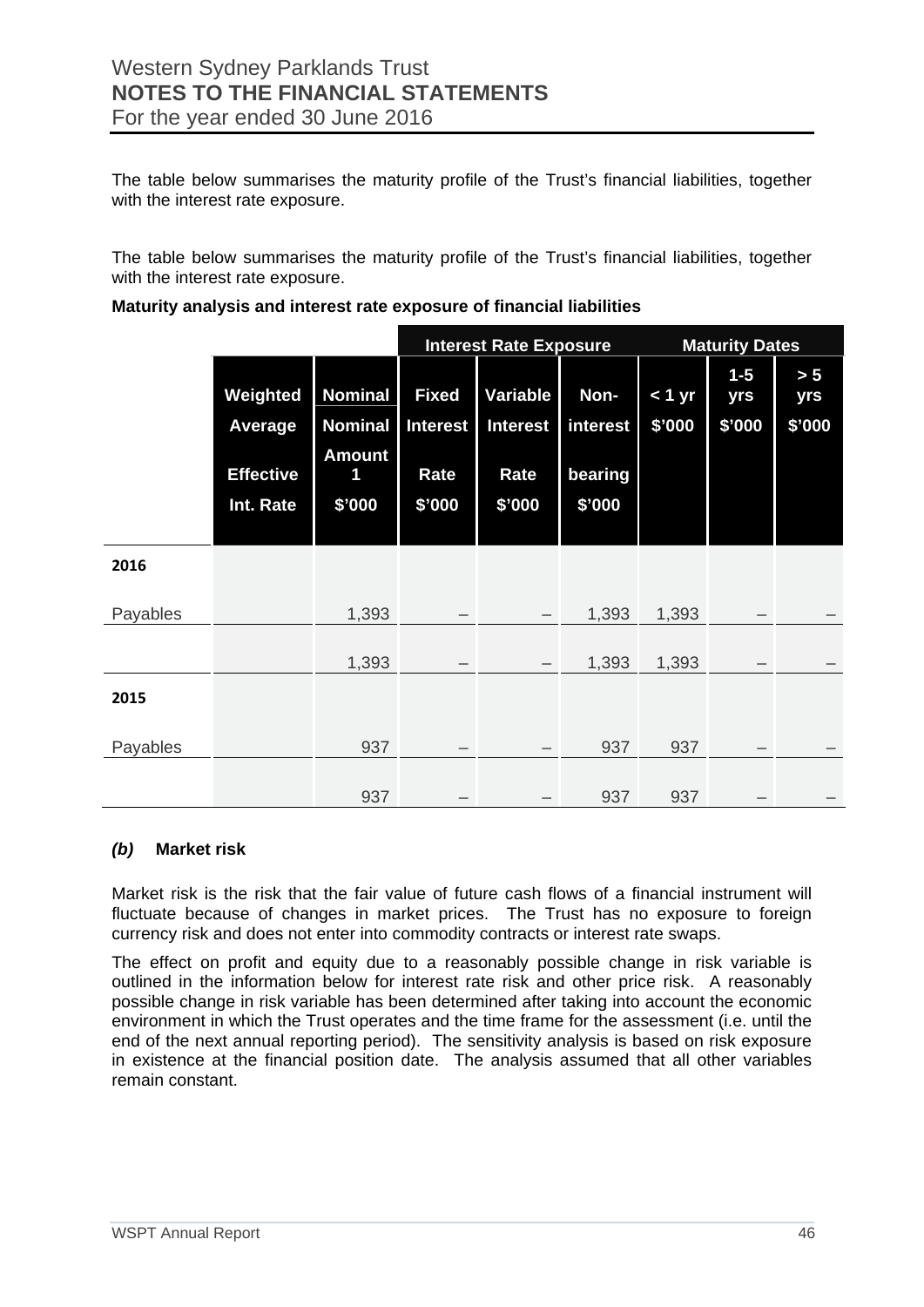The table below summarises the maturity profile of the Trust's financial liabilities, together with the interest rate exposure.

The table below summarises the maturity profile of the Trust's financial liabilities, together with the interest rate exposure.

**Maturity analysis and interest rate exposure of financial liabilities**

| | | | Interest Rate Exposure | | | Maturity Dates | | |
|---|---|---|---|---|---|---|---|---|
| | Weighted Average Effective Int. Rate | Nominal Nominal Amount 1 $'000 | Fixed Interest Rate $'000 | Variable Interest Rate $'000 | Non-interest bearing $'000 | < 1 yr $'000 | 1-5 yrs $'000 | > 5 yrs $'000 |
| **2016** | | | | | | | | |
| Payables | | 1,393 | – | – | 1,393 | 1,393 | – | – |
| | | 1,393 | – | – | 1,393 | 1,393 | – | – |
| **2015** | | | | | | | | |
| Payables | | 937 | – | – | 937 | 937 | – | – |
| | | 937 | – | – | 937 | 937 | – | – |

### *(b)* Market risk

Market risk is the risk that the fair value of future cash flows of a financial instrument will fluctuate because of changes in market prices. The Trust has no exposure to foreign currency risk and does not enter into commodity contracts or interest rate swaps.

The effect on profit and equity due to a reasonably possible change in risk variable is outlined in the information below for interest rate risk and other price risk. A reasonably possible change in risk variable has been determined after taking into account the economic environment in which the Trust operates and the time frame for the assessment (i.e. until the end of the next annual reporting period). The sensitivity analysis is based on risk exposure in existence at the financial position date. The analysis assumed that all other variables remain constant.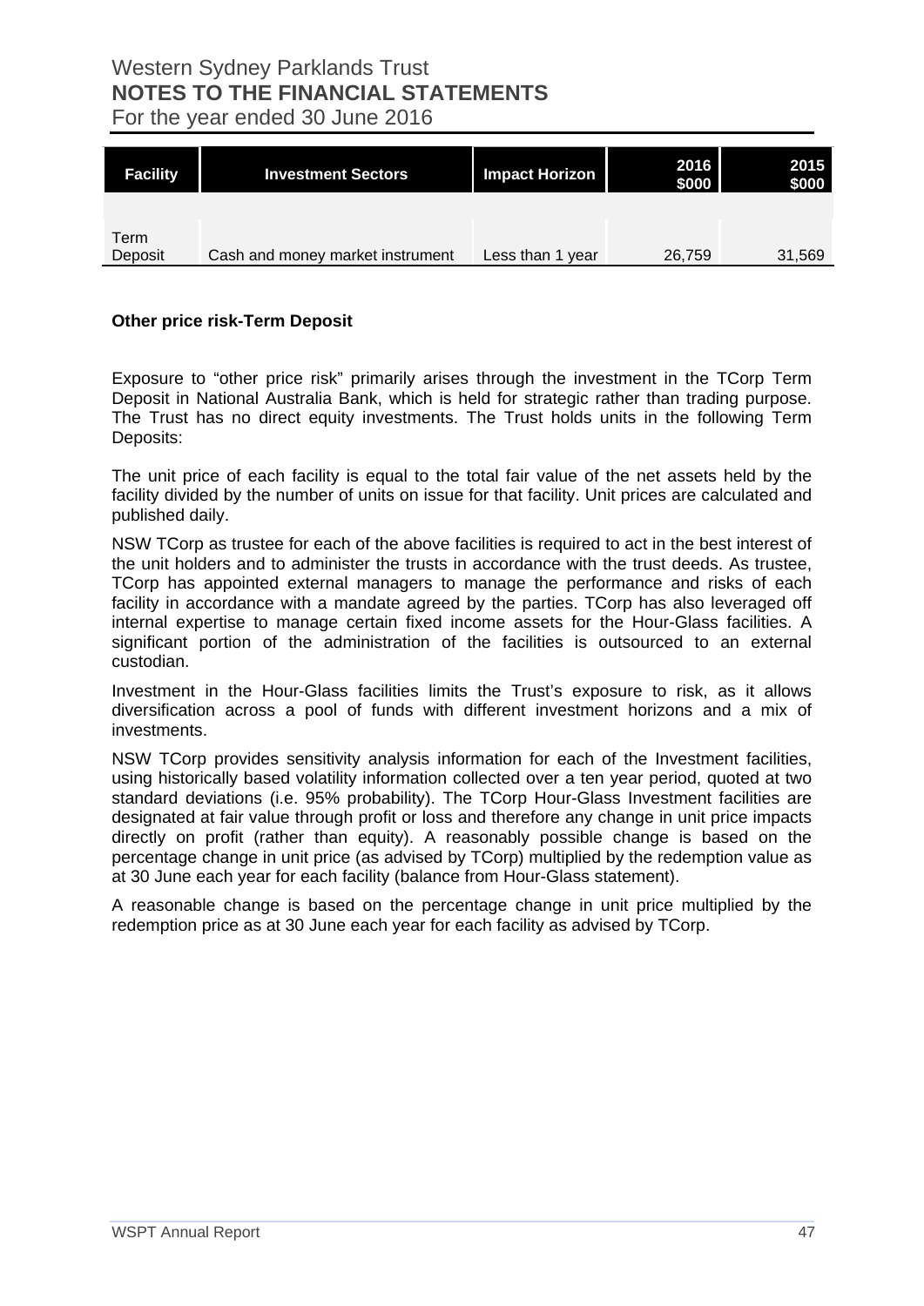| Facility | Investment Sectors | Impact Horizon | 2016 $000 | 2015 $000 |
|---|---|---|---|---|
| Term Deposit | Cash and money market instrument | Less than 1 year | 26,759 | 31,569 |

**Other price risk-Term Deposit**

Exposure to “other price risk” primarily arises through the investment in the TCorp Term Deposit in National Australia Bank, which is held for strategic rather than trading purpose. The Trust has no direct equity investments. The Trust holds units in the following Term Deposits:

The unit price of each facility is equal to the total fair value of the net assets held by the facility divided by the number of units on issue for that facility. Unit prices are calculated and published daily.

NSW TCorp as trustee for each of the above facilities is required to act in the best interest of the unit holders and to administer the trusts in accordance with the trust deeds. As trustee, TCorp has appointed external managers to manage the performance and risks of each facility in accordance with a mandate agreed by the parties. TCorp has also leveraged off internal expertise to manage certain fixed income assets for the Hour-Glass facilities. A significant portion of the administration of the facilities is outsourced to an external custodian.

Investment in the Hour-Glass facilities limits the Trust’s exposure to risk, as it allows diversification across a pool of funds with different investment horizons and a mix of investments.

NSW TCorp provides sensitivity analysis information for each of the Investment facilities, using historically based volatility information collected over a ten year period, quoted at two standard deviations (i.e. 95% probability). The TCorp Hour-Glass Investment facilities are designated at fair value through profit or loss and therefore any change in unit price impacts directly on profit (rather than equity). A reasonably possible change is based on the percentage change in unit price (as advised by TCorp) multiplied by the redemption value as at 30 June each year for each facility (balance from Hour-Glass statement).

A reasonable change is based on the percentage change in unit price multiplied by the redemption price as at 30 June each year for each facility as advised by TCorp.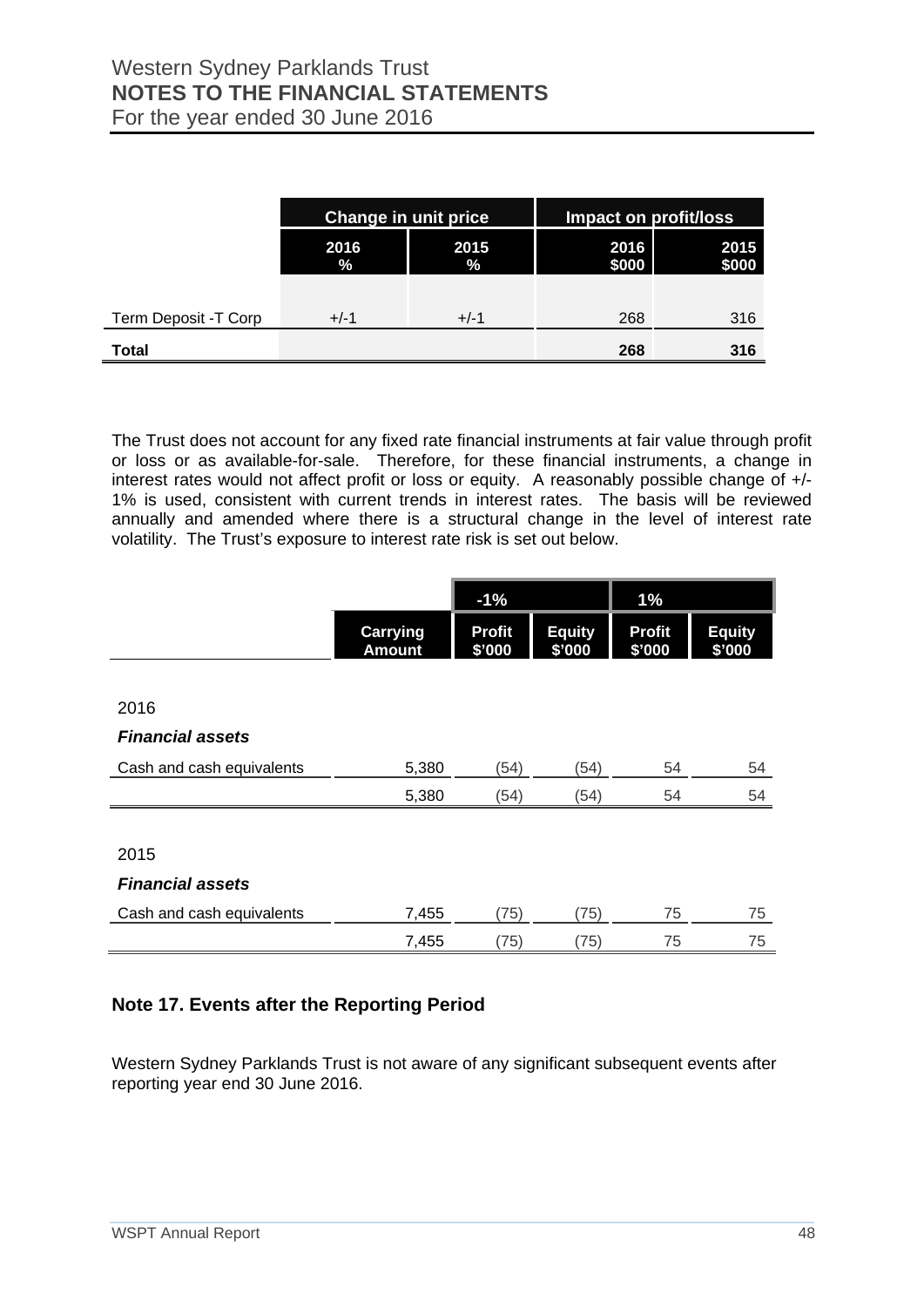| | Change in unit price | | Impact on profit/loss | |
|---|---|---|---|---|
| | 2016 % | 2015 % | 2016 $000 | 2015 $000 |
| Term Deposit -T Corp | +/-1 | +/-1 | 268 | 316 |
| **Total** | | | **268** | **316** |

The Trust does not account for any fixed rate financial instruments at fair value through profit or loss or as available-for-sale. Therefore, for these financial instruments, a change in interest rates would not affect profit or loss or equity. A reasonably possible change of +/- 1% is used, consistent with current trends in interest rates. The basis will be reviewed annually and amended where there is a structural change in the level of interest rate volatility. The Trust's exposure to interest rate risk is set out below.

| | | -1% | | 1% | |
|---|---|---|---|---|---|
| | Carrying Amount | Profit $'000 | Equity $'000 | Profit $'000 | Equity $'000 |
| 2016 | | | | | |
| ***Financial assets*** | | | | | |
| Cash and cash equivalents | 5,380 | (54) | (54) | 54 | 54 |
| | 5,380 | (54) | (54) | 54 | 54 |
| 2015 | | | | | |
| ***Financial assets*** | | | | | |
| Cash and cash equivalents | 7,455 | (75) | (75) | 75 | 75 |
| | 7,455 | (75) | (75) | 75 | 75 |

## Note 17. Events after the Reporting Period

Western Sydney Parklands Trust is not aware of any significant subsequent events after reporting year end 30 June 2016.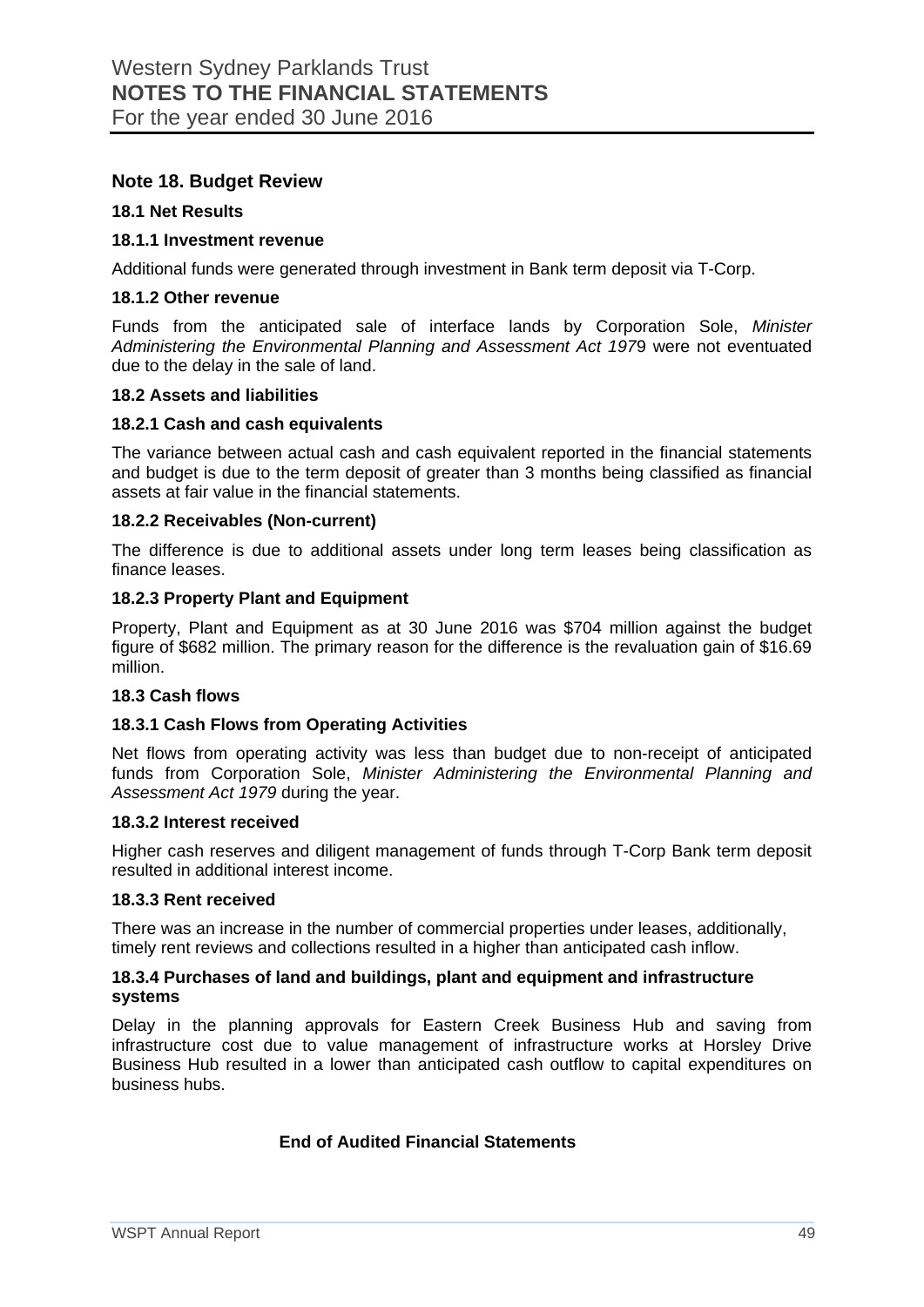## Note 18. Budget Review

### 18.1 Net Results

#### 18.1.1 Investment revenue

Additional funds were generated through investment in Bank term deposit via T-Corp.

#### 18.1.2 Other revenue

Funds from the anticipated sale of interface lands by Corporation Sole, *Minister Administering the Environmental Planning and Assessment Act 197*9 were not eventuated due to the delay in the sale of land.

### 18.2 Assets and liabilities

#### 18.2.1 Cash and cash equivalents

The variance between actual cash and cash equivalent reported in the financial statements and budget is due to the term deposit of greater than 3 months being classified as financial assets at fair value in the financial statements.

#### 18.2.2 Receivables (Non-current)

The difference is due to additional assets under long term leases being classification as finance leases.

#### 18.2.3 Property Plant and Equipment

Property, Plant and Equipment as at 30 June 2016 was $704 million against the budget figure of $682 million. The primary reason for the difference is the revaluation gain of $16.69 million.

### 18.3 Cash flows

#### 18.3.1 Cash Flows from Operating Activities

Net flows from operating activity was less than budget due to non-receipt of anticipated funds from Corporation Sole, *Minister Administering the Environmental Planning and Assessment Act 1979* during the year.

#### 18.3.2 Interest received

Higher cash reserves and diligent management of funds through T-Corp Bank term deposit resulted in additional interest income.

#### 18.3.3 Rent received

There was an increase in the number of commercial properties under leases, additionally, timely rent reviews and collections resulted in a higher than anticipated cash inflow.

#### 18.3.4 Purchases of land and buildings, plant and equipment and infrastructure systems

Delay in the planning approvals for Eastern Creek Business Hub and saving from infrastructure cost due to value management of infrastructure works at Horsley Drive Business Hub resulted in a lower than anticipated cash outflow to capital expenditures on business hubs.

**End of Audited Financial Statements**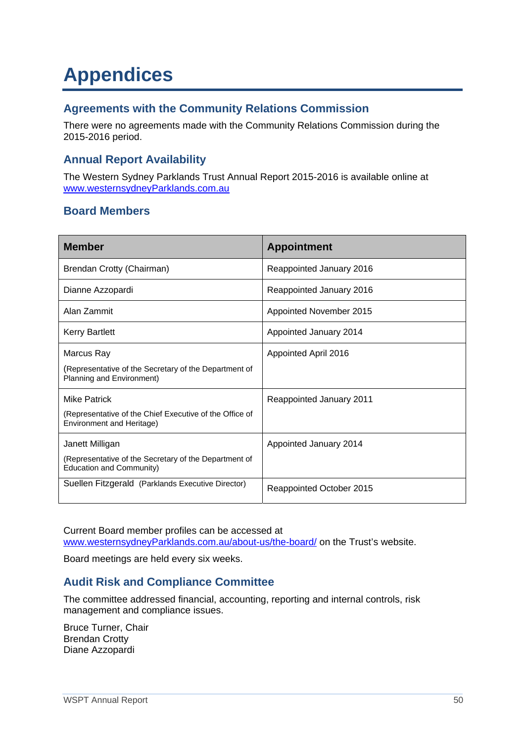# Appendices

## Agreements with the Community Relations Commission

There were no agreements made with the Community Relations Commission during the 2015-2016 period.

## Annual Report Availability

The Western Sydney Parklands Trust Annual Report 2015-2016 is available online at [www.westernsydneyParklands.com.au](www.westernsydneyParklands.com.au)

## Board Members

| Member | Appointment |
|---|---|
| Brendan Crotty (Chairman) | Reappointed January 2016 |
| Dianne Azzopardi | Reappointed January 2016 |
| Alan Zammit | Appointed November 2015 |
| Kerry Bartlett | Appointed January 2014 |
| Marcus Ray<br>(Representative of the Secretary of the Department of Planning and Environment) | Appointed April 2016 |
| Mike Patrick<br>(Representative of the Chief Executive of the Office of Environment and Heritage) | Reappointed January 2011 |
| Janett Milligan<br>(Representative of the Secretary of the Department of Education and Community) | Appointed January 2014 |
| Suellen Fitzgerald (Parklands Executive Director) | Reappointed October 2015 |

Current Board member profiles can be accessed at [www.westernsydneyParklands.com.au/about-us/the-board/](www.westernsydneyParklands.com.au/about-us/the-board/) on the Trust's website.

Board meetings are held every six weeks.

## Audit Risk and Compliance Committee

The committee addressed financial, accounting, reporting and internal controls, risk management and compliance issues.

Bruce Turner, Chair
Brendan Crotty
Diane Azzopardi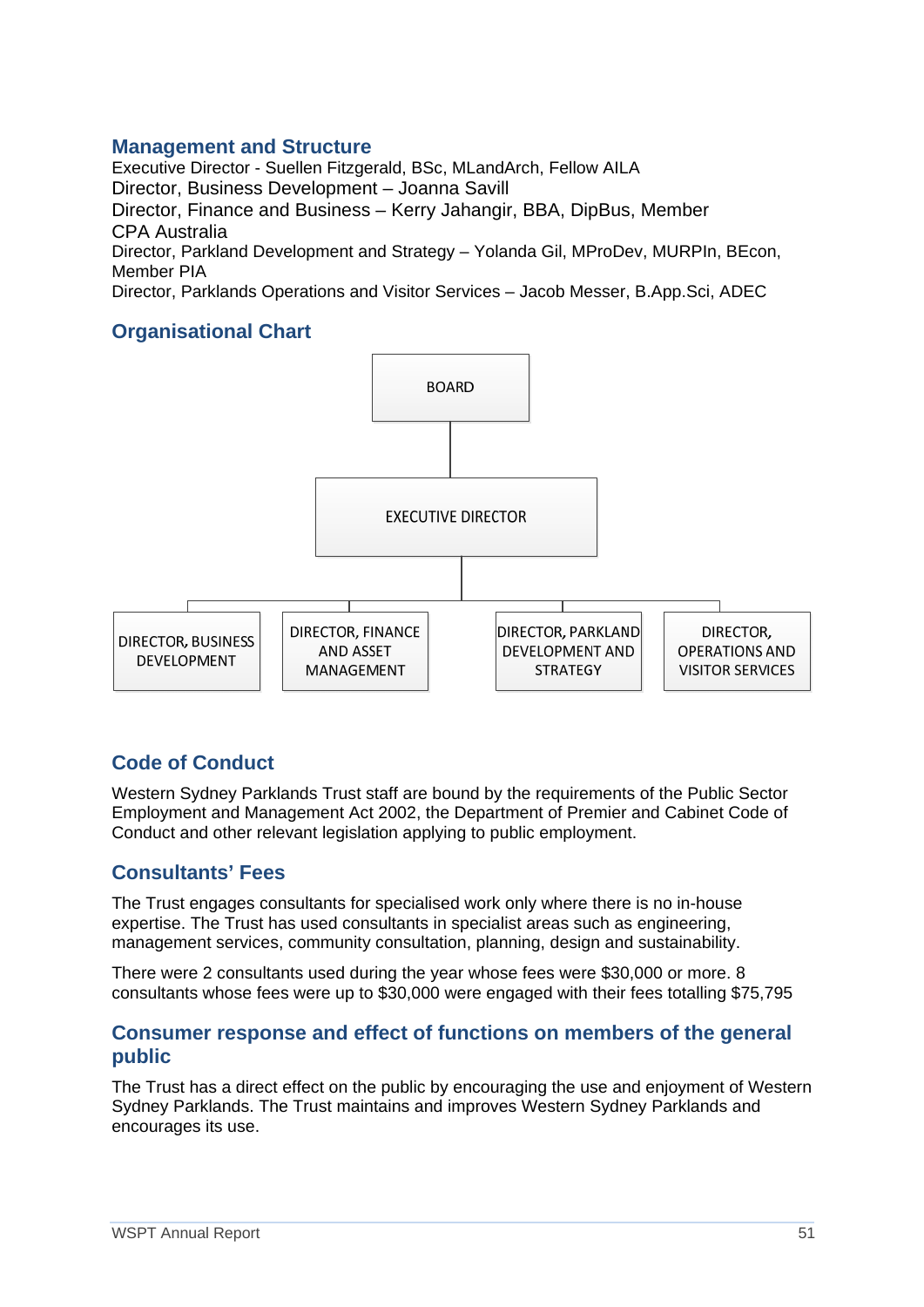## Management and Structure

Executive Director - Suellen Fitzgerald, BSc, MLandArch, Fellow AILA
Director, Business Development – Joanna Savill
Director, Finance and Business – Kerry Jahangir, BBA, DipBus, Member CPA Australia
Director, Parkland Development and Strategy – Yolanda Gil, MProDev, MURPln, BEcon, Member PIA
Director, Parklands Operations and Visitor Services – Jacob Messer, B.App.Sci, ADEC

## Organisational Chart

- BOARD
  - EXECUTIVE DIRECTOR
    - DIRECTOR, BUSINESS DEVELOPMENT
    - DIRECTOR, FINANCE AND ASSET MANAGEMENT
    - DIRECTOR, PARKLAND DEVELOPMENT AND STRATEGY
    - DIRECTOR, OPERATIONS AND VISITOR SERVICES

## Code of Conduct

Western Sydney Parklands Trust staff are bound by the requirements of the Public Sector Employment and Management Act 2002, the Department of Premier and Cabinet Code of Conduct and other relevant legislation applying to public employment.

## Consultants' Fees

The Trust engages consultants for specialised work only where there is no in-house expertise. The Trust has used consultants in specialist areas such as engineering, management services, community consultation, planning, design and sustainability.

There were 2 consultants used during the year whose fees were $30,000 or more. 8 consultants whose fees were up to $30,000 were engaged with their fees totalling $75,795

## Consumer response and effect of functions on members of the general public

The Trust has a direct effect on the public by encouraging the use and enjoyment of Western Sydney Parklands. The Trust maintains and improves Western Sydney Parklands and encourages its use.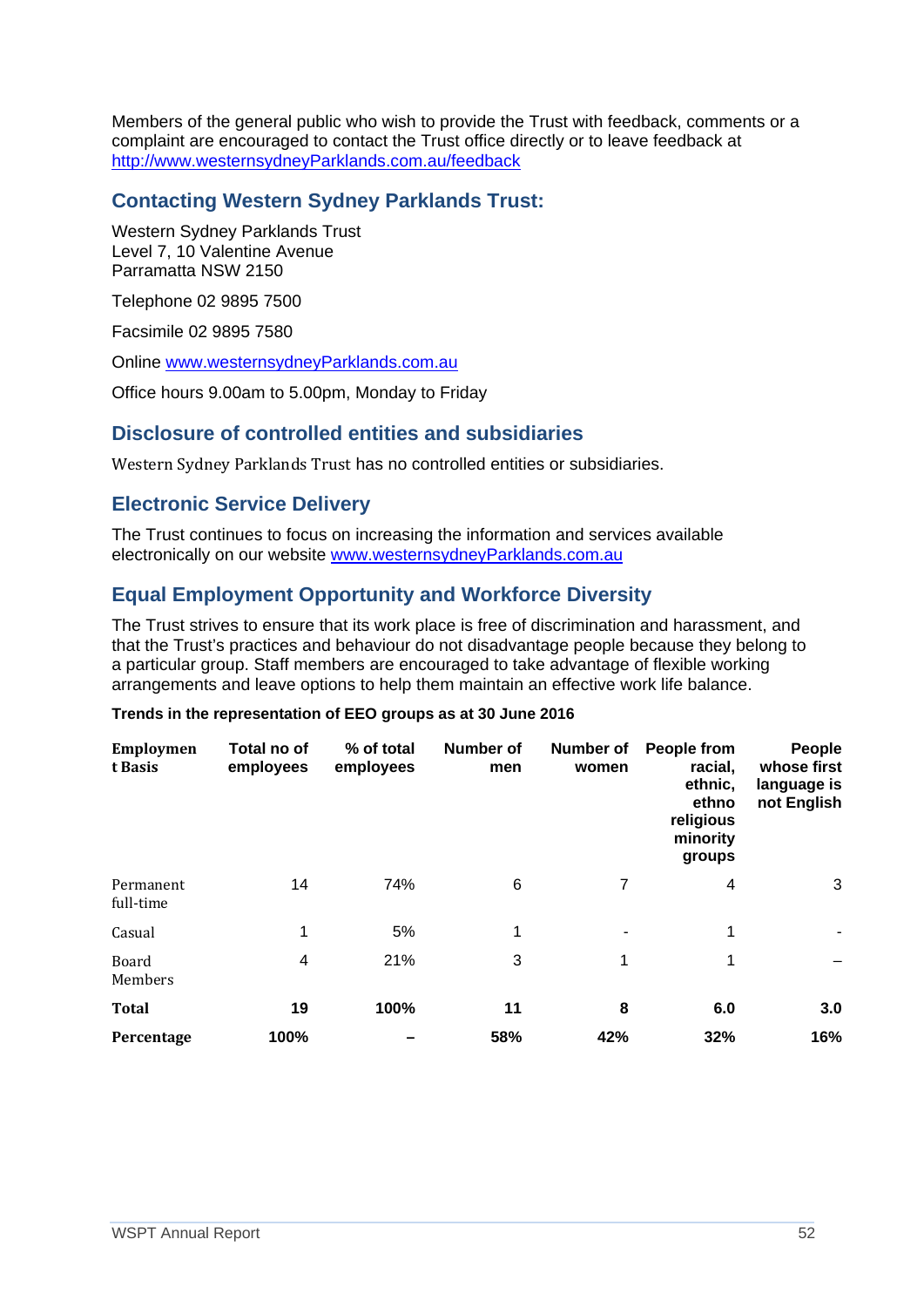Members of the general public who wish to provide the Trust with feedback, comments or a complaint are encouraged to contact the Trust office directly or to leave feedback at http://www.westernsydneyParklands.com.au/feedback

## Contacting Western Sydney Parklands Trust:

Western Sydney Parklands Trust
Level 7, 10 Valentine Avenue
Parramatta NSW 2150

Telephone 02 9895 7500

Facsimile 02 9895 7580

Online www.westernsydneyParklands.com.au

Office hours 9.00am to 5.00pm, Monday to Friday

## Disclosure of controlled entities and subsidiaries

Western Sydney Parklands Trust has no controlled entities or subsidiaries.

## Electronic Service Delivery

The Trust continues to focus on increasing the information and services available electronically on our website www.westernsydneyParklands.com.au

## Equal Employment Opportunity and Workforce Diversity

The Trust strives to ensure that its work place is free of discrimination and harassment, and that the Trust's practices and behaviour do not disadvantage people because they belong to a particular group. Staff members are encouraged to take advantage of flexible working arrangements and leave options to help them maintain an effective work life balance.

**Trends in the representation of EEO groups as at 30 June 2016**

| Employment Basis | Total no of employees | % of total employees | Number of men | Number of women | People from racial, ethnic, ethno religious minority groups | People whose first language is not English |
|---|---|---|---|---|---|---|
| Permanent full-time | 14 | 74% | 6 | 7 | 4 | 3 |
| Casual | 1 | 5% | 1 | - | 1 | - |
| Board Members | 4 | 21% | 3 | 1 | 1 | – |
| **Total** | **19** | **100%** | **11** | **8** | **6.0** | **3.0** |
| **Percentage** | **100%** | **–** | **58%** | **42%** | **32%** | **16%** |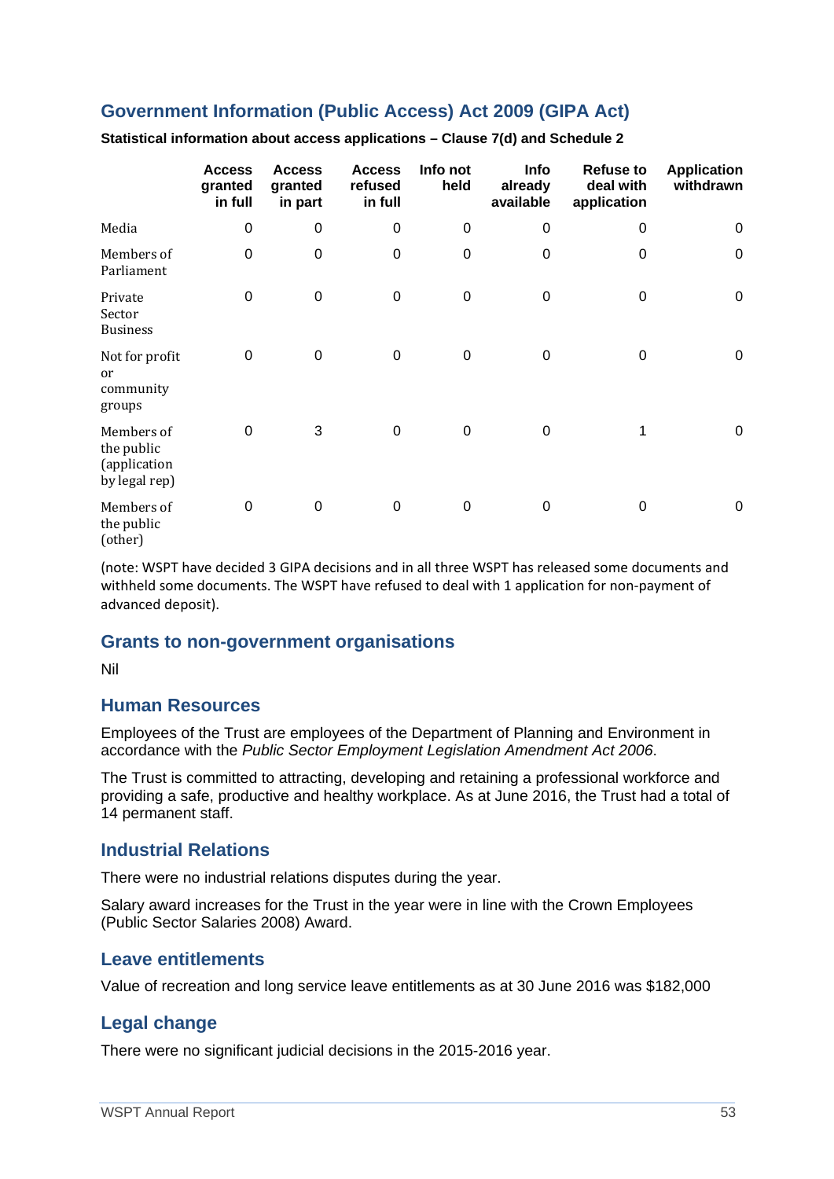## Government Information (Public Access) Act 2009 (GIPA Act)

**Statistical information about access applications – Clause 7(d) and Schedule 2**

| | Access granted in full | Access granted in part | Access refused in full | Info not held | Info already available | Refuse to deal with application | Application withdrawn |
|---|---|---|---|---|---|---|---|
| Media | 0 | 0 | 0 | 0 | 0 | 0 | 0 |
| Members of Parliament | 0 | 0 | 0 | 0 | 0 | 0 | 0 |
| Private Sector Business | 0 | 0 | 0 | 0 | 0 | 0 | 0 |
| Not for profit or community groups | 0 | 0 | 0 | 0 | 0 | 0 | 0 |
| Members of the public (application by legal rep) | 0 | 3 | 0 | 0 | 0 | 1 | 0 |
| Members of the public (other) | 0 | 0 | 0 | 0 | 0 | 0 | 0 |

(note: WSPT have decided 3 GIPA decisions and in all three WSPT has released some documents and withheld some documents. The WSPT have refused to deal with 1 application for non-payment of advanced deposit).

## Grants to non-government organisations

Nil

## Human Resources

Employees of the Trust are employees of the Department of Planning and Environment in accordance with the *Public Sector Employment Legislation Amendment Act 2006*.

The Trust is committed to attracting, developing and retaining a professional workforce and providing a safe, productive and healthy workplace. As at June 2016, the Trust had a total of 14 permanent staff.

## Industrial Relations

There were no industrial relations disputes during the year.

Salary award increases for the Trust in the year were in line with the Crown Employees (Public Sector Salaries 2008) Award.

## Leave entitlements

Value of recreation and long service leave entitlements as at 30 June 2016 was $182,000

## Legal change

There were no significant judicial decisions in the 2015-2016 year.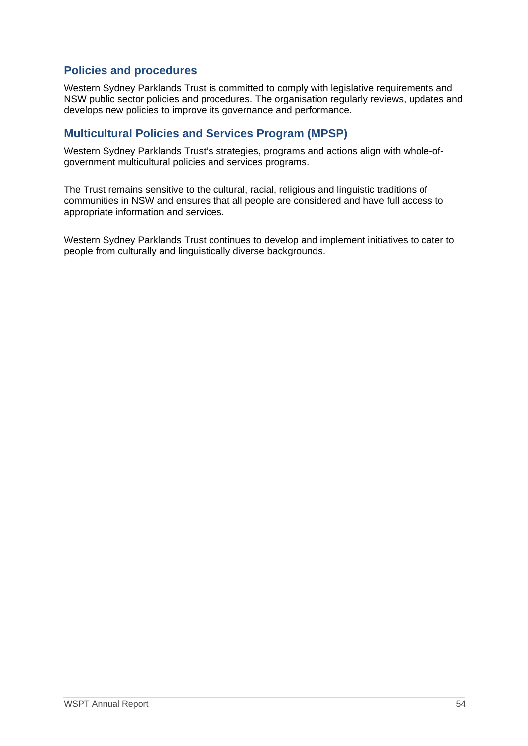## Policies and procedures

Western Sydney Parklands Trust is committed to comply with legislative requirements and NSW public sector policies and procedures. The organisation regularly reviews, updates and develops new policies to improve its governance and performance.

## Multicultural Policies and Services Program (MPSP)

Western Sydney Parklands Trust's strategies, programs and actions align with whole-of-government multicultural policies and services programs.

The Trust remains sensitive to the cultural, racial, religious and linguistic traditions of communities in NSW and ensures that all people are considered and have full access to appropriate information and services.

Western Sydney Parklands Trust continues to develop and implement initiatives to cater to people from culturally and linguistically diverse backgrounds.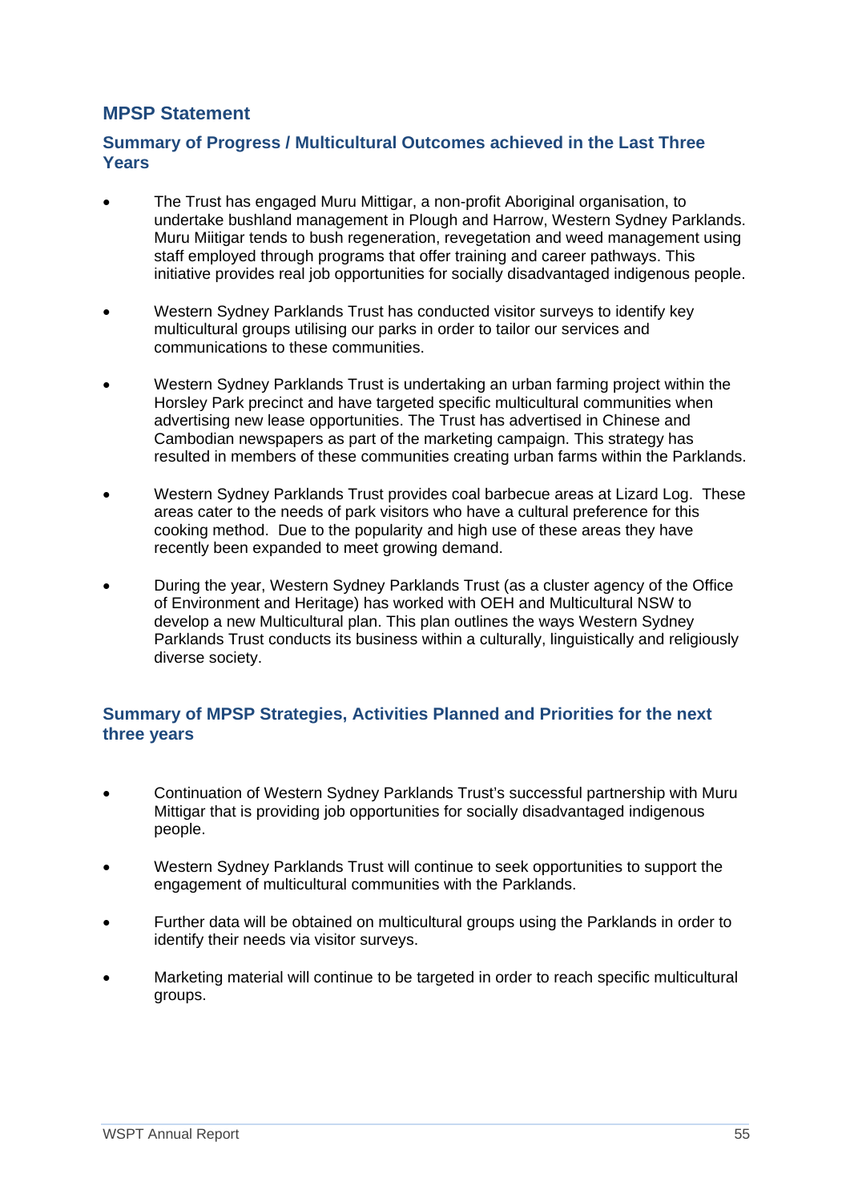## MPSP Statement

### Summary of Progress / Multicultural Outcomes achieved in the Last Three Years

- The Trust has engaged Muru Mittigar, a non-profit Aboriginal organisation, to undertake bushland management in Plough and Harrow, Western Sydney Parklands. Muru Miitigar tends to bush regeneration, revegetation and weed management using staff employed through programs that offer training and career pathways. This initiative provides real job opportunities for socially disadvantaged indigenous people.

- Western Sydney Parklands Trust has conducted visitor surveys to identify key multicultural groups utilising our parks in order to tailor our services and communications to these communities.

- Western Sydney Parklands Trust is undertaking an urban farming project within the Horsley Park precinct and have targeted specific multicultural communities when advertising new lease opportunities. The Trust has advertised in Chinese and Cambodian newspapers as part of the marketing campaign. This strategy has resulted in members of these communities creating urban farms within the Parklands.

- Western Sydney Parklands Trust provides coal barbecue areas at Lizard Log. These areas cater to the needs of park visitors who have a cultural preference for this cooking method. Due to the popularity and high use of these areas they have recently been expanded to meet growing demand.

- During the year, Western Sydney Parklands Trust (as a cluster agency of the Office of Environment and Heritage) has worked with OEH and Multicultural NSW to develop a new Multicultural plan. This plan outlines the ways Western Sydney Parklands Trust conducts its business within a culturally, linguistically and religiously diverse society.

### Summary of MPSP Strategies, Activities Planned and Priorities for the next three years

- Continuation of Western Sydney Parklands Trust's successful partnership with Muru Mittigar that is providing job opportunities for socially disadvantaged indigenous people.

- Western Sydney Parklands Trust will continue to seek opportunities to support the engagement of multicultural communities with the Parklands.

- Further data will be obtained on multicultural groups using the Parklands in order to identify their needs via visitor surveys.

- Marketing material will continue to be targeted in order to reach specific multicultural groups.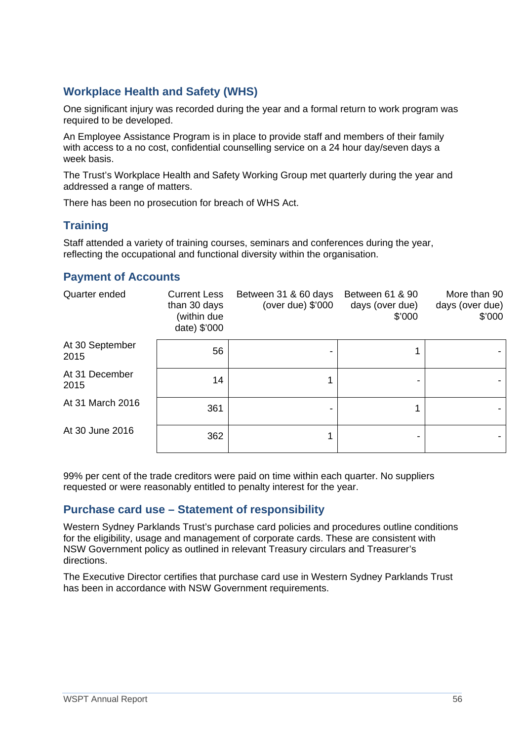## Workplace Health and Safety (WHS)

One significant injury was recorded during the year and a formal return to work program was required to be developed.

An Employee Assistance Program is in place to provide staff and members of their family with access to a no cost, confidential counselling service on a 24 hour day/seven days a week basis.

The Trust's Workplace Health and Safety Working Group met quarterly during the year and addressed a range of matters.

There has been no prosecution for breach of WHS Act.

## Training

Staff attended a variety of training courses, seminars and conferences during the year, reflecting the occupational and functional diversity within the organisation.

## Payment of Accounts

| Quarter ended | Current Less than 30 days (within due date) $'000 | Between 31 & 60 days (over due) $'000 | Between 61 & 90 days (over due) $'000 | More than 90 days (over due) $'000 |
|---|---|---|---|---|
| At 30 September 2015 | 56 | - | 1 | - |
| At 31 December 2015 | 14 | 1 | - | - |
| At 31 March 2016 | 361 | - | 1 | - |
| At 30 June 2016 | 362 | 1 | - | - |

99% per cent of the trade creditors were paid on time within each quarter. No suppliers requested or were reasonably entitled to penalty interest for the year.

## Purchase card use – Statement of responsibility

Western Sydney Parklands Trust's purchase card policies and procedures outline conditions for the eligibility, usage and management of corporate cards. These are consistent with NSW Government policy as outlined in relevant Treasury circulars and Treasurer's directions.

The Executive Director certifies that purchase card use in Western Sydney Parklands Trust has been in accordance with NSW Government requirements.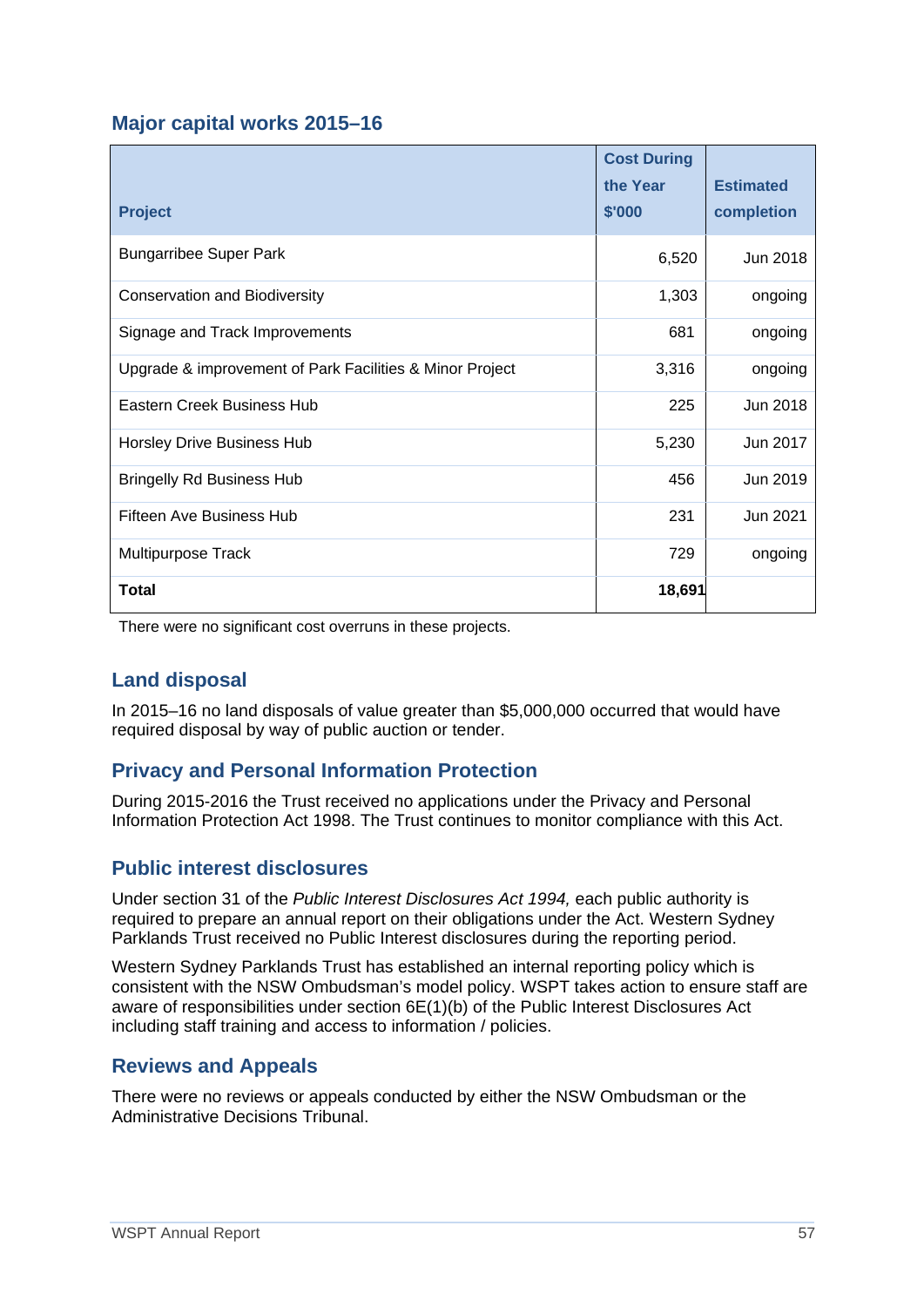## Major capital works 2015–16

| Project | Cost During the Year $'000 | Estimated completion |
|---|---|---|
| Bungarribee Super Park | 6,520 | Jun 2018 |
| Conservation and Biodiversity | 1,303 | ongoing |
| Signage and Track Improvements | 681 | ongoing |
| Upgrade & improvement of Park Facilities & Minor Project | 3,316 | ongoing |
| Eastern Creek Business Hub | 225 | Jun 2018 |
| Horsley Drive Business Hub | 5,230 | Jun 2017 |
| Bringelly Rd Business Hub | 456 | Jun 2019 |
| Fifteen Ave Business Hub | 231 | Jun 2021 |
| Multipurpose Track | 729 | ongoing |
| **Total** | **18,691** | |

There were no significant cost overruns in these projects.

## Land disposal

In 2015–16 no land disposals of value greater than $5,000,000 occurred that would have required disposal by way of public auction or tender.

## Privacy and Personal Information Protection

During 2015-2016 the Trust received no applications under the Privacy and Personal Information Protection Act 1998. The Trust continues to monitor compliance with this Act.

## Public interest disclosures

Under section 31 of the *Public Interest Disclosures Act 1994,* each public authority is required to prepare an annual report on their obligations under the Act. Western Sydney Parklands Trust received no Public Interest disclosures during the reporting period.

Western Sydney Parklands Trust has established an internal reporting policy which is consistent with the NSW Ombudsman's model policy. WSPT takes action to ensure staff are aware of responsibilities under section 6E(1)(b) of the Public Interest Disclosures Act including staff training and access to information / policies.

## Reviews and Appeals

There were no reviews or appeals conducted by either the NSW Ombudsman or the Administrative Decisions Tribunal.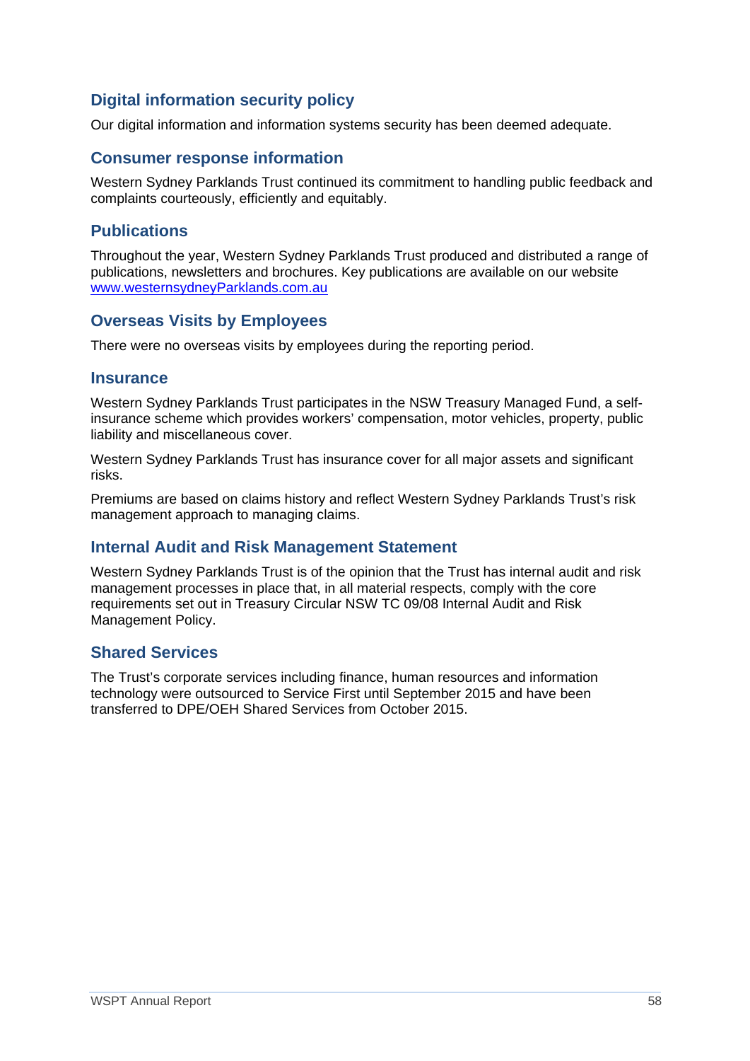## Digital information security policy

Our digital information and information systems security has been deemed adequate.

## Consumer response information

Western Sydney Parklands Trust continued its commitment to handling public feedback and complaints courteously, efficiently and equitably.

## Publications

Throughout the year, Western Sydney Parklands Trust produced and distributed a range of publications, newsletters and brochures. Key publications are available on our website [www.westernsydneyParklands.com.au](http://www.westernsydneyParklands.com.au)

## Overseas Visits by Employees

There were no overseas visits by employees during the reporting period.

## Insurance

Western Sydney Parklands Trust participates in the NSW Treasury Managed Fund, a self-insurance scheme which provides workers' compensation, motor vehicles, property, public liability and miscellaneous cover.

Western Sydney Parklands Trust has insurance cover for all major assets and significant risks.

Premiums are based on claims history and reflect Western Sydney Parklands Trust's risk management approach to managing claims.

## Internal Audit and Risk Management Statement

Western Sydney Parklands Trust is of the opinion that the Trust has internal audit and risk management processes in place that, in all material respects, comply with the core requirements set out in Treasury Circular NSW TC 09/08 Internal Audit and Risk Management Policy.

## Shared Services

The Trust's corporate services including finance, human resources and information technology were outsourced to Service First until September 2015 and have been transferred to DPE/OEH Shared Services from October 2015.